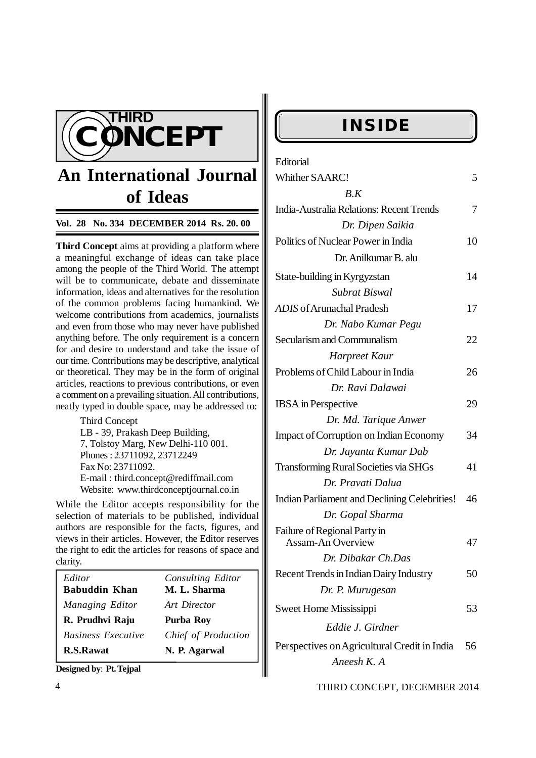# THIRD CONCEPT

## An International Journal of Ideas

**Vol. 28 No. 334 DECEMBER 2014 Rs. 20. 00**

**Third Concept** aims at providing a platform where a meaningful exchange of ideas can take place among the people of the Third World. The attempt will be to communicate, debate and disseminate information, ideas and alternatives for the resolution of the common problems facing humankind. We welcome contributions from academics, journalists and even from those who may never have published anything before. The only requirement is a concern for and desire to understand and take the issue of our time. Contributions may be descriptive, analytical or theoretical. They may be in the form of original articles, reactions to previous contributions, or even a comment on a prevailing situation. All contributions, neatly typed in double space, may be addressed to:

Third Concept
LB - 39, Prakash Deep Building,
7, Tolstoy Marg, New Delhi-110 001.
Phones : 23711092, 23712249
Fax No: 23711092.
E-mail : third.concept@rediffmail.com
Website: www.thirdconceptjournal.co.in

While the Editor accepts responsibility for the selection of materials to be published, individual authors are responsible for the facts, figures, and views in their articles. However, the Editor reserves the right to edit the articles for reasons of space and clarity.

| *Editor* | *Consulting Editor* |
|---|---|
| **Babuddin Khan** | **M. L. Sharma** |
| *Managing Editor* | *Art Director* |
| **R. Prudhvi Raju** | **Purba Roy** |
| *Business Executive* | *Chief of Production* |
| **R.S.Rawat** | **N. P. Agarwal** |

**Designed by**: **Pt. Tejpal**

## INSIDE

| | |
|---|---|
| Editorial | |
| Whither SAARC! | 5 |
| *B.K* | |
| India-Australia Relations: Recent Trends | 7 |
| *Dr. Dipen Saikia* | |
| Politics of Nuclear Power in India | 10 |
| Dr. Anilkumar B. alu | |
| State-building in Kyrgyzstan | 14 |
| *Subrat Biswal* | |
| *ADIS* of Arunachal Pradesh | 17 |
| *Dr. Nabo Kumar Pegu* | |
| Secularism and Communalism | 22 |
| *Harpreet Kaur* | |
| Problems of Child Labour in India | 26 |
| *Dr. Ravi Dalawai* | |
| IBSA in Perspective | 29 |
| *Dr. Md. Tarique Anwer* | |
| Impact of Corruption on Indian Economy | 34 |
| *Dr. Jayanta Kumar Dab* | |
| Transforming Rural Societies via SHGs | 41 |
| *Dr. Pravati Dalua* | |
| Indian Parliament and Declining Celebrities! | 46 |
| *Dr. Gopal Sharma* | |
| Failure of Regional Party in Assam-An Overview | 47 |
| *Dr. Dibakar Ch.Das* | |
| Recent Trends in Indian Dairy Industry | 50 |
| *Dr. P. Murugesan* | |
| Sweet Home Mississippi | 53 |
| *Eddie J. Girdner* | |
| Perspectives on Agricultural Credit in India | 56 |
| *Aneesh K. A* | |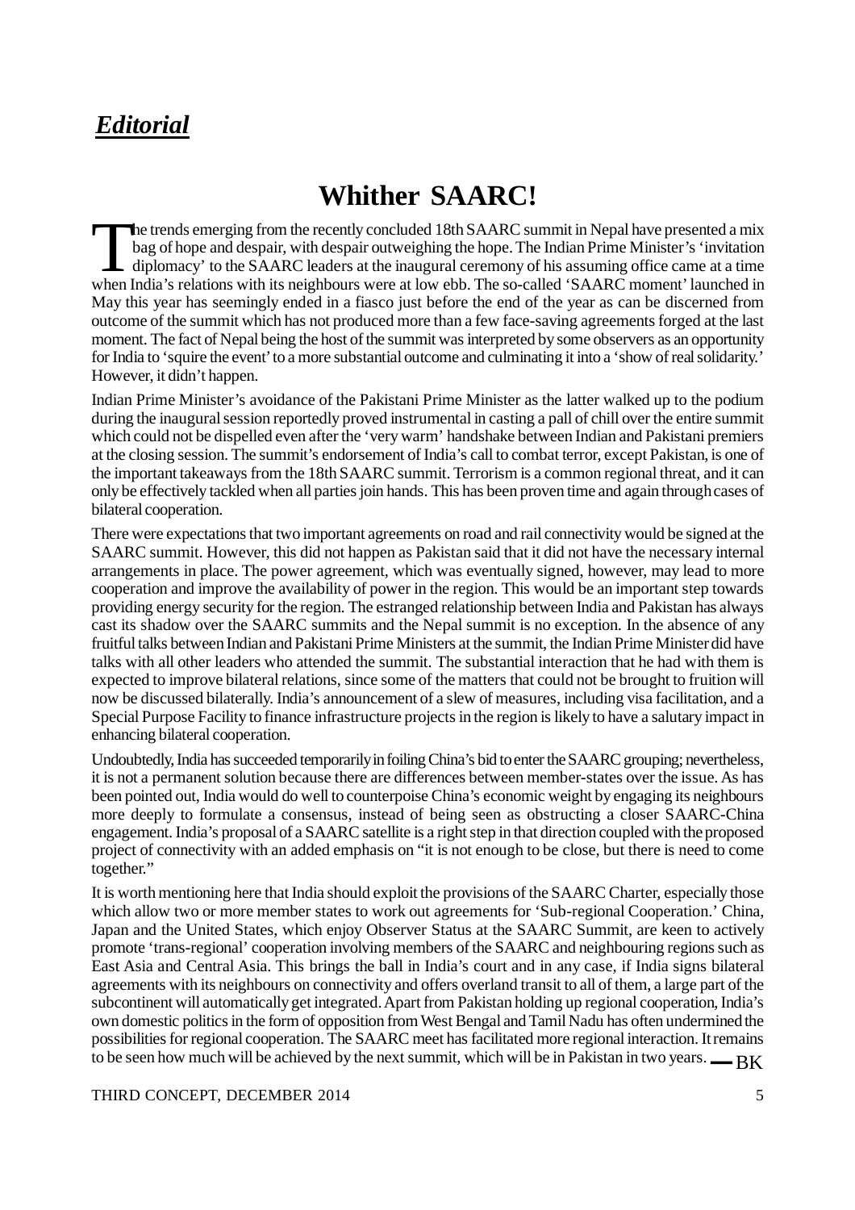## ***Editorial***

# Whither SAARC!

The trends emerging from the recently concluded 18th SAARC summit in Nepal have presented a mix bag of hope and despair, with despair outweighing the hope. The Indian Prime Minister's 'invitation diplomacy' to the SAARC leaders at the inaugural ceremony of his assuming office came at a time when India's relations with its neighbours were at low ebb. The so-called 'SAARC moment' launched in May this year has seemingly ended in a fiasco just before the end of the year as can be discerned from outcome of the summit which has not produced more than a few face-saving agreements forged at the last moment. The fact of Nepal being the host of the summit was interpreted by some observers as an opportunity for India to 'squire the event' to a more substantial outcome and culminating it into a 'show of real solidarity.' However, it didn't happen.

Indian Prime Minister's avoidance of the Pakistani Prime Minister as the latter walked up to the podium during the inaugural session reportedly proved instrumental in casting a pall of chill over the entire summit which could not be dispelled even after the 'very warm' handshake between Indian and Pakistani premiers at the closing session. The summit's endorsement of India's call to combat terror, except Pakistan, is one of the important takeaways from the 18th SAARC summit. Terrorism is a common regional threat, and it can only be effectively tackled when all parties join hands. This has been proven time and again through cases of bilateral cooperation.

There were expectations that two important agreements on road and rail connectivity would be signed at the SAARC summit. However, this did not happen as Pakistan said that it did not have the necessary internal arrangements in place. The power agreement, which was eventually signed, however, may lead to more cooperation and improve the availability of power in the region. This would be an important step towards providing energy security for the region. The estranged relationship between India and Pakistan has always cast its shadow over the SAARC summits and the Nepal summit is no exception. In the absence of any fruitful talks between Indian and Pakistani Prime Ministers at the summit, the Indian Prime Minister did have talks with all other leaders who attended the summit. The substantial interaction that he had with them is expected to improve bilateral relations, since some of the matters that could not be brought to fruition will now be discussed bilaterally. India's announcement of a slew of measures, including visa facilitation, and a Special Purpose Facility to finance infrastructure projects in the region is likely to have a salutary impact in enhancing bilateral cooperation.

Undoubtedly, India has succeeded temporarily in foiling China's bid to enter the SAARC grouping; nevertheless, it is not a permanent solution because there are differences between member-states over the issue. As has been pointed out, India would do well to counterpoise China's economic weight by engaging its neighbours more deeply to formulate a consensus, instead of being seen as obstructing a closer SAARC-China engagement. India's proposal of a SAARC satellite is a right step in that direction coupled with the proposed project of connectivity with an added emphasis on "it is not enough to be close, but there is need to come together."

It is worth mentioning here that India should exploit the provisions of the SAARC Charter, especially those which allow two or more member states to work out agreements for 'Sub-regional Cooperation.' China, Japan and the United States, which enjoy Observer Status at the SAARC Summit, are keen to actively promote 'trans-regional' cooperation involving members of the SAARC and neighbouring regions such as East Asia and Central Asia. This brings the ball in India's court and in any case, if India signs bilateral agreements with its neighbours on connectivity and offers overland transit to all of them, a large part of the subcontinent will automatically get integrated. Apart from Pakistan holding up regional cooperation, India's own domestic politics in the form of opposition from West Bengal and Tamil Nadu has often undermined the possibilities for regional cooperation. The SAARC meet has facilitated more regional interaction. It remains to be seen how much will be achieved by the next summit, which will be in Pakistan in two years. — BK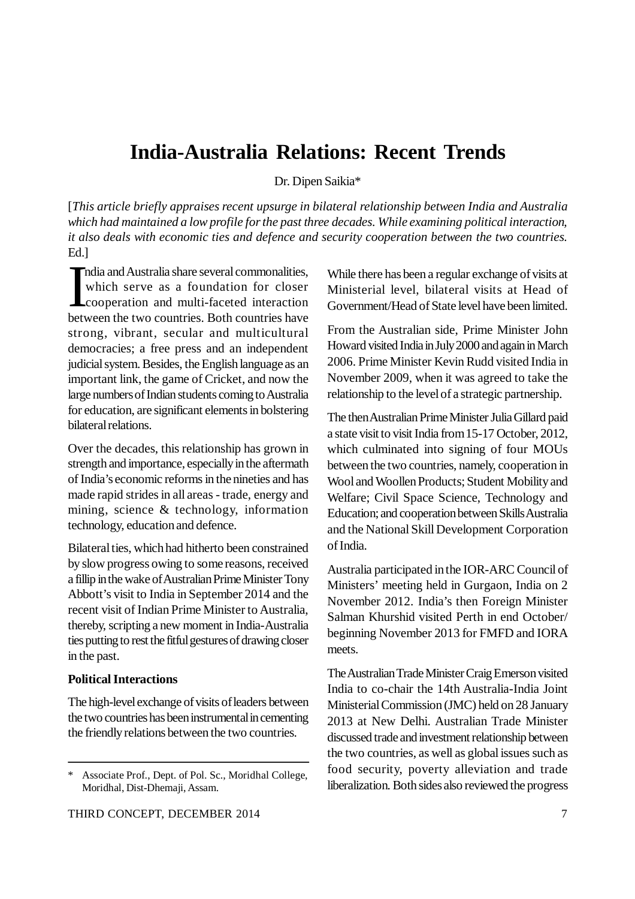# India-Australia Relations: Recent Trends

Dr. Dipen Saikia*

[*This article briefly appraises recent upsurge in bilateral relationship between India and Australia which had maintained a low profile for the past three decades. While examining political interaction, it also deals with economic ties and defence and security cooperation between the two countries.* Ed.]

India and Australia share several commonalities, which serve as a foundation for closer cooperation and multi-faceted interaction between the two countries. Both countries have strong, vibrant, secular and multicultural democracies; a free press and an independent judicial system. Besides, the English language as an important link, the game of Cricket, and now the large numbers of Indian students coming to Australia for education, are significant elements in bolstering bilateral relations.

Over the decades, this relationship has grown in strength and importance, especially in the aftermath of India's economic reforms in the nineties and has made rapid strides in all areas - trade, energy and mining, science & technology, information technology, education and defence.

Bilateral ties, which had hitherto been constrained by slow progress owing to some reasons, received a fillip in the wake of Australian Prime Minister Tony Abbott's visit to India in September 2014 and the recent visit of Indian Prime Minister to Australia, thereby, scripting a new moment in India-Australia ties putting to rest the fitful gestures of drawing closer in the past.

**Political Interactions**

The high-level exchange of visits of leaders between the two countries has been instrumental in cementing the friendly relations between the two countries.

While there has been a regular exchange of visits at Ministerial level, bilateral visits at Head of Government/Head of State level have been limited.

From the Australian side, Prime Minister John Howard visited India in July 2000 and again in March 2006. Prime Minister Kevin Rudd visited India in November 2009, when it was agreed to take the relationship to the level of a strategic partnership.

The then Australian Prime Minister Julia Gillard paid a state visit to visit India from 15-17 October, 2012, which culminated into signing of four MOUs between the two countries, namely, cooperation in Wool and Woollen Products; Student Mobility and Welfare; Civil Space Science, Technology and Education; and cooperation between Skills Australia and the National Skill Development Corporation of India.

Australia participated in the IOR-ARC Council of Ministers' meeting held in Gurgaon, India on 2 November 2012. India's then Foreign Minister Salman Khurshid visited Perth in end October/ beginning November 2013 for FMFD and IORA meets.

The Australian Trade Minister Craig Emerson visited India to co-chair the 14th Australia-India Joint Ministerial Commission (JMC) held on 28 January 2013 at New Delhi. Australian Trade Minister discussed trade and investment relationship between the two countries, as well as global issues such as food security, poverty alleviation and trade liberalization. Both sides also reviewed the progress

* Associate Prof., Dept. of Pol. Sc., Moridhal College, Moridhal, Dist-Dhemaji, Assam.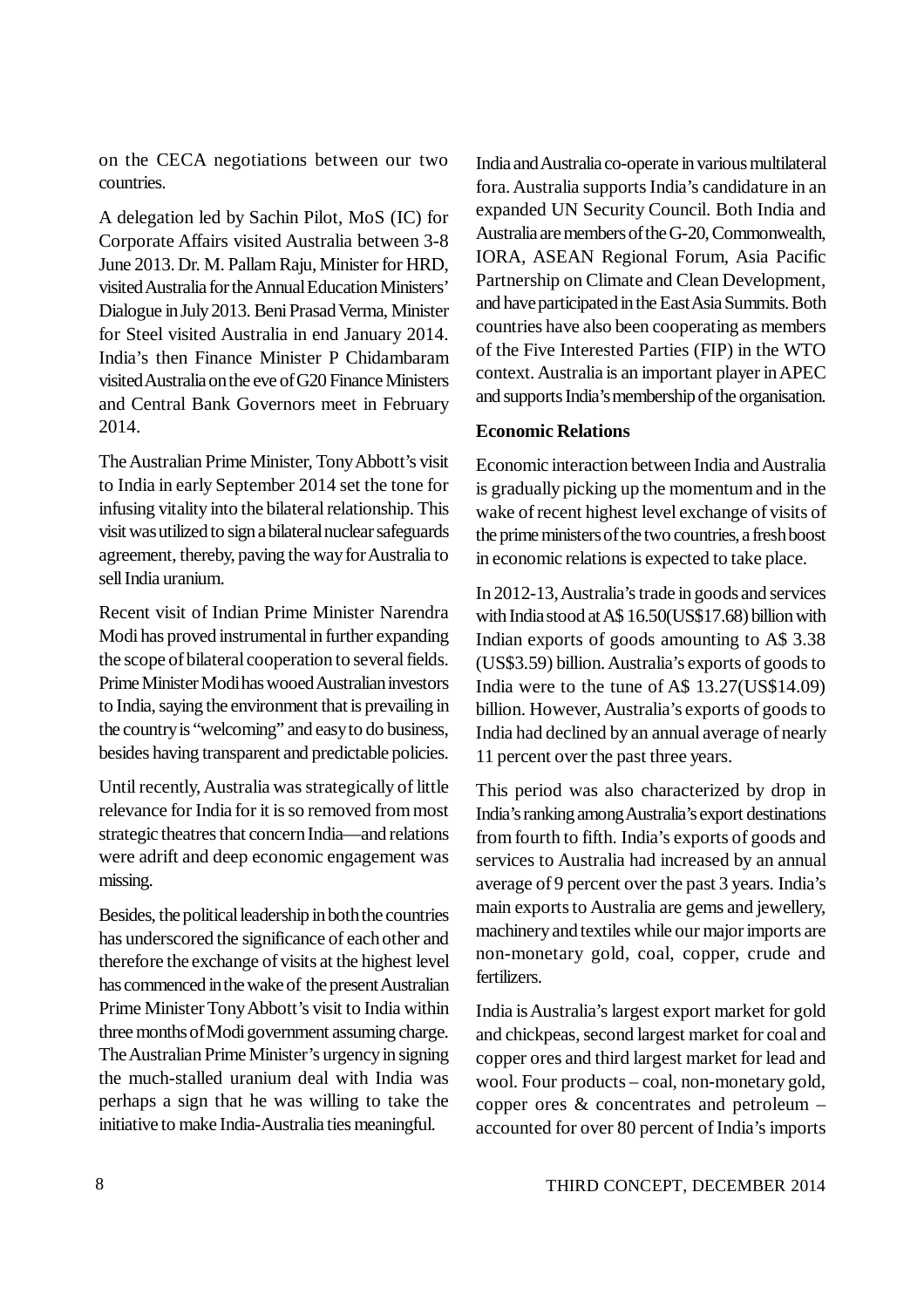on the CECA negotiations between our two countries.

A delegation led by Sachin Pilot, MoS (IC) for Corporate Affairs visited Australia between 3-8 June 2013. Dr. M. Pallam Raju, Minister for HRD, visited Australia for the Annual Education Ministers' Dialogue in July 2013. Beni Prasad Verma, Minister for Steel visited Australia in end January 2014. India's then Finance Minister P Chidambaram visited Australia on the eve of G20 Finance Ministers and Central Bank Governors meet in February 2014.

The Australian Prime Minister, Tony Abbott's visit to India in early September 2014 set the tone for infusing vitality into the bilateral relationship. This visit was utilized to sign a bilateral nuclear safeguards agreement, thereby, paving the way for Australia to sell India uranium.

Recent visit of Indian Prime Minister Narendra Modi has proved instrumental in further expanding the scope of bilateral cooperation to several fields. Prime Minister Modi has wooed Australian investors to India, saying the environment that is prevailing in the country is "welcoming" and easy to do business, besides having transparent and predictable policies.

Until recently, Australia was strategically of little relevance for India for it is so removed from most strategic theatres that concern India—and relations were adrift and deep economic engagement was missing.

Besides, the political leadership in both the countries has underscored the significance of each other and therefore the exchange of visits at the highest level has commenced in the wake of the present Australian Prime Minister Tony Abbott's visit to India within three months of Modi government assuming charge. The Australian Prime Minister's urgency in signing the much-stalled uranium deal with India was perhaps a sign that he was willing to take the initiative to make India-Australia ties meaningful.

India and Australia co-operate in various multilateral fora. Australia supports India's candidature in an expanded UN Security Council. Both India and Australia are members of the G-20, Commonwealth, IORA, ASEAN Regional Forum, Asia Pacific Partnership on Climate and Clean Development, and have participated in the East Asia Summits. Both countries have also been cooperating as members of the Five Interested Parties (FIP) in the WTO context. Australia is an important player in APEC and supports India's membership of the organisation.

**Economic Relations**

Economic interaction between India and Australia is gradually picking up the momentum and in the wake of recent highest level exchange of visits of the prime ministers of the two countries, a fresh boost in economic relations is expected to take place.

In 2012-13, Australia's trade in goods and services with India stood at A$ 16.50(US$17.68) billion with Indian exports of goods amounting to A$ 3.38 (US$3.59) billion. Australia's exports of goods to India were to the tune of A$ 13.27(US$14.09) billion. However, Australia's exports of goods to India had declined by an annual average of nearly 11 percent over the past three years.

This period was also characterized by drop in India's ranking among Australia's export destinations from fourth to fifth. India's exports of goods and services to Australia had increased by an annual average of 9 percent over the past 3 years. India's main exports to Australia are gems and jewellery, machinery and textiles while our major imports are non-monetary gold, coal, copper, crude and fertilizers.

India is Australia's largest export market for gold and chickpeas, second largest market for coal and copper ores and third largest market for lead and wool. Four products – coal, non-monetary gold, copper ores & concentrates and petroleum – accounted for over 80 percent of India's imports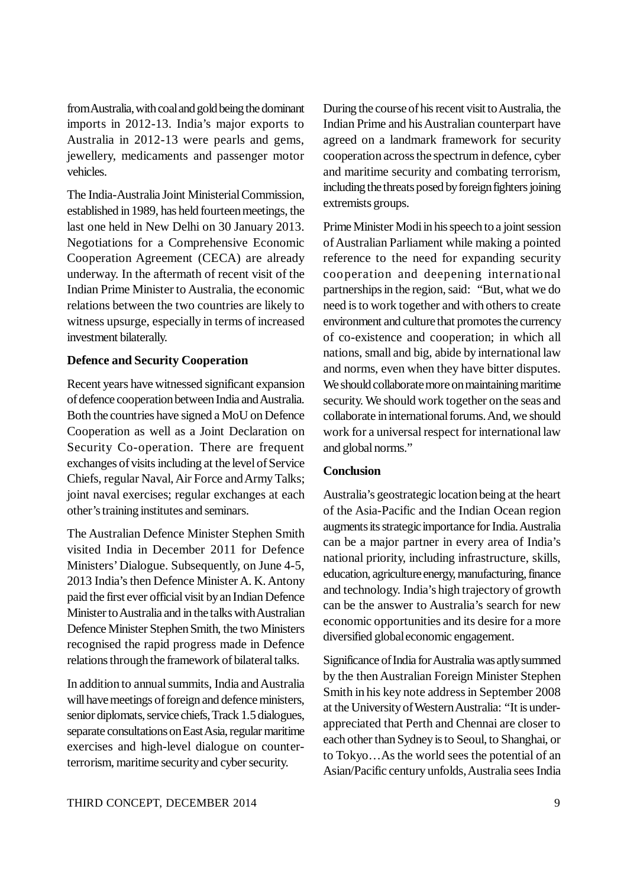from Australia, with coal and gold being the dominant imports in 2012-13. India's major exports to Australia in 2012-13 were pearls and gems, jewellery, medicaments and passenger motor vehicles.

The India-Australia Joint Ministerial Commission, established in 1989, has held fourteen meetings, the last one held in New Delhi on 30 January 2013. Negotiations for a Comprehensive Economic Cooperation Agreement (CECA) are already underway. In the aftermath of recent visit of the Indian Prime Minister to Australia, the economic relations between the two countries are likely to witness upsurge, especially in terms of increased investment bilaterally.

**Defence and Security Cooperation**

Recent years have witnessed significant expansion of defence cooperation between India and Australia. Both the countries have signed a MoU on Defence Cooperation as well as a Joint Declaration on Security Co-operation. There are frequent exchanges of visits including at the level of Service Chiefs, regular Naval, Air Force and Army Talks; joint naval exercises; regular exchanges at each other's training institutes and seminars.

The Australian Defence Minister Stephen Smith visited India in December 2011 for Defence Ministers' Dialogue. Subsequently, on June 4-5, 2013 India's then Defence Minister A. K. Antony paid the first ever official visit by an Indian Defence Minister to Australia and in the talks with Australian Defence Minister Stephen Smith, the two Ministers recognised the rapid progress made in Defence relations through the framework of bilateral talks.

In addition to annual summits, India and Australia will have meetings of foreign and defence ministers, senior diplomats, service chiefs, Track 1.5 dialogues, separate consultations on East Asia, regular maritime exercises and high-level dialogue on counter-terrorism, maritime security and cyber security.

During the course of his recent visit to Australia, the Indian Prime and his Australian counterpart have agreed on a landmark framework for security cooperation across the spectrum in defence, cyber and maritime security and combating terrorism, including the threats posed by foreign fighters joining extremists groups.

Prime Minister Modi in his speech to a joint session of Australian Parliament while making a pointed reference to the need for expanding security cooperation and deepening international partnerships in the region, said: "But, what we do need is to work together and with others to create environment and culture that promotes the currency of co-existence and cooperation; in which all nations, small and big, abide by international law and norms, even when they have bitter disputes. We should collaborate more on maintaining maritime security. We should work together on the seas and collaborate in international forums. And, we should work for a universal respect for international law and global norms."

**Conclusion**

Australia's geostrategic location being at the heart of the Asia-Pacific and the Indian Ocean region augments its strategic importance for India. Australia can be a major partner in every area of India's national priority, including infrastructure, skills, education, agriculture energy, manufacturing, finance and technology. India's high trajectory of growth can be the answer to Australia's search for new economic opportunities and its desire for a more diversified global economic engagement.

Significance of India for Australia was aptly summed by the then Australian Foreign Minister Stephen Smith in his key note address in September 2008 at the University of Western Australia: "It is under-appreciated that Perth and Chennai are closer to each other than Sydney is to Seoul, to Shanghai, or to Tokyo…As the world sees the potential of an Asian/Pacific century unfolds, Australia sees India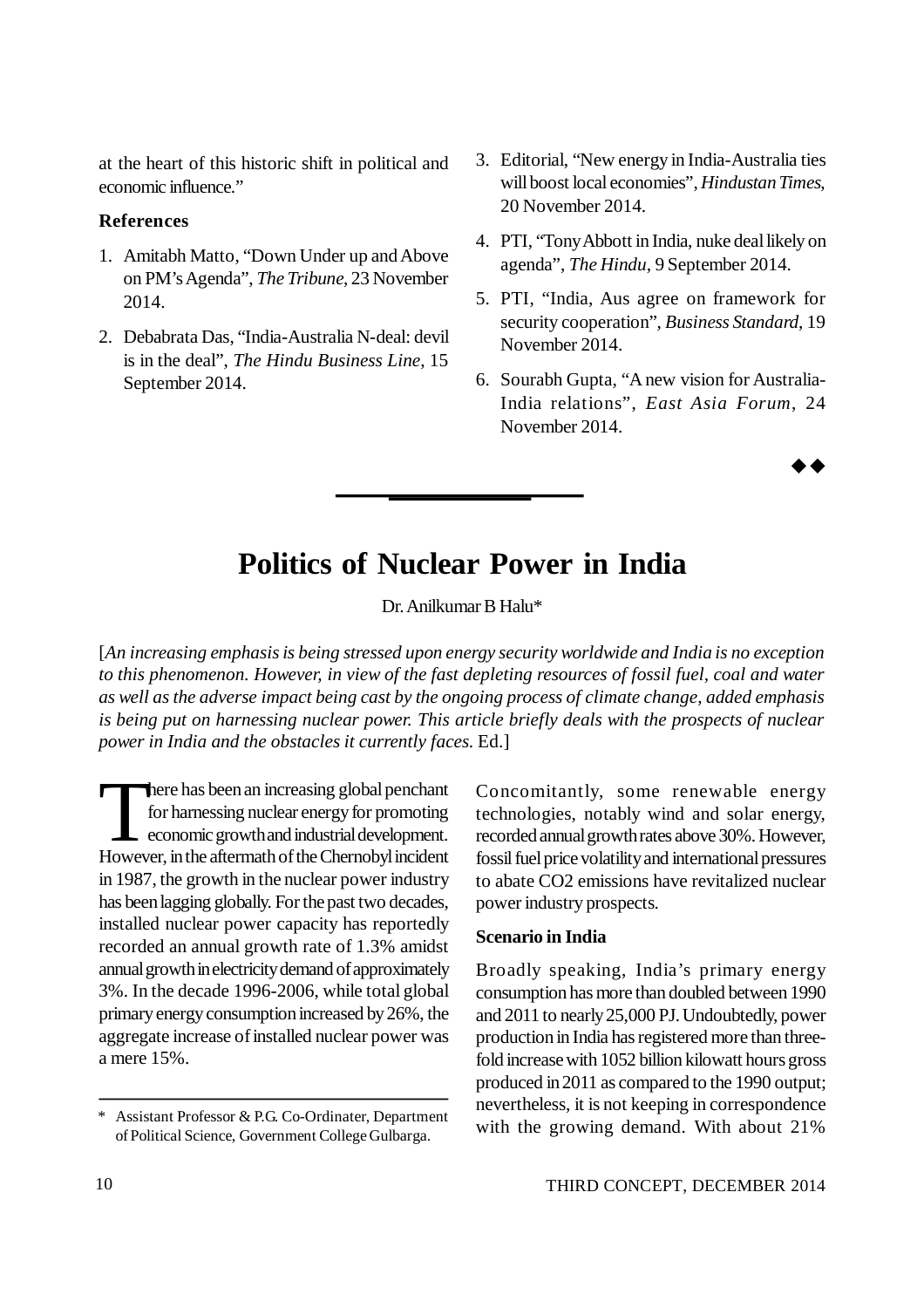at the heart of this historic shift in political and economic influence."

**References**

1. Amitabh Matto, "Down Under up and Above on PM's Agenda", *The Tribune*, 23 November 2014.
2. Debabrata Das, "India-Australia N-deal: devil is in the deal", *The Hindu Business Line*, 15 September 2014.
3. Editorial, "New energy in India-Australia ties will boost local economies", *Hindustan Times*, 20 November 2014.
4. PTI, "Tony Abbott in India, nuke deal likely on agenda", *The Hindu*, 9 September 2014.
5. PTI, "India, Aus agree on framework for security cooperation", *Business Standard*, 19 November 2014.
6. Sourabh Gupta, "A new vision for Australia-India relations", *East Asia Forum*, 24 November 2014.

◆◆

# Politics of Nuclear Power in India

Dr. Anilkumar B Halu*

[*An increasing emphasis is being stressed upon energy security worldwide and India is no exception to this phenomenon. However, in view of the fast depleting resources of fossil fuel, coal and water as well as the adverse impact being cast by the ongoing process of climate change, added emphasis is being put on harnessing nuclear power. This article briefly deals with the prospects of nuclear power in India and the obstacles it currently faces.* Ed.]

There has been an increasing global penchant for harnessing nuclear energy for promoting economic growth and industrial development. However, in the aftermath of the Chernobyl incident in 1987, the growth in the nuclear power industry has been lagging globally. For the past two decades, installed nuclear power capacity has reportedly recorded an annual growth rate of 1.3% amidst annual growth in electricity demand of approximately 3%. In the decade 1996-2006, while total global primary energy consumption increased by 26%, the aggregate increase of installed nuclear power was a mere 15%.

Concomitantly, some renewable energy technologies, notably wind and solar energy, recorded annual growth rates above 30%. However, fossil fuel price volatility and international pressures to abate $CO_2$ emissions have revitalized nuclear power industry prospects.

**Scenario in India**

Broadly speaking, India's primary energy consumption has more than doubled between 1990 and 2011 to nearly 25,000 PJ. Undoubtedly, power production in India has registered more than three-fold increase with 1052 billion kilowatt hours gross produced in 2011 as compared to the 1990 output; nevertheless, it is not keeping in correspondence with the growing demand. With about 21%

---

\* Assistant Professor & P.G. Co-Ordinater, Department of Political Science, Government College Gulbarga.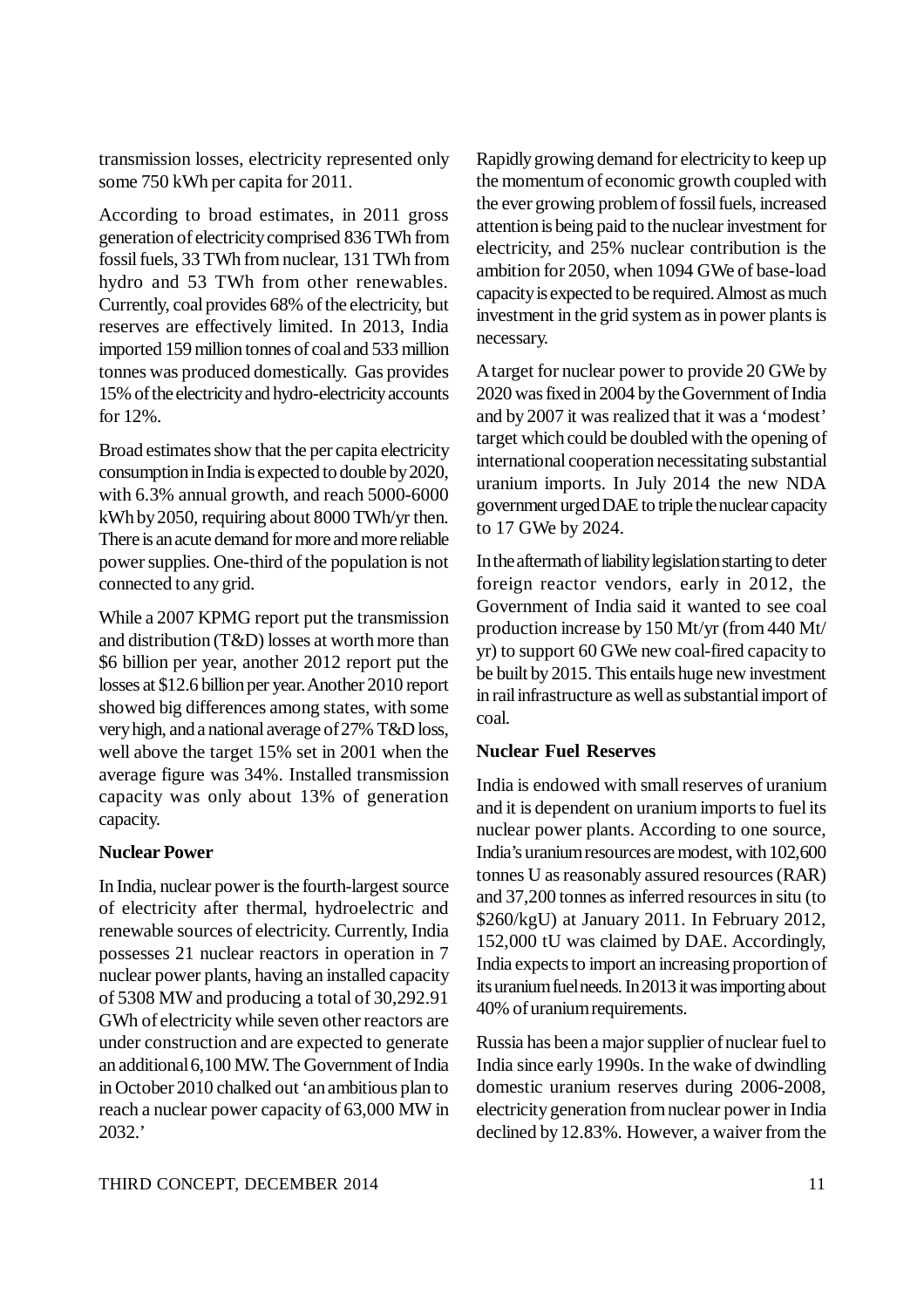transmission losses, electricity represented only some 750 kWh per capita for 2011.

According to broad estimates, in 2011 gross generation of electricity comprised 836 TWh from fossil fuels, 33 TWh from nuclear, 131 TWh from hydro and 53 TWh from other renewables. Currently, coal provides 68% of the electricity, but reserves are effectively limited. In 2013, India imported 159 million tonnes of coal and 533 million tonnes was produced domestically. Gas provides 15% of the electricity and hydro-electricity accounts for 12%.

Broad estimates show that the per capita electricity consumption in India is expected to double by 2020, with 6.3% annual growth, and reach 5000-6000 kWh by 2050, requiring about 8000 TWh/yr then. There is an acute demand for more and more reliable power supplies. One-third of the population is not connected to any grid.

While a 2007 KPMG report put the transmission and distribution (T&D) losses at worth more than \$6 billion per year, another 2012 report put the losses at \$12.6 billion per year. Another 2010 report showed big differences among states, with some very high, and a national average of 27% T&D loss, well above the target 15% set in 2001 when the average figure was 34%. Installed transmission capacity was only about 13% of generation capacity.

**Nuclear Power**

In India, nuclear power is the fourth-largest source of electricity after thermal, hydroelectric and renewable sources of electricity. Currently, India possesses 21 nuclear reactors in operation in 7 nuclear power plants, having an installed capacity of 5308 MW and producing a total of 30,292.91 GWh of electricity while seven other reactors are under construction and are expected to generate an additional 6,100 MW. The Government of India in October 2010 chalked out 'an ambitious plan to reach a nuclear power capacity of 63,000 MW in 2032.'

Rapidly growing demand for electricity to keep up the momentum of economic growth coupled with the ever growing problem of fossil fuels, increased attention is being paid to the nuclear investment for electricity, and 25% nuclear contribution is the ambition for 2050, when 1094 GWe of base-load capacity is expected to be required. Almost as much investment in the grid system as in power plants is necessary.

A target for nuclear power to provide 20 GWe by 2020 was fixed in 2004 by the Government of India and by 2007 it was realized that it was a 'modest' target which could be doubled with the opening of international cooperation necessitating substantial uranium imports. In July 2014 the new NDA government urged DAE to triple the nuclear capacity to 17 GWe by 2024.

In the aftermath of liability legislation starting to deter foreign reactor vendors, early in 2012, the Government of India said it wanted to see coal production increase by 150 Mt/yr (from 440 Mt/yr) to support 60 GWe new coal-fired capacity to be built by 2015. This entails huge new investment in rail infrastructure as well as substantial import of coal.

**Nuclear Fuel Reserves**

India is endowed with small reserves of uranium and it is dependent on uranium imports to fuel its nuclear power plants. According to one source, India's uranium resources are modest, with 102,600 tonnes U as reasonably assured resources (RAR) and 37,200 tonnes as inferred resources in situ (to \$260/kgU) at January 2011. In February 2012, 152,000 tU was claimed by DAE. Accordingly, India expects to import an increasing proportion of its uranium fuel needs. In 2013 it was importing about 40% of uranium requirements.

Russia has been a major supplier of nuclear fuel to India since early 1990s. In the wake of dwindling domestic uranium reserves during 2006-2008, electricity generation from nuclear power in India declined by 12.83%. However, a waiver from the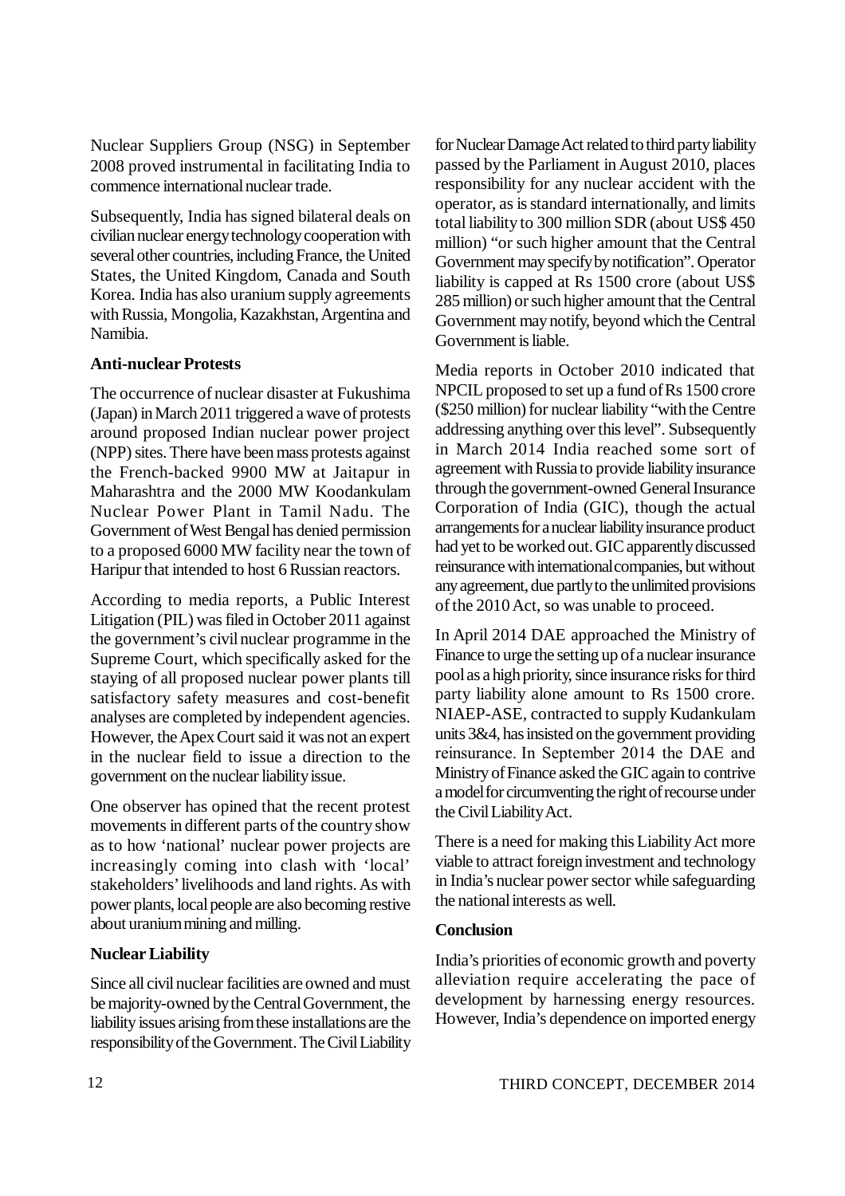Nuclear Suppliers Group (NSG) in September 2008 proved instrumental in facilitating India to commence international nuclear trade.

Subsequently, India has signed bilateral deals on civilian nuclear energy technology cooperation with several other countries, including France, the United States, the United Kingdom, Canada and South Korea. India has also uranium supply agreements with Russia, Mongolia, Kazakhstan, Argentina and Namibia.

**Anti-nuclear Protests**

The occurrence of nuclear disaster at Fukushima (Japan) in March 2011 triggered a wave of protests around proposed Indian nuclear power project (NPP) sites. There have been mass protests against the French-backed 9900 MW at Jaitapur in Maharashtra and the 2000 MW Koodankulam Nuclear Power Plant in Tamil Nadu. The Government of West Bengal has denied permission to a proposed 6000 MW facility near the town of Haripur that intended to host 6 Russian reactors.

According to media reports, a Public Interest Litigation (PIL) was filed in October 2011 against the government's civil nuclear programme in the Supreme Court, which specifically asked for the staying of all proposed nuclear power plants till satisfactory safety measures and cost-benefit analyses are completed by independent agencies. However, the Apex Court said it was not an expert in the nuclear field to issue a direction to the government on the nuclear liability issue.

One observer has opined that the recent protest movements in different parts of the country show as to how 'national' nuclear power projects are increasingly coming into clash with 'local' stakeholders' livelihoods and land rights. As with power plants, local people are also becoming restive about uranium mining and milling.

**Nuclear Liability**

Since all civil nuclear facilities are owned and must be majority-owned by the Central Government, the liability issues arising from these installations are the responsibility of the Government. The Civil Liability for Nuclear Damage Act related to third party liability passed by the Parliament in August 2010, places responsibility for any nuclear accident with the operator, as is standard internationally, and limits total liability to 300 million SDR (about US$ 450 million) "or such higher amount that the Central Government may specify by notification". Operator liability is capped at Rs 1500 crore (about US$ 285 million) or such higher amount that the Central Government may notify, beyond which the Central Government is liable.

Media reports in October 2010 indicated that NPCIL proposed to set up a fund of Rs 1500 crore ($250 million) for nuclear liability "with the Centre addressing anything over this level". Subsequently in March 2014 India reached some sort of agreement with Russia to provide liability insurance through the government-owned General Insurance Corporation of India (GIC), though the actual arrangements for a nuclear liability insurance product had yet to be worked out. GIC apparently discussed reinsurance with international companies, but without any agreement, due partly to the unlimited provisions of the 2010 Act, so was unable to proceed.

In April 2014 DAE approached the Ministry of Finance to urge the setting up of a nuclear insurance pool as a high priority, since insurance risks for third party liability alone amount to Rs 1500 crore. NIAEP-ASE, contracted to supply Kudankulam units 3&4, has insisted on the government providing reinsurance. In September 2014 the DAE and Ministry of Finance asked the GIC again to contrive a model for circumventing the right of recourse under the Civil Liability Act.

There is a need for making this Liability Act more viable to attract foreign investment and technology in India's nuclear power sector while safeguarding the national interests as well.

**Conclusion**

India's priorities of economic growth and poverty alleviation require accelerating the pace of development by harnessing energy resources. However, India's dependence on imported energy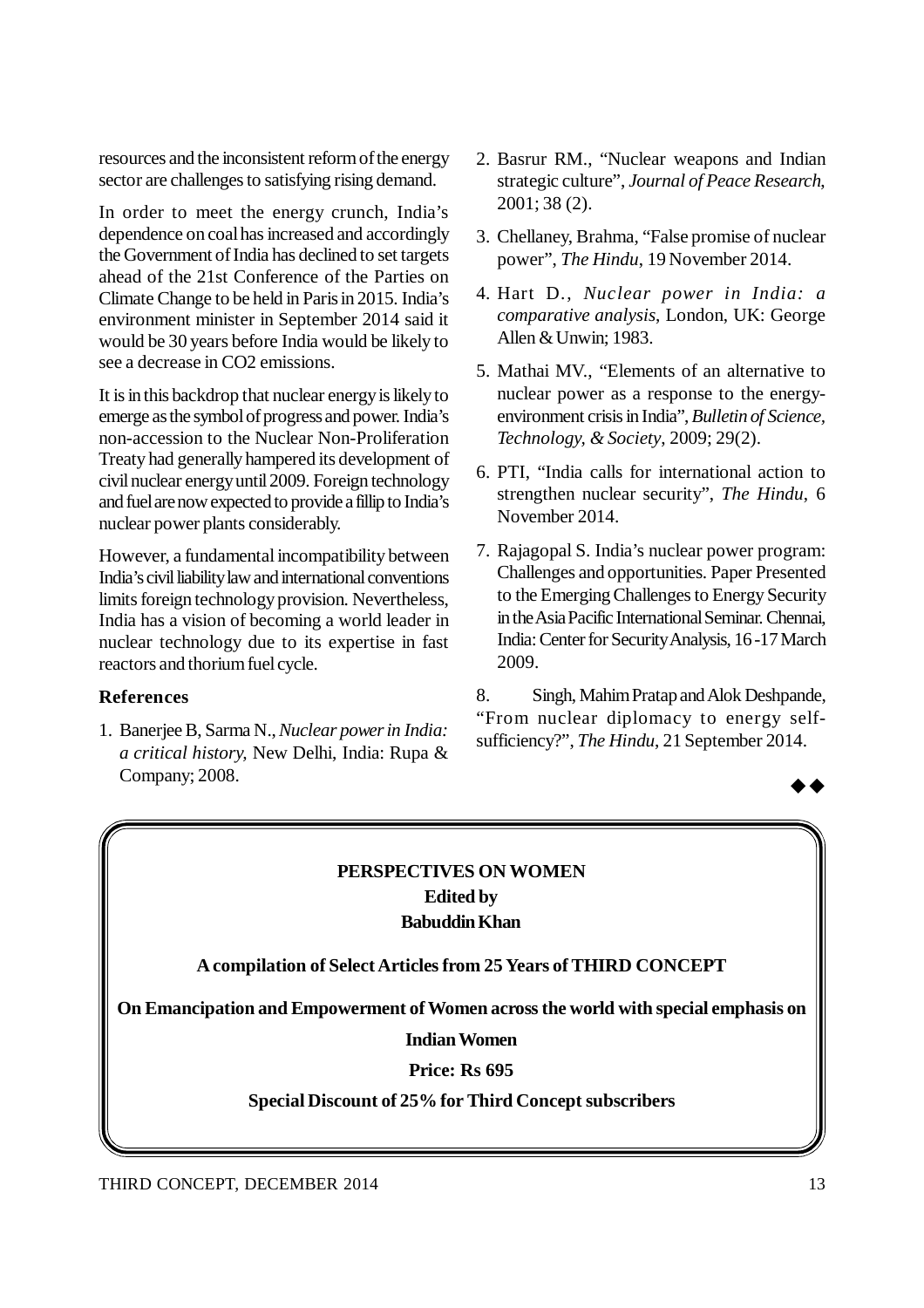resources and the inconsistent reform of the energy sector are challenges to satisfying rising demand.

In order to meet the energy crunch, India's dependence on coal has increased and accordingly the Government of India has declined to set targets ahead of the 21st Conference of the Parties on Climate Change to be held in Paris in 2015. India's environment minister in September 2014 said it would be 30 years before India would be likely to see a decrease in CO2 emissions.

It is in this backdrop that nuclear energy is likely to emerge as the symbol of progress and power. India's non-accession to the Nuclear Non-Proliferation Treaty had generally hampered its development of civil nuclear energy until 2009. Foreign technology and fuel are now expected to provide a fillip to India's nuclear power plants considerably.

However, a fundamental incompatibility between India's civil liability law and international conventions limits foreign technology provision. Nevertheless, India has a vision of becoming a world leader in nuclear technology due to its expertise in fast reactors and thorium fuel cycle.

### References

1. Banerjee B, Sarma N., *Nuclear power in India: a critical history*, New Delhi, India: Rupa & Company; 2008.
2. Basrur RM., "Nuclear weapons and Indian strategic culture", *Journal of Peace Research*, 2001; 38 (2).
3. Chellaney, Brahma, "False promise of nuclear power", *The Hindu*, 19 November 2014.
4. Hart D., *Nuclear power in India: a comparative analysis*, London, UK: George Allen & Unwin; 1983.
5. Mathai MV., "Elements of an alternative to nuclear power as a response to the energy-environment crisis in India", *Bulletin of Science, Technology, & Society*, 2009; 29(2).
6. PTI, "India calls for international action to strengthen nuclear security", *The Hindu*, 6 November 2014.
7. Rajagopal S. India's nuclear power program: Challenges and opportunities. Paper Presented to the Emerging Challenges to Energy Security in the Asia Pacific International Seminar. Chennai, India: Center for Security Analysis, 16 -17 March 2009.
8. Singh, Mahim Pratap and Alok Deshpande, "From nuclear diplomacy to energy self-sufficiency?", *The Hindu*, 21 September 2014.

◆◆

**PERSPECTIVES ON WOMEN**

**Edited by**

**Babuddin Khan**

**A compilation of Select Articles from 25 Years of THIRD CONCEPT**

**On Emancipation and Empowerment of Women across the world with special emphasis on Indian Women**

**Price: Rs 695**

**Special Discount of 25% for Third Concept subscribers**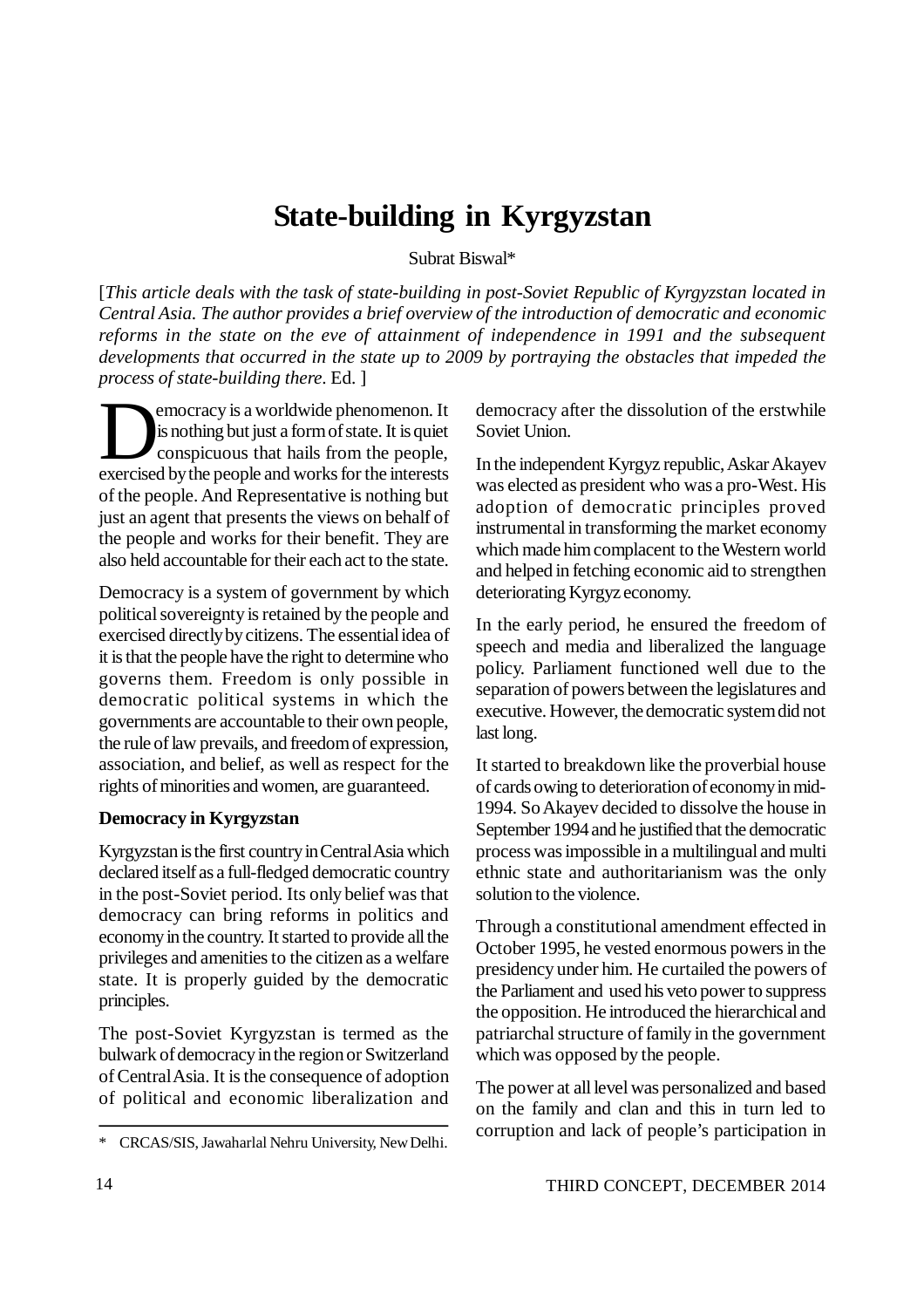# State-building in Kyrgyzstan

Subrat Biswal*

[*This article deals with the task of state-building in post-Soviet Republic of Kyrgyzstan located in Central Asia. The author provides a brief overview of the introduction of democratic and economic reforms in the state on the eve of attainment of independence in 1991 and the subsequent developments that occurred in the state up to 2009 by portraying the obstacles that impeded the process of state-building there*. Ed. ]

Democracy is a worldwide phenomenon. It is nothing but just a form of state. It is quiet conspicuous that hails from the people, exercised by the people and works for the interests of the people. And Representative is nothing but just an agent that presents the views on behalf of the people and works for their benefit. They are also held accountable for their each act to the state.

Democracy is a system of government by which political sovereignty is retained by the people and exercised directly by citizens. The essential idea of it is that the people have the right to determine who governs them. Freedom is only possible in democratic political systems in which the governments are accountable to their own people, the rule of law prevails, and freedom of expression, association, and belief, as well as respect for the rights of minorities and women, are guaranteed.

**Democracy in Kyrgyzstan**

Kyrgyzstan is the first country in Central Asia which declared itself as a full-fledged democratic country in the post-Soviet period. Its only belief was that democracy can bring reforms in politics and economy in the country. It started to provide all the privileges and amenities to the citizen as a welfare state. It is properly guided by the democratic principles.

The post-Soviet Kyrgyzstan is termed as the bulwark of democracy in the region or Switzerland of Central Asia. It is the consequence of adoption of political and economic liberalization and democracy after the dissolution of the erstwhile Soviet Union.

In the independent Kyrgyz republic, Askar Akayev was elected as president who was a pro-West. His adoption of democratic principles proved instrumental in transforming the market economy which made him complacent to the Western world and helped in fetching economic aid to strengthen deteriorating Kyrgyz economy.

In the early period, he ensured the freedom of speech and media and liberalized the language policy. Parliament functioned well due to the separation of powers between the legislatures and executive. However, the democratic system did not last long.

It started to breakdown like the proverbial house of cards owing to deterioration of economy in mid-1994. So Akayev decided to dissolve the house in September 1994 and he justified that the democratic process was impossible in a multilingual and multi ethnic state and authoritarianism was the only solution to the violence.

Through a constitutional amendment effected in October 1995, he vested enormous powers in the presidency under him. He curtailed the powers of the Parliament and used his veto power to suppress the opposition. He introduced the hierarchical and patriarchal structure of family in the government which was opposed by the people.

The power at all level was personalized and based on the family and clan and this in turn led to corruption and lack of people's participation in

---

\* CRCAS/SIS, Jawaharlal Nehru University, New Delhi.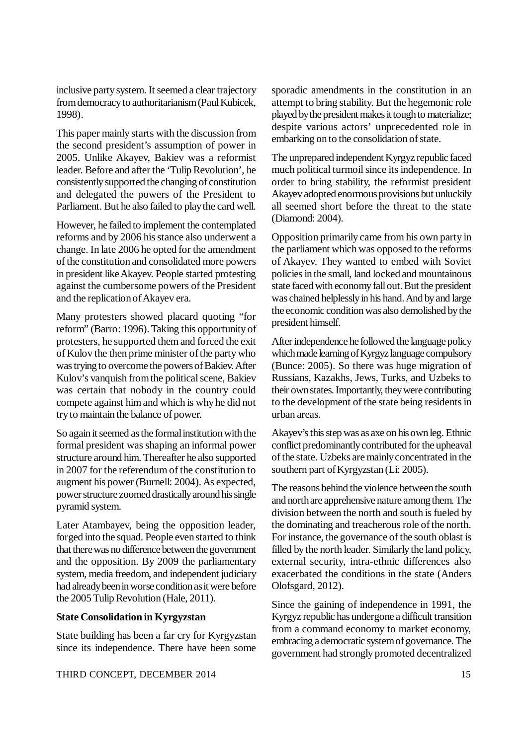inclusive party system. It seemed a clear trajectory from democracy to authoritarianism (Paul Kubicek, 1998).

This paper mainly starts with the discussion from the second president's assumption of power in 2005. Unlike Akayev, Bakiev was a reformist leader. Before and after the 'Tulip Revolution', he consistently supported the changing of constitution and delegated the powers of the President to Parliament. But he also failed to play the card well.

However, he failed to implement the contemplated reforms and by 2006 his stance also underwent a change. In late 2006 he opted for the amendment of the constitution and consolidated more powers in president like Akayev. People started protesting against the cumbersome powers of the President and the replication of Akayev era.

Many protesters showed placard quoting "for reform" (Barro: 1996). Taking this opportunity of protesters, he supported them and forced the exit of Kulov the then prime minister of the party who was trying to overcome the powers of Bakiev. After Kulov's vanquish from the political scene, Bakiev was certain that nobody in the country could compete against him and which is why he did not try to maintain the balance of power.

So again it seemed as the formal institution with the formal president was shaping an informal power structure around him. Thereafter he also supported in 2007 for the referendum of the constitution to augment his power (Burnell: 2004). As expected, power structure zoomed drastically around his single pyramid system.

Later Atambayev, being the opposition leader, forged into the squad. People even started to think that there was no difference between the government and the opposition. By 2009 the parliamentary system, media freedom, and independent judiciary had already been in worse condition as it were before the 2005 Tulip Revolution (Hale, 2011).

**State Consolidation in Kyrgyzstan**

State building has been a far cry for Kyrgyzstan since its independence. There have been some sporadic amendments in the constitution in an attempt to bring stability. But the hegemonic role played by the president makes it tough to materialize; despite various actors' unprecedented role in embarking on to the consolidation of state.

The unprepared independent Kyrgyz republic faced much political turmoil since its independence. In order to bring stability, the reformist president Akayev adopted enormous provisions but unluckily all seemed short before the threat to the state (Diamond: 2004).

Opposition primarily came from his own party in the parliament which was opposed to the reforms of Akayev. They wanted to embed with Soviet policies in the small, land locked and mountainous state faced with economy fall out. But the president was chained helplessly in his hand. And by and large the economic condition was also demolished by the president himself.

After independence he followed the language policy which made learning of Kyrgyz language compulsory (Bunce: 2005). So there was huge migration of Russians, Kazakhs, Jews, Turks, and Uzbeks to their own states. Importantly, they were contributing to the development of the state being residents in urban areas.

Akayev's this step was as axe on his own leg. Ethnic conflict predominantly contributed for the upheaval of the state. Uzbeks are mainly concentrated in the southern part of Kyrgyzstan (Li: 2005).

The reasons behind the violence between the south and north are apprehensive nature among them. The division between the north and south is fueled by the dominating and treacherous role of the north. For instance, the governance of the south oblast is filled by the north leader. Similarly the land policy, external security, intra-ethnic differences also exacerbated the conditions in the state (Anders Olofsgard, 2012).

Since the gaining of independence in 1991, the Kyrgyz republic has undergone a difficult transition from a command economy to market economy, embracing a democratic system of governance. The government had strongly promoted decentralized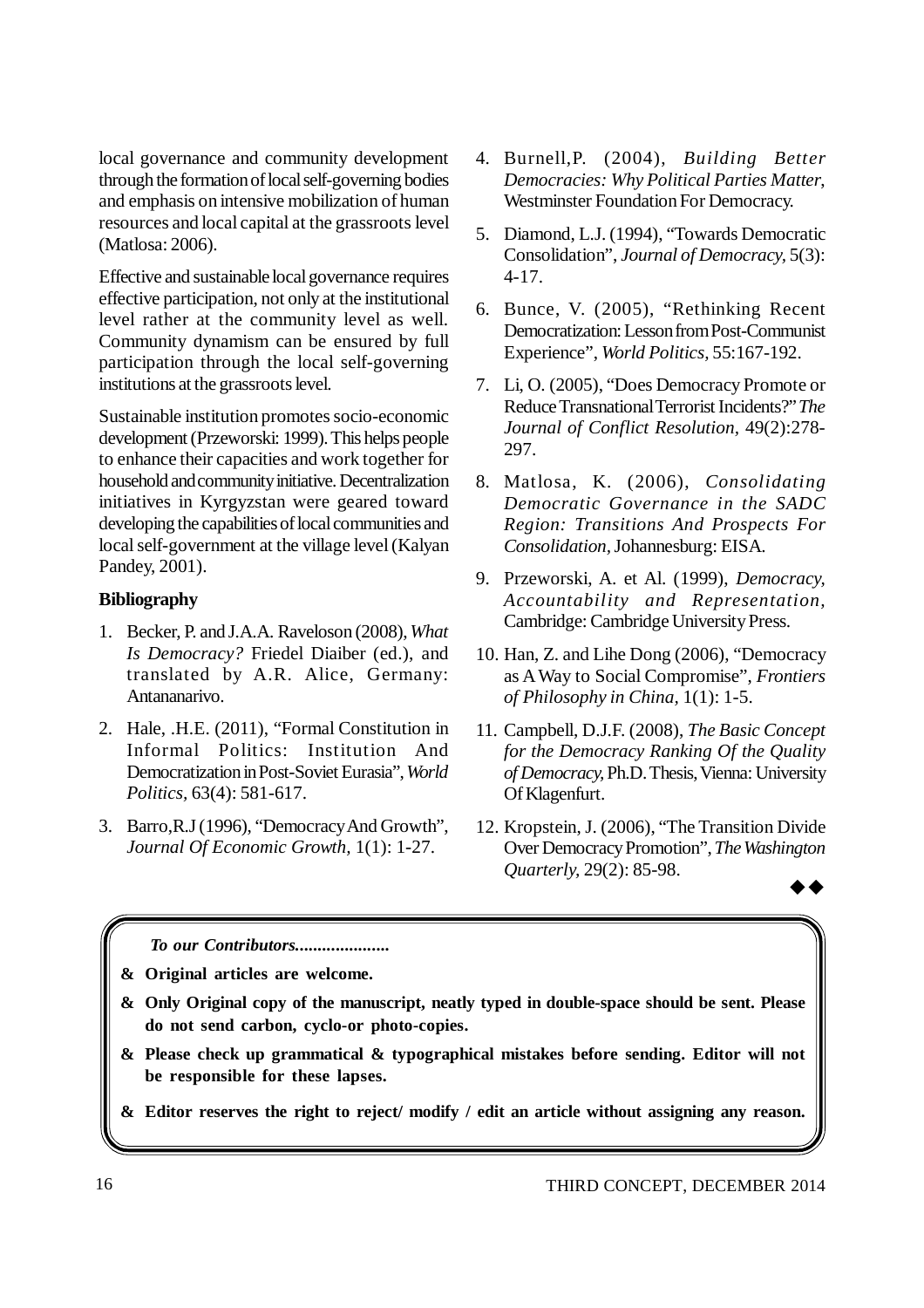local governance and community development through the formation of local self-governing bodies and emphasis on intensive mobilization of human resources and local capital at the grassroots level (Matlosa: 2006).

Effective and sustainable local governance requires effective participation, not only at the institutional level rather at the community level as well. Community dynamism can be ensured by full participation through the local self-governing institutions at the grassroots level.

Sustainable institution promotes socio-economic development (Przeworski: 1999). This helps people to enhance their capacities and work together for household and community initiative. Decentralization initiatives in Kyrgyzstan were geared toward developing the capabilities of local communities and local self-government at the village level (Kalyan Pandey, 2001).

**Bibliography**

1. Becker, P. and J.A.A. Raveloson (2008), *What Is Democracy?* Friedel Diaiber (ed.), and translated by A.R. Alice, Germany: Antananarivo.
2. Hale, .H.E. (2011), "Formal Constitution in Informal Politics: Institution And Democratization in Post-Soviet Eurasia", *World Politics*, 63(4): 581-617.
3. Barro,R.J (1996), "Democracy And Growth", *Journal Of Economic Growth*, 1(1): 1-27.
4. Burnell,P. (2004), *Building Better Democracies: Why Political Parties Matter*, Westminster Foundation For Democracy.
5. Diamond, L.J. (1994), "Towards Democratic Consolidation", *Journal of Democracy*, 5(3): 4-17.
6. Bunce, V. (2005), "Rethinking Recent Democratization: Lesson from Post-Communist Experience", *World Politics*, 55:167-192.
7. Li, O. (2005), "Does Democracy Promote or Reduce Transnational Terrorist Incidents?" *The Journal of Conflict Resolution*, 49(2):278-297.
8. Matlosa, K. (2006), *Consolidating Democratic Governance in the SADC Region: Transitions And Prospects For Consolidation*, Johannesburg: EISA.
9. Przeworski, A. et Al. (1999), *Democracy, Accountability and Representation*, Cambridge: Cambridge University Press.
10. Han, Z. and Lihe Dong (2006), "Democracy as A Way to Social Compromise", *Frontiers of Philosophy in China*, 1(1): 1-5.
11. Campbell, D.J.F. (2008), *The Basic Concept for the Democracy Ranking Of the Quality of Democracy*, Ph.D. Thesis, Vienna: University Of Klagenfurt.
12. Kropstein, J. (2006), "The Transition Divide Over Democracy Promotion", *The Washington Quarterly*, 29(2): 85-98.

◆◆

***To our Contributors.....................***

- **Original articles are welcome.**
- **Only Original copy of the manuscript, neatly typed in double-space should be sent. Please do not send carbon, cyclo-or photo-copies.**
- **Please check up grammatical & typographical mistakes before sending. Editor will not be responsible for these lapses.**
- **Editor reserves the right to reject/ modify / edit an article without assigning any reason.**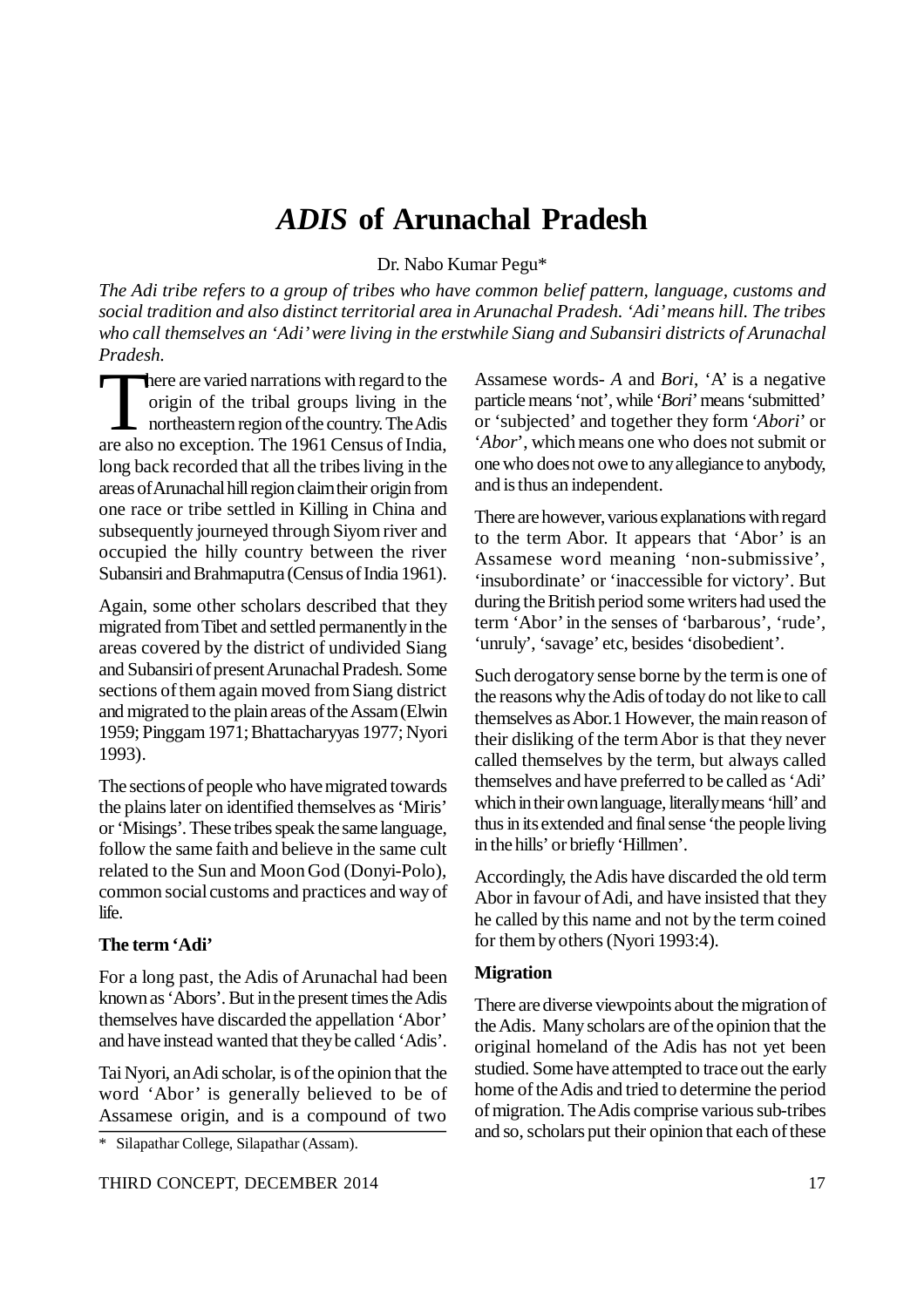# *ADIS* of Arunachal Pradesh

Dr. Nabo Kumar Pegu*

*The Adi tribe refers to a group of tribes who have common belief pattern, language, customs and social tradition and also distinct territorial area in Arunachal Pradesh. 'Adi' means hill. The tribes who call themselves an 'Adi' were living in the erstwhile Siang and Subansiri districts of Arunachal Pradesh.*

There are varied narrations with regard to the origin of the tribal groups living in the northeastern region of the country. The Adis are also no exception. The 1961 Census of India, long back recorded that all the tribes living in the areas of Arunachal hill region claim their origin from one race or tribe settled in Killing in China and subsequently journeyed through Siyom river and occupied the hilly country between the river Subansiri and Brahmaputra (Census of India 1961).

Again, some other scholars described that they migrated from Tibet and settled permanently in the areas covered by the district of undivided Siang and Subansiri of present Arunachal Pradesh. Some sections of them again moved from Siang district and migrated to the plain areas of the Assam (Elwin 1959; Pinggam 1971; Bhattacharyyas 1977; Nyori 1993).

The sections of people who have migrated towards the plains later on identified themselves as 'Miris' or 'Misings'. These tribes speak the same language, follow the same faith and believe in the same cult related to the Sun and Moon God (Donyi-Polo), common social customs and practices and way of life.

**The term 'Adi'**

For a long past, the Adis of Arunachal had been known as 'Abors'. But in the present times the Adis themselves have discarded the appellation 'Abor' and have instead wanted that they be called 'Adis'.

Tai Nyori, an Adi scholar, is of the opinion that the word 'Abor' is generally believed to be of Assamese origin, and is a compound of two Assamese words- *A* and *Bori*, 'A' is a negative particle means 'not', while '*Bori*' means 'submitted' or 'subjected' and together they form '*Abori*' or '*Abor*', which means one who does not submit or one who does not owe to any allegiance to anybody, and is thus an independent.

There are however, various explanations with regard to the term Abor. It appears that 'Abor' is an Assamese word meaning 'non-submissive', 'insubordinate' or 'inaccessible for victory'. But during the British period some writers had used the term 'Abor' in the senses of 'barbarous', 'rude', 'unruly', 'savage' etc, besides 'disobedient'.

Such derogatory sense borne by the term is one of the reasons why the Adis of today do not like to call themselves as Abor.1 However, the main reason of their disliking of the term Abor is that they never called themselves by the term, but always called themselves and have preferred to be called as 'Adi' which in their own language, literally means 'hill' and thus in its extended and final sense 'the people living in the hills' or briefly 'Hillmen'.

Accordingly, the Adis have discarded the old term Abor in favour of Adi, and have insisted that they he called by this name and not by the term coined for them by others (Nyori 1993:4).

**Migration**

There are diverse viewpoints about the migration of the Adis. Many scholars are of the opinion that the original homeland of the Adis has not yet been studied. Some have attempted to trace out the early home of the Adis and tried to determine the period of migration. The Adis comprise various sub-tribes and so, scholars put their opinion that each of these

\* Silapathar College, Silapathar (Assam).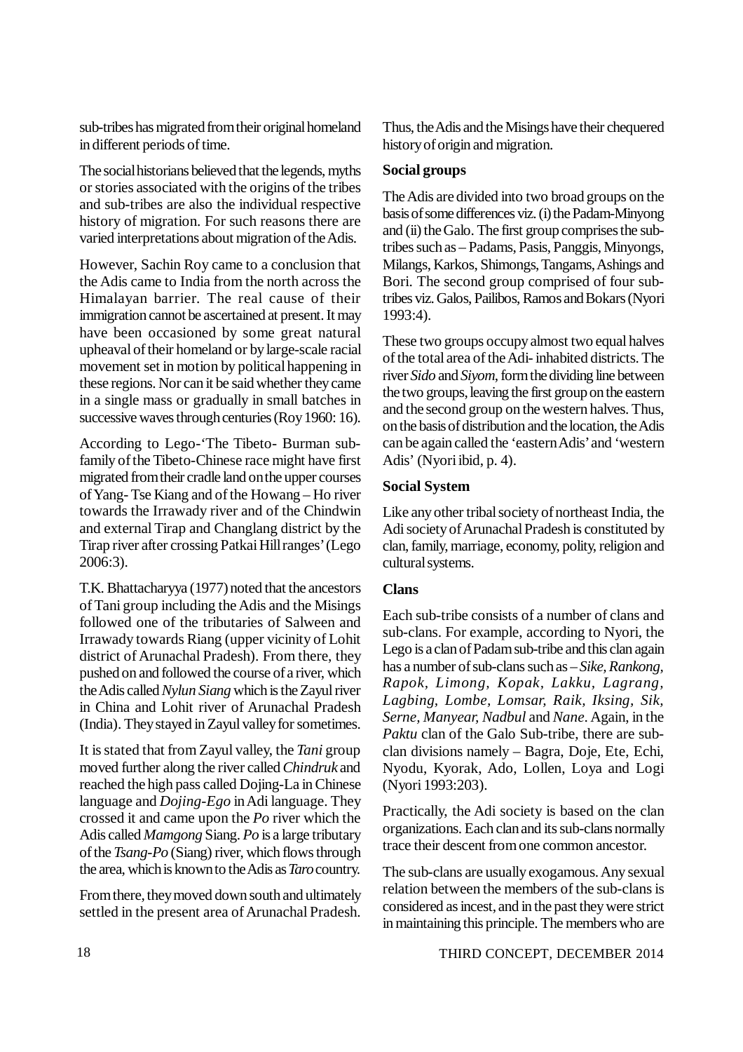sub-tribes has migrated from their original homeland in different periods of time.

The social historians believed that the legends, myths or stories associated with the origins of the tribes and sub-tribes are also the individual respective history of migration. For such reasons there are varied interpretations about migration of the Adis.

However, Sachin Roy came to a conclusion that the Adis came to India from the north across the Himalayan barrier. The real cause of their immigration cannot be ascertained at present. It may have been occasioned by some great natural upheaval of their homeland or by large-scale racial movement set in motion by political happening in these regions. Nor can it be said whether they came in a single mass or gradually in small batches in successive waves through centuries (Roy 1960: 16).

According to Lego-'The Tibeto- Burman sub-family of the Tibeto-Chinese race might have first migrated from their cradle land on the upper courses of Yang- Tse Kiang and of the Howang – Ho river towards the Irrawady river and of the Chindwin and external Tirap and Changlang district by the Tirap river after crossing Patkai Hill ranges' (Lego 2006:3).

T.K. Bhattacharyya (1977) noted that the ancestors of Tani group including the Adis and the Misings followed one of the tributaries of Salween and Irrawady towards Riang (upper vicinity of Lohit district of Arunachal Pradesh). From there, they pushed on and followed the course of a river, which the Adis called *Nylun Siang* which is the Zayul river in China and Lohit river of Arunachal Pradesh (India). They stayed in Zayul valley for sometimes.

It is stated that from Zayul valley, the *Tani* group moved further along the river called *Chindruk* and reached the high pass called Dojing-La in Chinese language and *Dojing-Ego* in Adi language. They crossed it and came upon the *Po* river which the Adis called *Mamgong* Siang. *Po* is a large tributary of the *Tsang-Po* (Siang) river, which flows through the area, which is known to the Adis as *Taro* country.

From there, they moved down south and ultimately settled in the present area of Arunachal Pradesh. Thus, the Adis and the Misings have their chequered history of origin and migration.

### Social groups

The Adis are divided into two broad groups on the basis of some differences viz. (i) the Padam-Minyong and (ii) the Galo. The first group comprises the sub-tribes such as – Padams, Pasis, Panggis, Minyongs, Milangs, Karkos, Shimongs, Tangams, Ashings and Bori. The second group comprised of four sub-tribes viz. Galos, Pailibos, Ramos and Bokars (Nyori 1993:4).

These two groups occupy almost two equal halves of the total area of the Adi- inhabited districts. The river *Sido* and *Siyom*, form the dividing line between the two groups, leaving the first group on the eastern and the second group on the western halves. Thus, on the basis of distribution and the location, the Adis can be again called the 'eastern Adis' and 'western Adis' (Nyori ibid, p. 4).

### Social System

Like any other tribal society of northeast India, the Adi society of Arunachal Pradesh is constituted by clan, family, marriage, economy, polity, religion and cultural systems.

### Clans

Each sub-tribe consists of a number of clans and sub-clans. For example, according to Nyori, the Lego is a clan of Padam sub-tribe and this clan again has a number of sub-clans such as – *Sike, Rankong, Rapok, Limong, Kopak, Lakku, Lagrang, Lagbing, Lombe, Lomsar, Raik, Iksing, Sik, Serne, Manyear, Nadbul* and *Nane*. Again, in the *Paktu* clan of the Galo Sub-tribe, there are sub-clan divisions namely – Bagra, Doje, Ete, Echi, Nyodu, Kyorak, Ado, Lollen, Loya and Logi (Nyori 1993:203).

Practically, the Adi society is based on the clan organizations. Each clan and its sub-clans normally trace their descent from one common ancestor.

The sub-clans are usually exogamous. Any sexual relation between the members of the sub-clans is considered as incest, and in the past they were strict in maintaining this principle. The members who are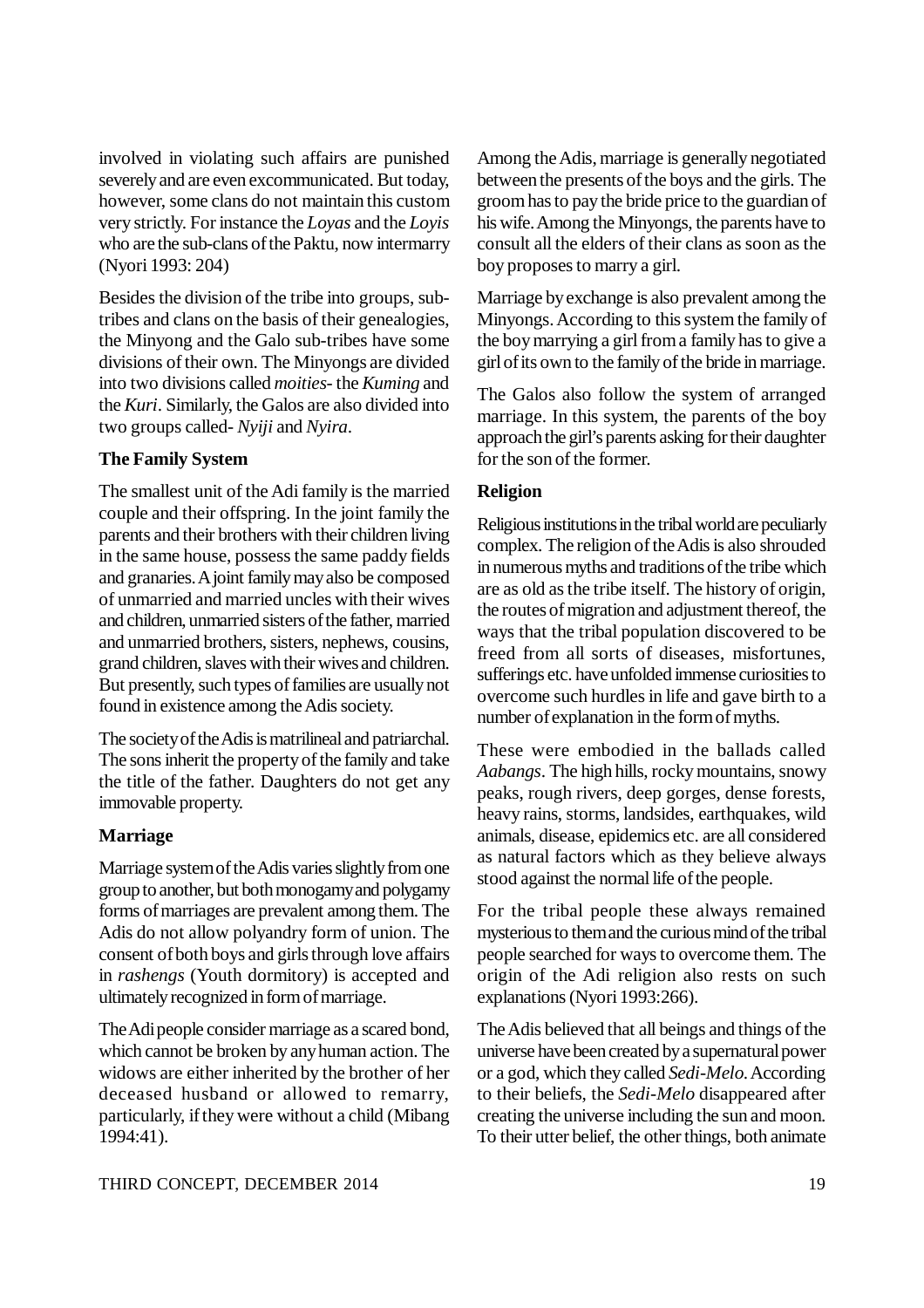involved in violating such affairs are punished severely and are even excommunicated. But today, however, some clans do not maintain this custom very strictly. For instance the *Loyas* and the *Loyis* who are the sub-clans of the Paktu, now intermarry (Nyori 1993: 204)

Besides the division of the tribe into groups, sub-tribes and clans on the basis of their genealogies, the Minyong and the Galo sub-tribes have some divisions of their own. The Minyongs are divided into two divisions called *moities*- the *Kuming* and the *Kuri*. Similarly, the Galos are also divided into two groups called- *Nyiji* and *Nyira*.

**The Family System**

The smallest unit of the Adi family is the married couple and their offspring. In the joint family the parents and their brothers with their children living in the same house, possess the same paddy fields and granaries. A joint family may also be composed of unmarried and married uncles with their wives and children, unmarried sisters of the father, married and unmarried brothers, sisters, nephews, cousins, grand children, slaves with their wives and children. But presently, such types of families are usually not found in existence among the Adis society.

The society of the Adis is matrilineal and patriarchal. The sons inherit the property of the family and take the title of the father. Daughters do not get any immovable property.

**Marriage**

Marriage system of the Adis varies slightly from one group to another, but both monogamy and polygamy forms of marriages are prevalent among them. The Adis do not allow polyandry form of union. The consent of both boys and girls through love affairs in *rashengs* (Youth dormitory) is accepted and ultimately recognized in form of marriage.

The Adi people consider marriage as a scared bond, which cannot be broken by any human action. The widows are either inherited by the brother of her deceased husband or allowed to remarry, particularly, if they were without a child (Mibang 1994:41).

Among the Adis, marriage is generally negotiated between the presents of the boys and the girls. The groom has to pay the bride price to the guardian of his wife. Among the Minyongs, the parents have to consult all the elders of their clans as soon as the boy proposes to marry a girl.

Marriage by exchange is also prevalent among the Minyongs. According to this system the family of the boy marrying a girl from a family has to give a girl of its own to the family of the bride in marriage.

The Galos also follow the system of arranged marriage. In this system, the parents of the boy approach the girl's parents asking for their daughter for the son of the former.

**Religion**

Religious institutions in the tribal world are peculiarly complex. The religion of the Adis is also shrouded in numerous myths and traditions of the tribe which are as old as the tribe itself. The history of origin, the routes of migration and adjustment thereof, the ways that the tribal population discovered to be freed from all sorts of diseases, misfortunes, sufferings etc. have unfolded immense curiosities to overcome such hurdles in life and gave birth to a number of explanation in the form of myths.

These were embodied in the ballads called *Aabangs*. The high hills, rocky mountains, snowy peaks, rough rivers, deep gorges, dense forests, heavy rains, storms, landsides, earthquakes, wild animals, disease, epidemics etc. are all considered as natural factors which as they believe always stood against the normal life of the people.

For the tribal people these always remained mysterious to them and the curious mind of the tribal people searched for ways to overcome them. The origin of the Adi religion also rests on such explanations (Nyori 1993:266).

The Adis believed that all beings and things of the universe have been created by a supernatural power or a god, which they called *Sedi-Melo*. According to their beliefs, the *Sedi-Melo* disappeared after creating the universe including the sun and moon. To their utter belief, the other things, both animate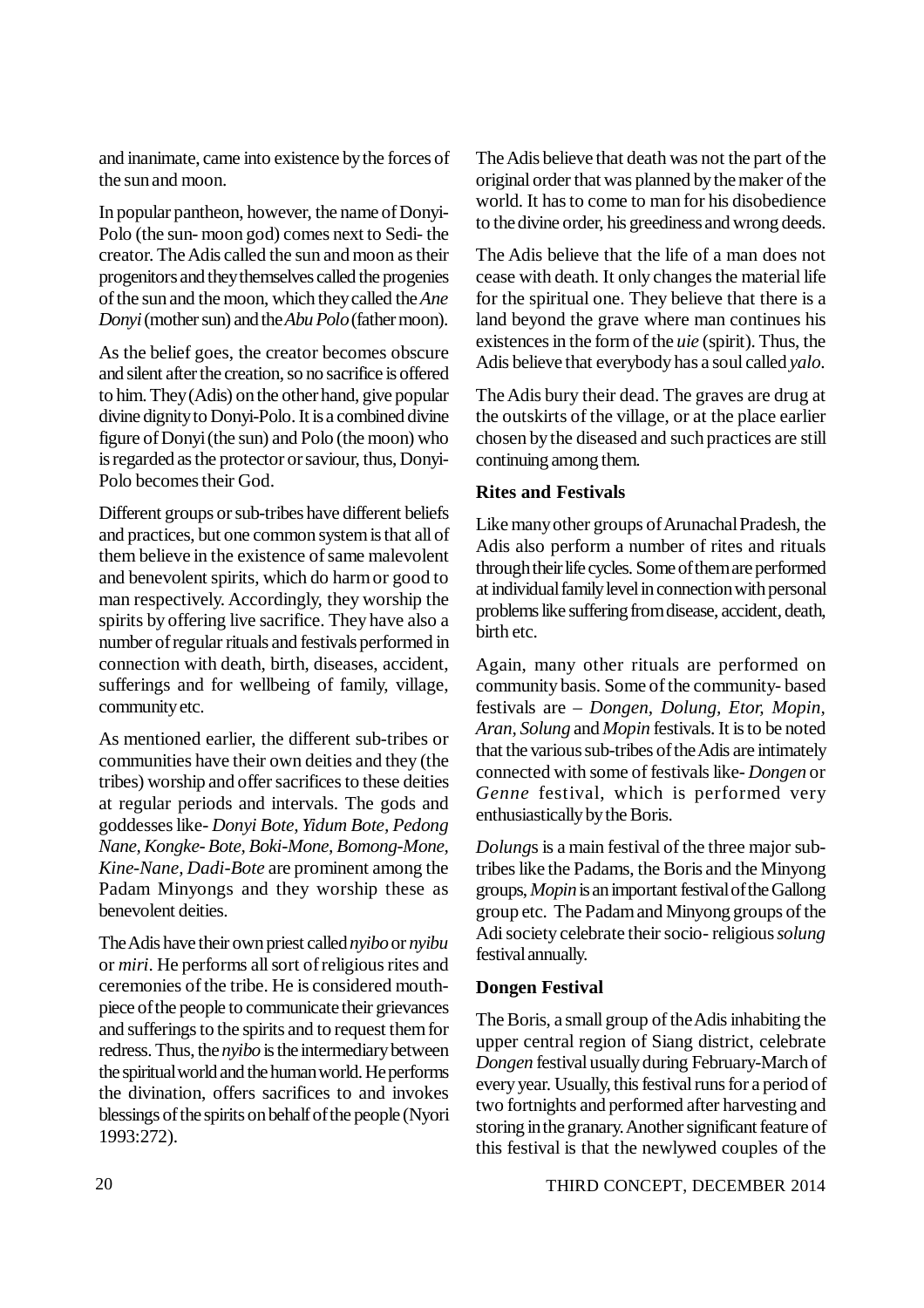and inanimate, came into existence by the forces of the sun and moon.

In popular pantheon, however, the name of Donyi-Polo (the sun- moon god) comes next to Sedi- the creator. The Adis called the sun and moon as their progenitors and they themselves called the progenies of the sun and the moon, which they called the *Ane Donyi* (mother sun) and the *Abu Polo* (father moon).

As the belief goes, the creator becomes obscure and silent after the creation, so no sacrifice is offered to him. They (Adis) on the other hand, give popular divine dignity to Donyi-Polo. It is a combined divine figure of Donyi (the sun) and Polo (the moon) who is regarded as the protector or saviour, thus, Donyi-Polo becomes their God.

Different groups or sub-tribes have different beliefs and practices, but one common system is that all of them believe in the existence of same malevolent and benevolent spirits, which do harm or good to man respectively. Accordingly, they worship the spirits by offering live sacrifice. They have also a number of regular rituals and festivals performed in connection with death, birth, diseases, accident, sufferings and for wellbeing of family, village, community etc.

As mentioned earlier, the different sub-tribes or communities have their own deities and they (the tribes) worship and offer sacrifices to these deities at regular periods and intervals. The gods and goddesses like- *Donyi Bote, Yidum Bote, Pedong Nane, Kongke- Bote, Boki-Mone, Bomong-Mone, Kine-Nane, Dadi-Bote* are prominent among the Padam Minyongs and they worship these as benevolent deities.

The Adis have their own priest called *nyibo* or *nyibu* or *miri*. He performs all sort of religious rites and ceremonies of the tribe. He is considered mouth-piece of the people to communicate their grievances and sufferings to the spirits and to request them for redress. Thus, the *nyibo* is the intermediary between the spiritual world and the human world. He performs the divination, offers sacrifices to and invokes blessings of the spirits on behalf of the people (Nyori 1993:272).

The Adis believe that death was not the part of the original order that was planned by the maker of the world. It has to come to man for his disobedience to the divine order, his greediness and wrong deeds.

The Adis believe that the life of a man does not cease with death. It only changes the material life for the spiritual one. They believe that there is a land beyond the grave where man continues his existences in the form of the *uie* (spirit). Thus, the Adis believe that everybody has a soul called *yalo*.

The Adis bury their dead. The graves are drug at the outskirts of the village, or at the place earlier chosen by the diseased and such practices are still continuing among them.

### Rites and Festivals

Like many other groups of Arunachal Pradesh, the Adis also perform a number of rites and rituals through their life cycles. Some of them are performed at individual family level in connection with personal problems like suffering from disease, accident, death, birth etc.

Again, many other rituals are performed on community basis. Some of the community- based festivals are – *Dongen, Dolung, Etor, Mopin, Aran, Solung* and *Mopin* festivals. It is to be noted that the various sub-tribes of the Adis are intimately connected with some of festivals like- *Dongen* or *Genne* festival, which is performed very enthusiastically by the Boris.

*Dolungs* is a main festival of the three major sub-tribes like the Padams, the Boris and the Minyong groups, *Mopin* is an important festival of the Gallong group etc. The Padam and Minyong groups of the Adi society celebrate their socio- religious *solung* festival annually.

### Dongen Festival

The Boris, a small group of the Adis inhabiting the upper central region of Siang district, celebrate *Dongen* festival usually during February-March of every year. Usually, this festival runs for a period of two fortnights and performed after harvesting and storing in the granary. Another significant feature of this festival is that the newlywed couples of the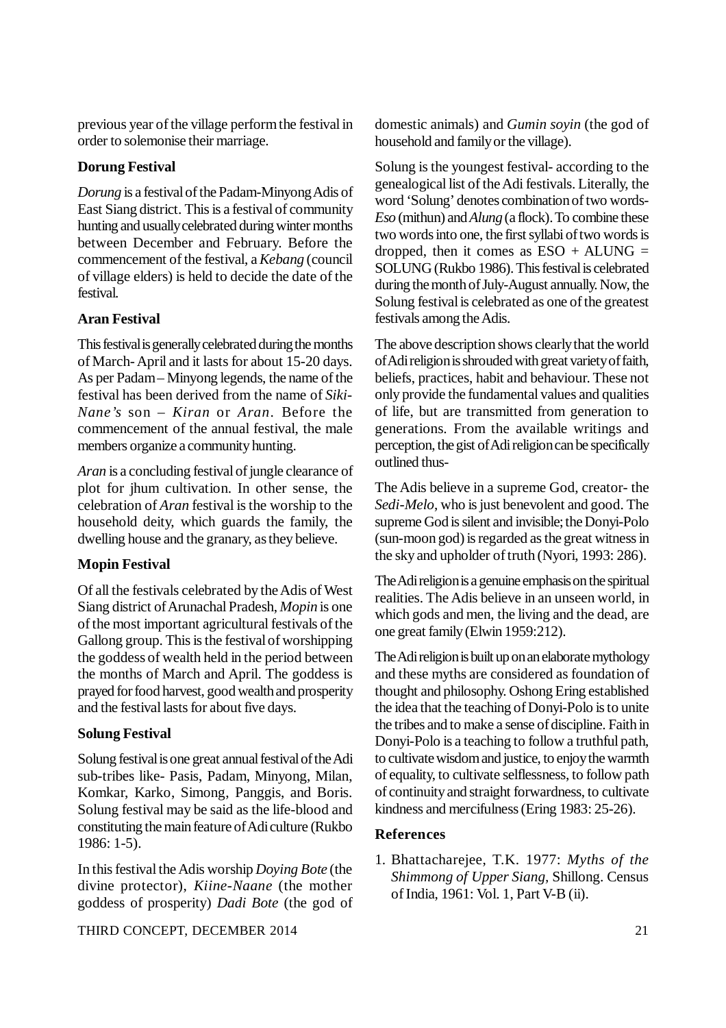previous year of the village perform the festival in order to solemonise their marriage.

### Dorung Festival

*Dorung* is a festival of the Padam-Minyong Adis of East Siang district. This is a festival of community hunting and usually celebrated during winter months between December and February. Before the commencement of the festival, a *Kebang* (council of village elders) is held to decide the date of the festival.

### Aran Festival

This festival is generally celebrated during the months of March- April and it lasts for about 15-20 days. As per Padam – Minyong legends, the name of the festival has been derived from the name of *Siki-Nane's* son – *Kiran* or *Aran*. Before the commencement of the annual festival, the male members organize a community hunting.

*Aran* is a concluding festival of jungle clearance of plot for jhum cultivation. In other sense, the celebration of *Aran* festival is the worship to the household deity, which guards the family, the dwelling house and the granary, as they believe.

### Mopin Festival

Of all the festivals celebrated by the Adis of West Siang district of Arunachal Pradesh, *Mopin* is one of the most important agricultural festivals of the Gallong group. This is the festival of worshipping the goddess of wealth held in the period between the months of March and April. The goddess is prayed for food harvest, good wealth and prosperity and the festival lasts for about five days.

### Solung Festival

Solung festival is one great annual festival of the Adi sub-tribes like- Pasis, Padam, Minyong, Milan, Komkar, Karko, Simong, Panggis, and Boris. Solung festival may be said as the life-blood and constituting the main feature of Adi culture (Rukbo 1986: 1-5).

In this festival the Adis worship *Doying Bote* (the divine protector), *Kiine-Naane* (the mother goddess of prosperity) *Dadi Bote* (the god of domestic animals) and *Gumin soyin* (the god of household and family or the village).

Solung is the youngest festival- according to the genealogical list of the Adi festivals. Literally, the word 'Solung' denotes combination of two words- *Eso* (mithun) and *Alung* (a flock). To combine these two words into one, the first syllabi of two words is dropped, then it comes as ESO + ALUNG = SOLUNG (Rukbo 1986). This festival is celebrated during the month of July-August annually. Now, the Solung festival is celebrated as one of the greatest festivals among the Adis.

The above description shows clearly that the world of Adi religion is shrouded with great variety of faith, beliefs, practices, habit and behaviour. These not only provide the fundamental values and qualities of life, but are transmitted from generation to generations. From the available writings and perception, the gist of Adi religion can be specifically outlined thus-

The Adis believe in a supreme God, creator- the *Sedi-Melo*, who is just benevolent and good. The supreme God is silent and invisible; the Donyi-Polo (sun-moon god) is regarded as the great witness in the sky and upholder of truth (Nyori, 1993: 286).

The Adi religion is a genuine emphasis on the spiritual realities. The Adis believe in an unseen world, in which gods and men, the living and the dead, are one great family (Elwin 1959:212).

The Adi religion is built up on an elaborate mythology and these myths are considered as foundation of thought and philosophy. Oshong Ering established the idea that the teaching of Donyi-Polo is to unite the tribes and to make a sense of discipline. Faith in Donyi-Polo is a teaching to follow a truthful path, to cultivate wisdom and justice, to enjoy the warmth of equality, to cultivate selflessness, to follow path of continuity and straight forwardness, to cultivate kindness and mercifulness (Ering 1983: 25-26).

### References

1. Bhattacharejee, T.K. 1977: *Myths of the Shimmong of Upper Siang*, Shillong. Census of India, 1961: Vol. 1, Part V-B (ii).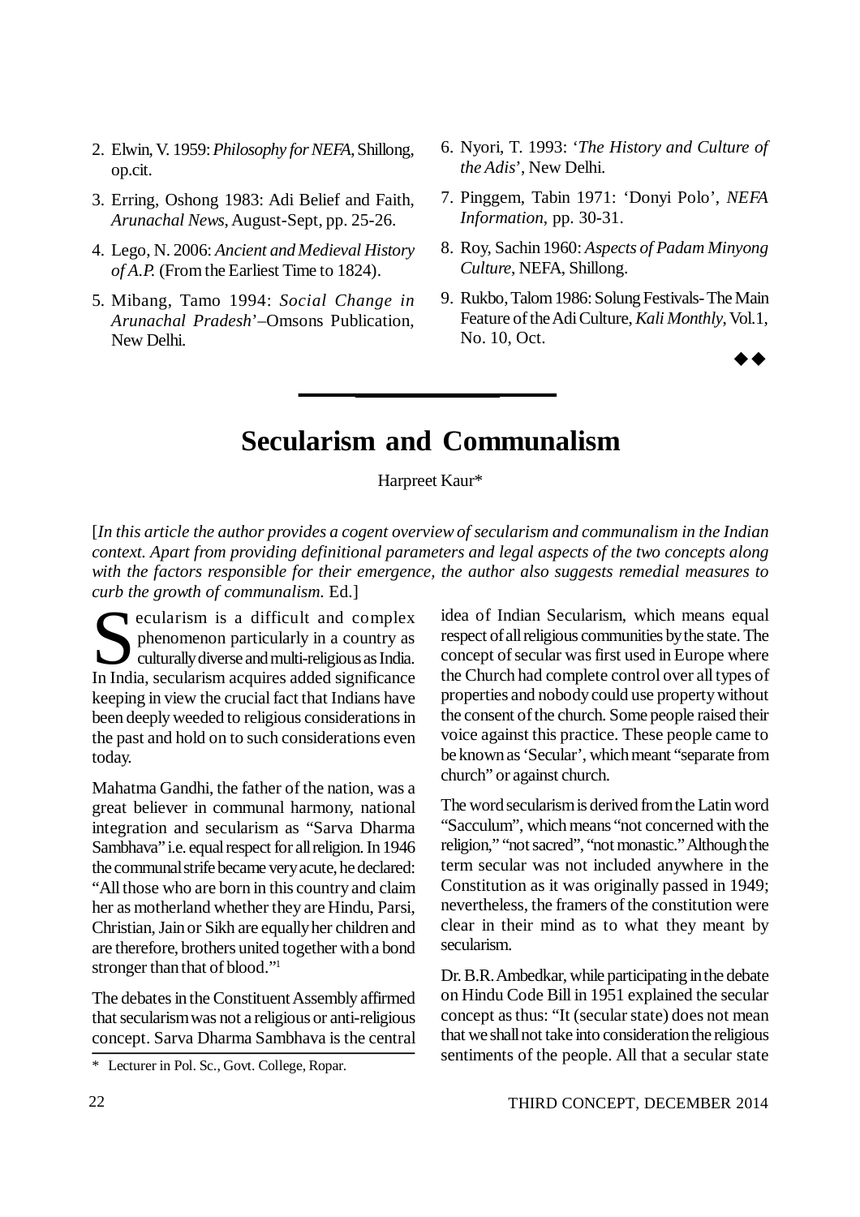2. Elwin, V. 1959: *Philosophy for NEFA*, Shillong, op.cit.
3. Erring, Oshong 1983: Adi Belief and Faith, *Arunachal News*, August-Sept, pp. 25-26.
4. Lego, N. 2006: *Ancient and Medieval History of A.P.* (From the Earliest Time to 1824).
5. Mibang, Tamo 1994: *Social Change in Arunachal Pradesh*'–Omsons Publication, New Delhi.
6. Nyori, T. 1993: '*The History and Culture of the Adis*', New Delhi.
7. Pinggem, Tabin 1971: 'Donyi Polo', *NEFA Information*, pp. 30-31.
8. Roy, Sachin 1960: *Aspects of Padam Minyong Culture*, NEFA, Shillong.
9. Rukbo, Talom 1986: Solung Festivals- The Main Feature of the Adi Culture, *Kali Monthly*, Vol.1, No. 10, Oct.

◆◆

# Secularism and Communalism

Harpreet Kaur*

[*In this article the author provides a cogent overview of secularism and communalism in the Indian context. Apart from providing definitional parameters and legal aspects of the two concepts along with the factors responsible for their emergence, the author also suggests remedial measures to curb the growth of communalism.* Ed.]

Secularism is a difficult and complex phenomenon particularly in a country as culturally diverse and multi-religious as India. In India, secularism acquires added significance keeping in view the crucial fact that Indians have been deeply weeded to religious considerations in the past and hold on to such considerations even today.

Mahatma Gandhi, the father of the nation, was a great believer in communal harmony, national integration and secularism as "Sarva Dharma Sambhava" i.e. equal respect for all religion. In 1946 the communal strife became very acute, he declared: "All those who are born in this country and claim her as motherland whether they are Hindu, Parsi, Christian, Jain or Sikh are equally her children and are therefore, brothers united together with a bond stronger than that of blood."[1]

The debates in the Constituent Assembly affirmed that secularism was not a religious or anti-religious concept. Sarva Dharma Sambhava is the central idea of Indian Secularism, which means equal respect of all religious communities by the state. The concept of secular was first used in Europe where the Church had complete control over all types of properties and nobody could use property without the consent of the church. Some people raised their voice against this practice. These people came to be known as 'Secular', which meant "separate from church" or against church.

The word secularism is derived from the Latin word "Sacculum", which means "not concerned with the religion," "not sacred", "not monastic." Although the term secular was not included anywhere in the Constitution as it was originally passed in 1949; nevertheless, the framers of the constitution were clear in their mind as to what they meant by secularism.

Dr. B.R. Ambedkar, while participating in the debate on Hindu Code Bill in 1951 explained the secular concept as thus: "It (secular state) does not mean that we shall not take into consideration the religious sentiments of the people. All that a secular state

\* Lecturer in Pol. Sc., Govt. College, Ropar.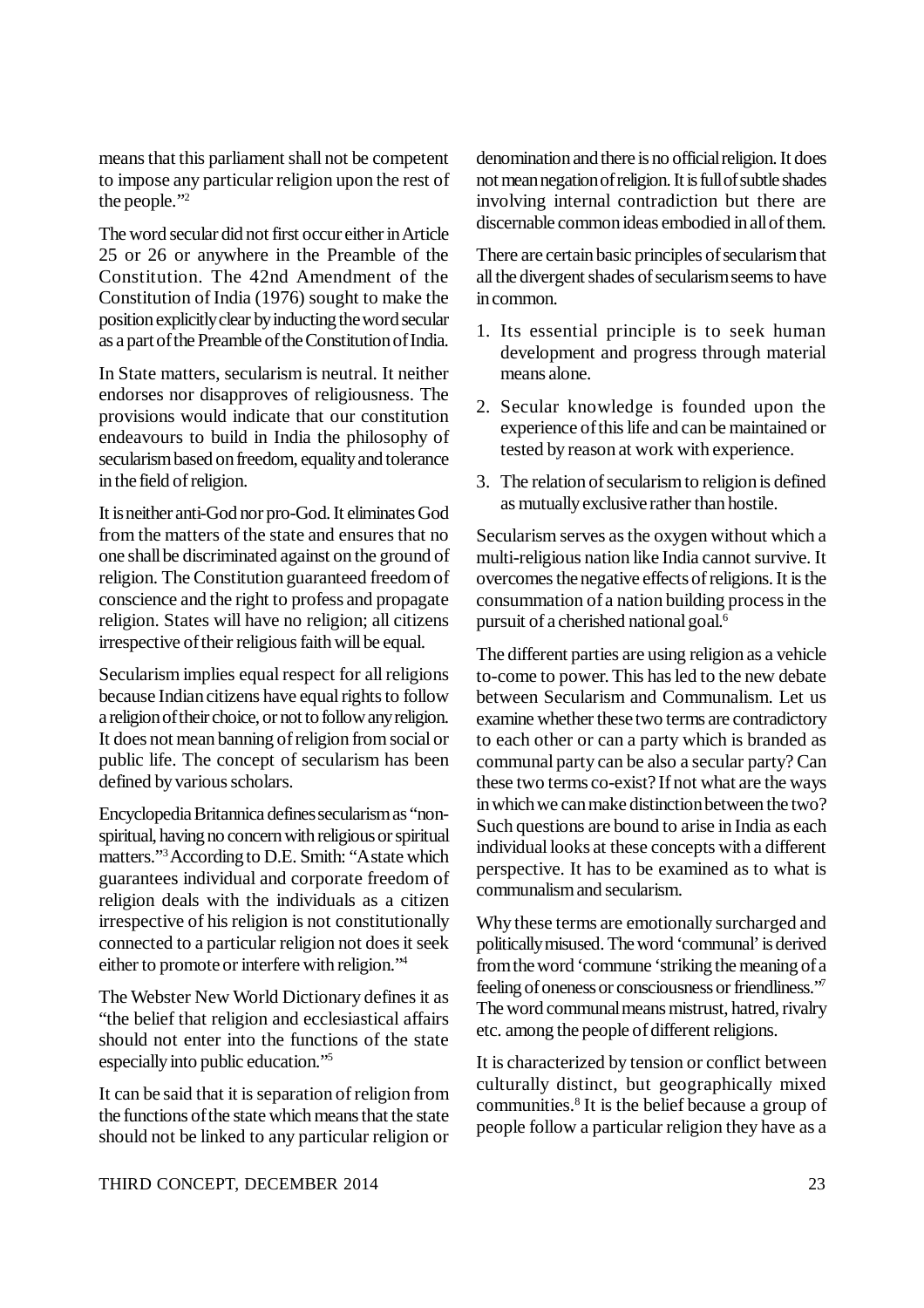means that this parliament shall not be competent to impose any particular religion upon the rest of the people."[2]

The word secular did not first occur either in Article 25 or 26 or anywhere in the Preamble of the Constitution. The 42nd Amendment of the Constitution of India (1976) sought to make the position explicitly clear by inducting the word secular as a part of the Preamble of the Constitution of India.

In State matters, secularism is neutral. It neither endorses nor disapproves of religiousness. The provisions would indicate that our constitution endeavours to build in India the philosophy of secularism based on freedom, equality and tolerance in the field of religion.

It is neither anti-God nor pro-God. It eliminates God from the matters of the state and ensures that no one shall be discriminated against on the ground of religion. The Constitution guaranteed freedom of conscience and the right to profess and propagate religion. States will have no religion; all citizens irrespective of their religious faith will be equal.

Secularism implies equal respect for all religions because Indian citizens have equal rights to follow a religion of their choice, or not to follow any religion. It does not mean banning of religion from social or public life. The concept of secularism has been defined by various scholars.

Encyclopedia Britannica defines secularism as "non-spiritual, having no concern with religious or spiritual matters."[3] According to D.E. Smith: "A state which guarantees individual and corporate freedom of religion deals with the individuals as a citizen irrespective of his religion is not constitutionally connected to a particular religion not does it seek either to promote or interfere with religion."[4]

The Webster New World Dictionary defines it as "the belief that religion and ecclesiastical affairs should not enter into the functions of the state especially into public education."[5]

It can be said that it is separation of religion from the functions of the state which means that the state should not be linked to any particular religion or denomination and there is no official religion. It does not mean negation of religion. It is full of subtle shades involving internal contradiction but there are discernable common ideas embodied in all of them.

There are certain basic principles of secularism that all the divergent shades of secularism seems to have in common.

1. Its essential principle is to seek human development and progress through material means alone.
2. Secular knowledge is founded upon the experience of this life and can be maintained or tested by reason at work with experience.
3. The relation of secularism to religion is defined as mutually exclusive rather than hostile.

Secularism serves as the oxygen without which a multi-religious nation like India cannot survive. It overcomes the negative effects of religions. It is the consummation of a nation building process in the pursuit of a cherished national goal.[6]

The different parties are using religion as a vehicle to-come to power. This has led to the new debate between Secularism and Communalism. Let us examine whether these two terms are contradictory to each other or can a party which is branded as communal party can be also a secular party? Can these two terms co-exist? If not what are the ways in which we can make distinction between the two? Such questions are bound to arise in India as each individual looks at these concepts with a different perspective. It has to be examined as to what is communalism and secularism.

Why these terms are emotionally surcharged and politically misused. The word 'communal' is derived from the word 'commune 'striking the meaning of a feeling of oneness or consciousness or friendliness."[7] The word communal means mistrust, hatred, rivalry etc. among the people of different religions.

It is characterized by tension or conflict between culturally distinct, but geographically mixed communities.[8] It is the belief because a group of people follow a particular religion they have as a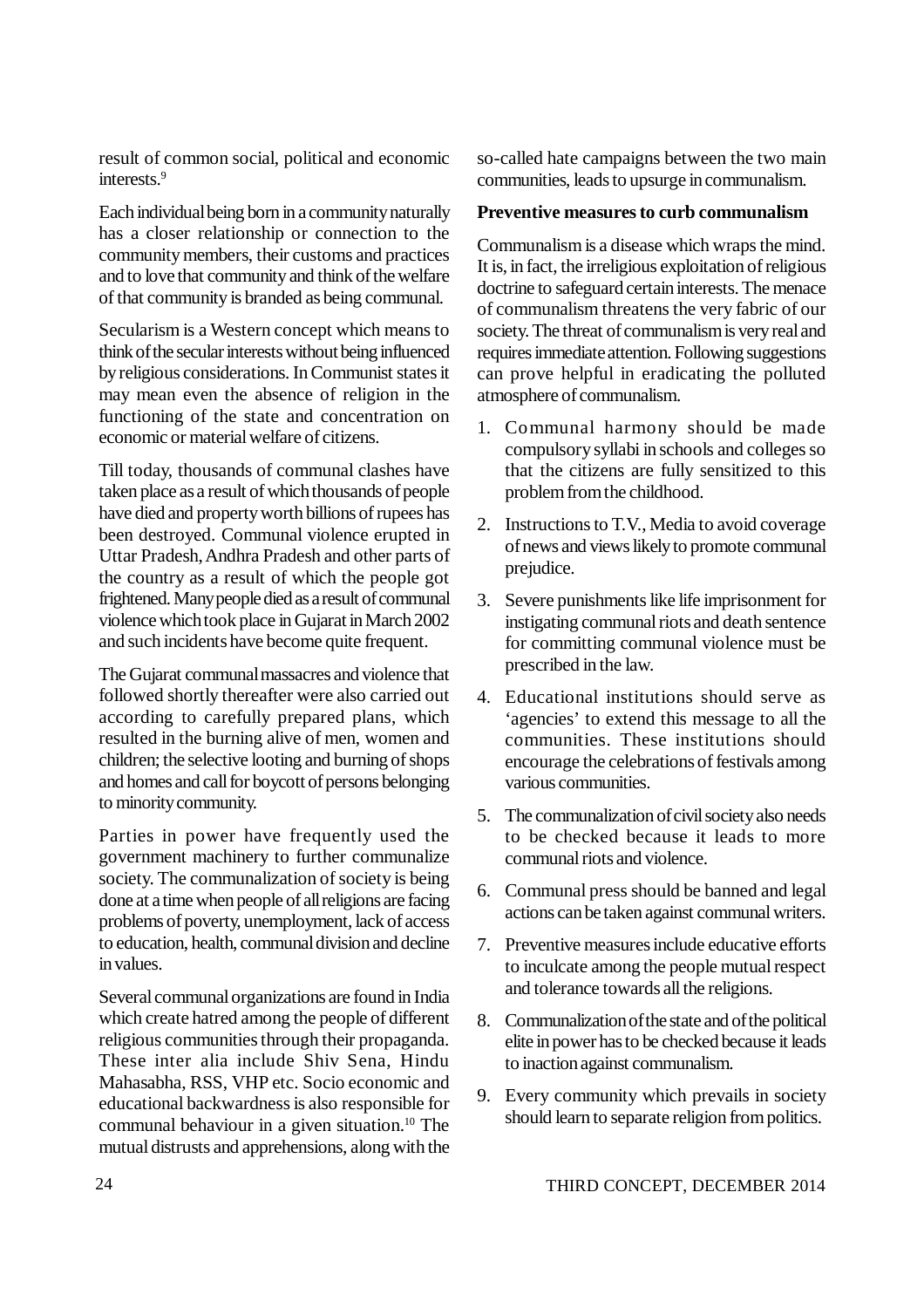result of common social, political and economic interests.[9]

Each individual being born in a community naturally has a closer relationship or connection to the community members, their customs and practices and to love that community and think of the welfare of that community is branded as being communal.

Secularism is a Western concept which means to think of the secular interests without being influenced by religious considerations. In Communist states it may mean even the absence of religion in the functioning of the state and concentration on economic or material welfare of citizens.

Till today, thousands of communal clashes have taken place as a result of which thousands of people have died and property worth billions of rupees has been destroyed. Communal violence erupted in Uttar Pradesh, Andhra Pradesh and other parts of the country as a result of which the people got frightened. Many people died as a result of communal violence which took place in Gujarat in March 2002 and such incidents have become quite frequent.

The Gujarat communal massacres and violence that followed shortly thereafter were also carried out according to carefully prepared plans, which resulted in the burning alive of men, women and children; the selective looting and burning of shops and homes and call for boycott of persons belonging to minority community.

Parties in power have frequently used the government machinery to further communalize society. The communalization of society is being done at a time when people of all religions are facing problems of poverty, unemployment, lack of access to education, health, communal division and decline in values.

Several communal organizations are found in India which create hatred among the people of different religious communities through their propaganda. These inter alia include Shiv Sena, Hindu Mahasabha, RSS, VHP etc. Socio economic and educational backwardness is also responsible for communal behaviour in a given situation.[10] The mutual distrusts and apprehensions, along with the so-called hate campaigns between the two main communities, leads to upsurge in communalism.

**Preventive measures to curb communalism**

Communalism is a disease which wraps the mind. It is, in fact, the irreligious exploitation of religious doctrine to safeguard certain interests. The menace of communalism threatens the very fabric of our society. The threat of communalism is very real and requires immediate attention. Following suggestions can prove helpful in eradicating the polluted atmosphere of communalism.

1. Communal harmony should be made compulsory syllabi in schools and colleges so that the citizens are fully sensitized to this problem from the childhood.
2. Instructions to T.V., Media to avoid coverage of news and views likely to promote communal prejudice.
3. Severe punishments like life imprisonment for instigating communal riots and death sentence for committing communal violence must be prescribed in the law.
4. Educational institutions should serve as 'agencies' to extend this message to all the communities. These institutions should encourage the celebrations of festivals among various communities.
5. The communalization of civil society also needs to be checked because it leads to more communal riots and violence.
6. Communal press should be banned and legal actions can be taken against communal writers.
7. Preventive measures include educative efforts to inculcate among the people mutual respect and tolerance towards all the religions.
8. Communalization of the state and of the political elite in power has to be checked because it leads to inaction against communalism.
9. Every community which prevails in society should learn to separate religion from politics.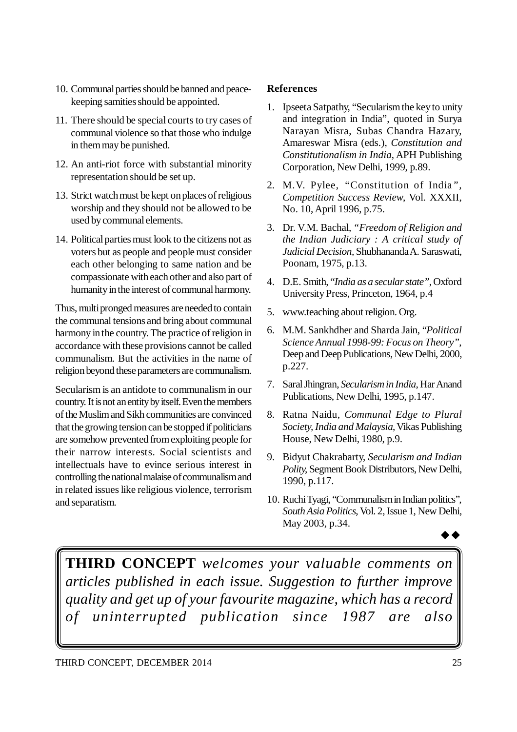10. Communal parties should be banned and peace-keeping samities should be appointed.

11. There should be special courts to try cases of communal violence so that those who indulge in them may be punished.

12. An anti-riot force with substantial minority representation should be set up.

13. Strict watch must be kept on places of religious worship and they should not be allowed to be used by communal elements.

14. Political parties must look to the citizens not as voters but as people and people must consider each other belonging to same nation and be compassionate with each other and also part of humanity in the interest of communal harmony.

Thus, multi pronged measures are needed to contain the communal tensions and bring about communal harmony in the country. The practice of religion in accordance with these provisions cannot be called communalism. But the activities in the name of religion beyond these parameters are communalism.

Secularism is an antidote to communalism in our country. It is not an entity by itself. Even the members of the Muslim and Sikh communities are convinced that the growing tension can be stopped if politicians are somehow prevented from exploiting people for their narrow interests. Social scientists and intellectuals have to evince serious interest in controlling the national malaise of communalism and in related issues like religious violence, terrorism and separatism.

**References**

1. Ipseeta Satpathy, "Secularism the key to unity and integration in India", quoted in Surya Narayan Misra, Subas Chandra Hazary, Amareswar Misra (eds.), *Constitution and Constitutionalism in India*, APH Publishing Corporation, New Delhi, 1999, p.89.
2. M.V. Pylee, "Constitution of India", *Competition Success Review*, Vol. XXXII, No. 10, April 1996, p.75.
3. Dr. V.M. Bachal, *"Freedom of Religion and the Indian Judiciary : A critical study of Judicial Decision,* Shubhananda A. Saraswati, Poonam, 1975, p.13.
4. D.E. Smith, "*India as a secular state"*, Oxford University Press, Princeton, 1964, p.4
5. www.teaching about religion. Org.
6. M.M. Sankhdher and Sharda Jain, "*Political Science Annual 1998-99: Focus on Theory"*, Deep and Deep Publications, New Delhi, 2000, p.227.
7. Saral Jhingran, *Secularism in India*, Har Anand Publications, New Delhi, 1995, p.147.
8. Ratna Naidu, *Communal Edge to Plural Society, India and Malaysia*, Vikas Publishing House, New Delhi, 1980, p.9.
9. Bidyut Chakrabarty, *Secularism and Indian Polity*, Segment Book Distributors, New Delhi, 1990, p.117.
10. Ruchi Tyagi, "Communalism in Indian politics", *South Asia Politics*, Vol. 2, Issue 1, New Delhi, May 2003, p.34.

◆◆

**THIRD CONCEPT** *welcomes your valuable comments on articles published in each issue. Suggestion to further improve quality and get up of your favourite magazine, which has a record of uninterrupted publication since 1987 are also*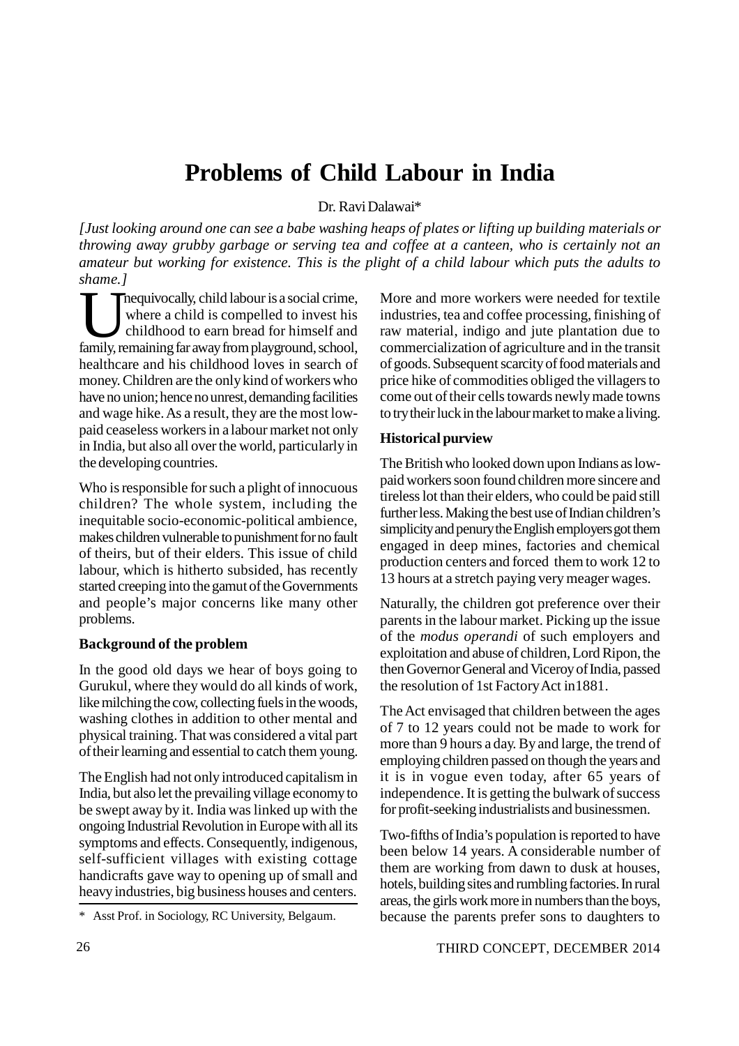# Problems of Child Labour in India

Dr. Ravi Dalawai*

*[Just looking around one can see a babe washing heaps of plates or lifting up building materials or throwing away grubby garbage or serving tea and coffee at a canteen, who is certainly not an amateur but working for existence. This is the plight of a child labour which puts the adults to shame.]*

Unequivocally, child labour is a social crime, where a child is compelled to invest his childhood to earn bread for himself and family, remaining far away from playground, school, healthcare and his childhood loves in search of money. Children are the only kind of workers who have no union; hence no unrest, demanding facilities and wage hike. As a result, they are the most low-paid ceaseless workers in a labour market not only in India, but also all over the world, particularly in the developing countries.

Who is responsible for such a plight of innocuous children? The whole system, including the inequitable socio-economic-political ambience, makes children vulnerable to punishment for no fault of theirs, but of their elders. This issue of child labour, which is hitherto subsided, has recently started creeping into the gamut of the Governments and people's major concerns like many other problems.

**Background of the problem**

In the good old days we hear of boys going to Gurukul, where they would do all kinds of work, like milching the cow, collecting fuels in the woods, washing clothes in addition to other mental and physical training. That was considered a vital part of their learning and essential to catch them young.

The English had not only introduced capitalism in India, but also let the prevailing village economy to be swept away by it. India was linked up with the ongoing Industrial Revolution in Europe with all its symptoms and effects. Consequently, indigenous, self-sufficient villages with existing cottage handicrafts gave way to opening up of small and heavy industries, big business houses and centers. More and more workers were needed for textile industries, tea and coffee processing, finishing of raw material, indigo and jute plantation due to commercialization of agriculture and in the transit of goods. Subsequent scarcity of food materials and price hike of commodities obliged the villagers to come out of their cells towards newly made towns to try their luck in the labour market to make a living.

**Historical purview**

The British who looked down upon Indians as low-paid workers soon found children more sincere and tireless lot than their elders, who could be paid still further less. Making the best use of Indian children's simplicity and penury the English employers got them engaged in deep mines, factories and chemical production centers and forced them to work 12 to 13 hours at a stretch paying very meager wages.

Naturally, the children got preference over their parents in the labour market. Picking up the issue of the *modus operandi* of such employers and exploitation and abuse of children, Lord Ripon, the then Governor General and Viceroy of India, passed the resolution of 1st Factory Act in1881.

The Act envisaged that children between the ages of 7 to 12 years could not be made to work for more than 9 hours a day. By and large, the trend of employing children passed on though the years and it is in vogue even today, after 65 years of independence. It is getting the bulwark of success for profit-seeking industrialists and businessmen.

Two-fifths of India's population is reported to have been below 14 years. A considerable number of them are working from dawn to dusk at houses, hotels, building sites and rumbling factories. In rural areas, the girls work more in numbers than the boys, because the parents prefer sons to daughters to

\* Asst Prof. in Sociology, RC University, Belgaum.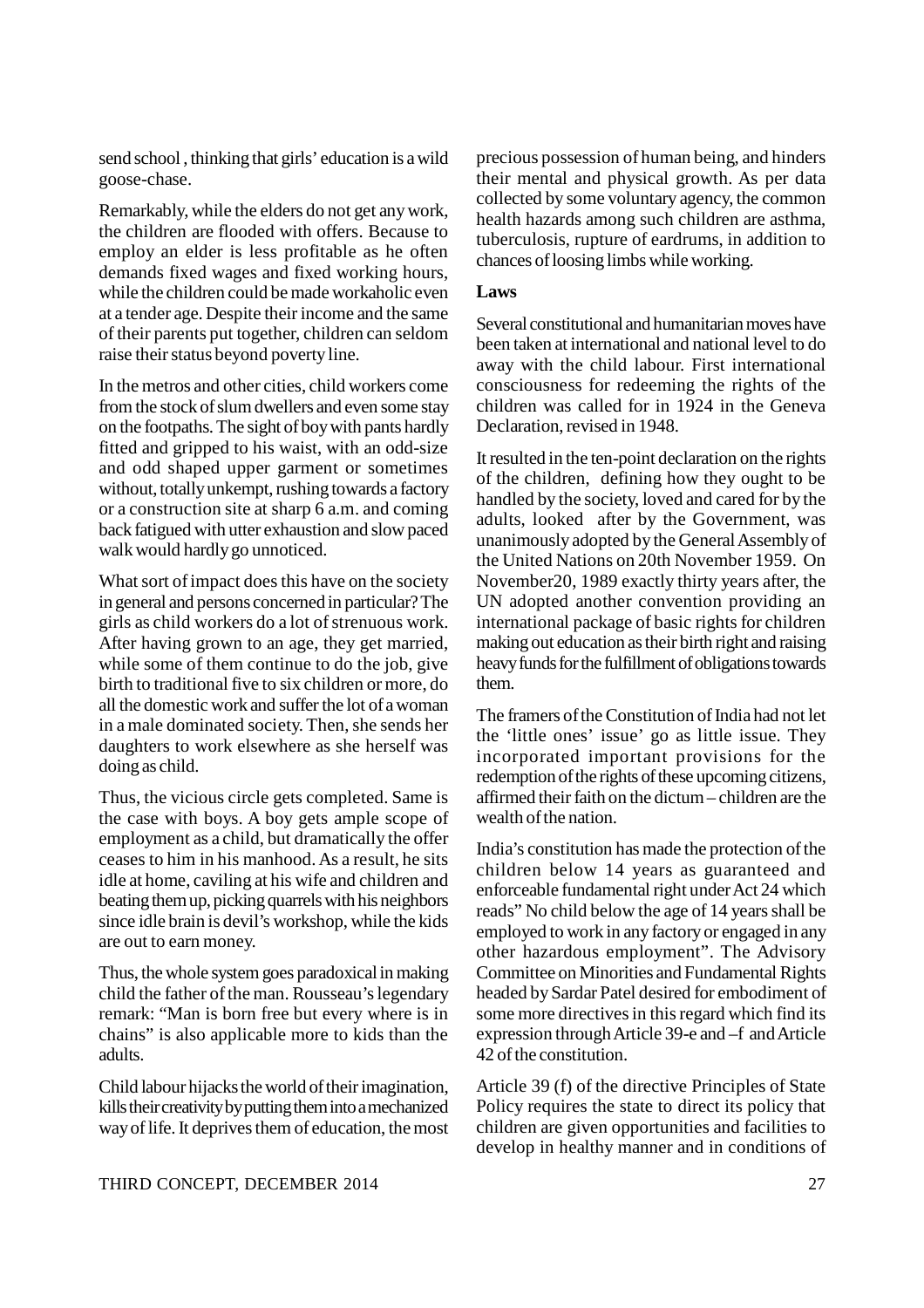send school , thinking that girls' education is a wild goose-chase.

Remarkably, while the elders do not get any work, the children are flooded with offers. Because to employ an elder is less profitable as he often demands fixed wages and fixed working hours, while the children could be made workaholic even at a tender age. Despite their income and the same of their parents put together, children can seldom raise their status beyond poverty line.

In the metros and other cities, child workers come from the stock of slum dwellers and even some stay on the footpaths. The sight of boy with pants hardly fitted and gripped to his waist, with an odd-size and odd shaped upper garment or sometimes without, totally unkempt, rushing towards a factory or a construction site at sharp 6 a.m. and coming back fatigued with utter exhaustion and slow paced walk would hardly go unnoticed.

What sort of impact does this have on the society in general and persons concerned in particular? The girls as child workers do a lot of strenuous work. After having grown to an age, they get married, while some of them continue to do the job, give birth to traditional five to six children or more, do all the domestic work and suffer the lot of a woman in a male dominated society. Then, she sends her daughters to work elsewhere as she herself was doing as child.

Thus, the vicious circle gets completed. Same is the case with boys. A boy gets ample scope of employment as a child, but dramatically the offer ceases to him in his manhood. As a result, he sits idle at home, caviling at his wife and children and beating them up, picking quarrels with his neighbors since idle brain is devil's workshop, while the kids are out to earn money.

Thus, the whole system goes paradoxical in making child the father of the man. Rousseau's legendary remark: "Man is born free but every where is in chains" is also applicable more to kids than the adults.

Child labour hijacks the world of their imagination, kills their creativity by putting them into a mechanized way of life. It deprives them of education, the most precious possession of human being, and hinders their mental and physical growth. As per data collected by some voluntary agency, the common health hazards among such children are asthma, tuberculosis, rupture of eardrums, in addition to chances of loosing limbs while working.

**Laws**

Several constitutional and humanitarian moves have been taken at international and national level to do away with the child labour. First international consciousness for redeeming the rights of the children was called for in 1924 in the Geneva Declaration, revised in 1948.

It resulted in the ten-point declaration on the rights of the children, defining how they ought to be handled by the society, loved and cared for by the adults, looked after by the Government, was unanimously adopted by the General Assembly of the United Nations on 20th November 1959. On November20, 1989 exactly thirty years after, the UN adopted another convention providing an international package of basic rights for children making out education as their birth right and raising heavy funds for the fulfillment of obligations towards them.

The framers of the Constitution of India had not let the 'little ones' issue' go as little issue. They incorporated important provisions for the redemption of the rights of these upcoming citizens, affirmed their faith on the dictum – children are the wealth of the nation.

India's constitution has made the protection of the children below 14 years as guaranteed and enforceable fundamental right under Act 24 which reads" No child below the age of 14 years shall be employed to work in any factory or engaged in any other hazardous employment". The Advisory Committee on Minorities and Fundamental Rights headed by Sardar Patel desired for embodiment of some more directives in this regard which find its expression through Article 39-e and –f and Article 42 of the constitution.

Article 39 (f) of the directive Principles of State Policy requires the state to direct its policy that children are given opportunities and facilities to develop in healthy manner and in conditions of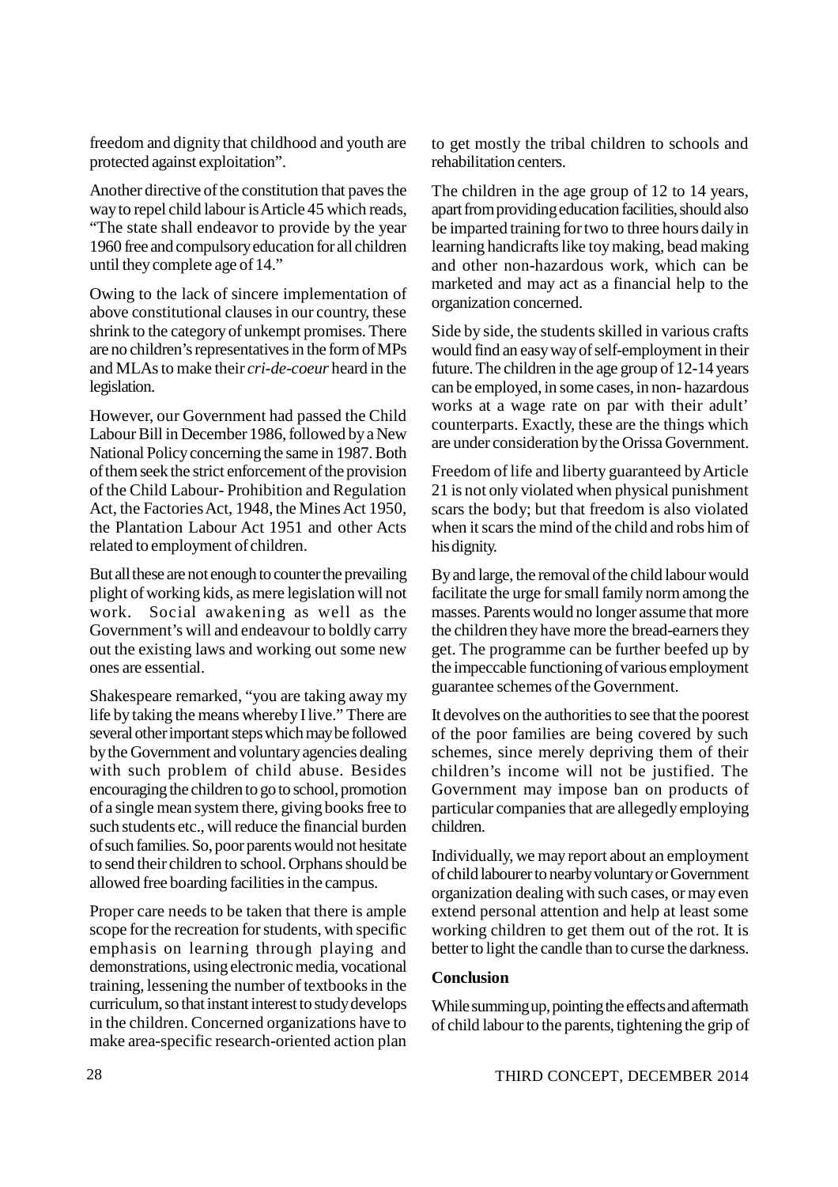freedom and dignity that childhood and youth are protected against exploitation".

Another directive of the constitution that paves the way to repel child labour is Article 45 which reads, "The state shall endeavor to provide by the year 1960 free and compulsory education for all children until they complete age of 14."

Owing to the lack of sincere implementation of above constitutional clauses in our country, these shrink to the category of unkempt promises. There are no children's representatives in the form of MPs and MLAs to make their *cri-de-coeur* heard in the legislation.

However, our Government had passed the Child Labour Bill in December 1986, followed by a New National Policy concerning the same in 1987. Both of them seek the strict enforcement of the provision of the Child Labour- Prohibition and Regulation Act, the Factories Act, 1948, the Mines Act 1950, the Plantation Labour Act 1951 and other Acts related to employment of children.

But all these are not enough to counter the prevailing plight of working kids, as mere legislation will not work. Social awakening as well as the Government's will and endeavour to boldly carry out the existing laws and working out some new ones are essential.

Shakespeare remarked, "you are taking away my life by taking the means whereby I live." There are several other important steps which may be followed by the Government and voluntary agencies dealing with such problem of child abuse. Besides encouraging the children to go to school, promotion of a single mean system there, giving books free to such students etc., will reduce the financial burden of such families. So, poor parents would not hesitate to send their children to school. Orphans should be allowed free boarding facilities in the campus.

Proper care needs to be taken that there is ample scope for the recreation for students, with specific emphasis on learning through playing and demonstrations, using electronic media, vocational training, lessening the number of textbooks in the curriculum, so that instant interest to study develops in the children. Concerned organizations have to make area-specific research-oriented action plan to get mostly the tribal children to schools and rehabilitation centers.

The children in the age group of 12 to 14 years, apart from providing education facilities, should also be imparted training for two to three hours daily in learning handicrafts like toy making, bead making and other non-hazardous work, which can be marketed and may act as a financial help to the organization concerned.

Side by side, the students skilled in various crafts would find an easy way of self-employment in their future. The children in the age group of 12-14 years can be employed, in some cases, in non- hazardous works at a wage rate on par with their adult' counterparts. Exactly, these are the things which are under consideration by the Orissa Government.

Freedom of life and liberty guaranteed by Article 21 is not only violated when physical punishment scars the body; but that freedom is also violated when it scars the mind of the child and robs him of his dignity.

By and large, the removal of the child labour would facilitate the urge for small family norm among the masses. Parents would no longer assume that more the children they have more the bread-earners they get. The programme can be further beefed up by the impeccable functioning of various employment guarantee schemes of the Government.

It devolves on the authorities to see that the poorest of the poor families are being covered by such schemes, since merely depriving them of their children's income will not be justified. The Government may impose ban on products of particular companies that are allegedly employing children.

Individually, we may report about an employment of child labourer to nearby voluntary or Government organization dealing with such cases, or may even extend personal attention and help at least some working children to get them out of the rot. It is better to light the candle than to curse the darkness.

**Conclusion**

While summing up, pointing the effects and aftermath of child labour to the parents, tightening the grip of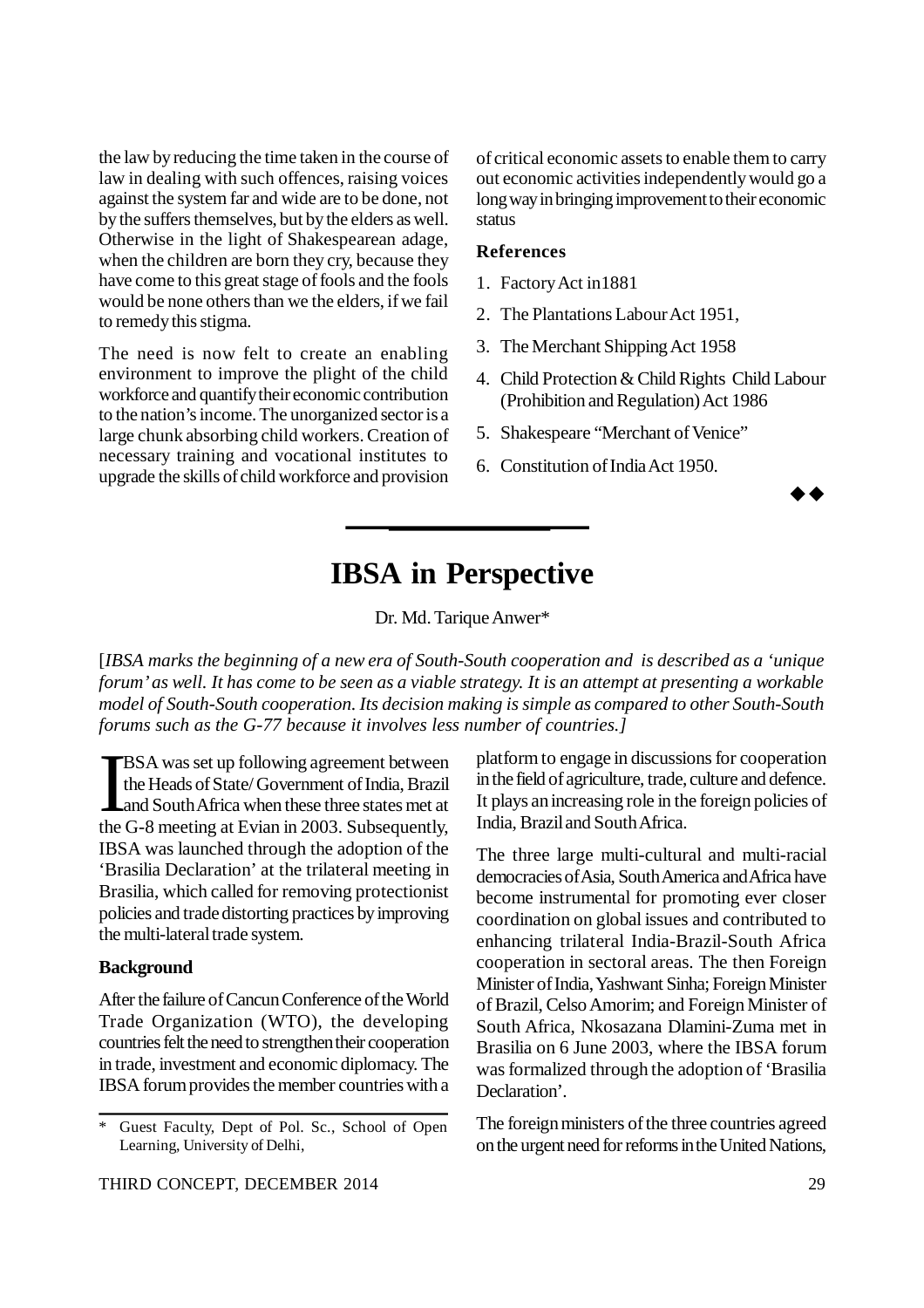the law by reducing the time taken in the course of law in dealing with such offences, raising voices against the system far and wide are to be done, not by the suffers themselves, but by the elders as well. Otherwise in the light of Shakespearean adage, when the children are born they cry, because they have come to this great stage of fools and the fools would be none others than we the elders, if we fail to remedy this stigma.

The need is now felt to create an enabling environment to improve the plight of the child workforce and quantify their economic contribution to the nation's income. The unorganized sector is a large chunk absorbing child workers. Creation of necessary training and vocational institutes to upgrade the skills of child workforce and provision of critical economic assets to enable them to carry out economic activities independently would go a long way in bringing improvement to their economic status

**References**

1. Factory Act in1881
2. The Plantations Labour Act 1951,
3. The Merchant Shipping Act 1958
4. Child Protection & Child Rights Child Labour (Prohibition and Regulation) Act 1986
5. Shakespeare "Merchant of Venice"
6. Constitution of India Act 1950.

◆◆

# IBSA in Perspective

Dr. Md. Tarique Anwer*

[*IBSA marks the beginning of a new era of South-South cooperation and is described as a 'unique forum' as well. It has come to be seen as a viable strategy. It is an attempt at presenting a workable model of South-South cooperation. Its decision making is simple as compared to other South-South forums such as the G-77 because it involves less number of countries.]*

IBSA was set up following agreement between the Heads of State/ Government of India, Brazil and South Africa when these three states met at the G-8 meeting at Evian in 2003. Subsequently, IBSA was launched through the adoption of the 'Brasilia Declaration' at the trilateral meeting in Brasilia, which called for removing protectionist policies and trade distorting practices by improving the multi-lateral trade system.

**Background**

After the failure of Cancun Conference of the World Trade Organization (WTO), the developing countries felt the need to strengthen their cooperation in trade, investment and economic diplomacy. The IBSA forum provides the member countries with a platform to engage in discussions for cooperation in the field of agriculture, trade, culture and defence. It plays an increasing role in the foreign policies of India, Brazil and South Africa.

The three large multi-cultural and multi-racial democracies of Asia, South America and Africa have become instrumental for promoting ever closer coordination on global issues and contributed to enhancing trilateral India-Brazil-South Africa cooperation in sectoral areas. The then Foreign Minister of India, Yashwant Sinha; Foreign Minister of Brazil, Celso Amorim; and Foreign Minister of South Africa, Nkosazana Dlamini-Zuma met in Brasilia on 6 June 2003, where the IBSA forum was formalized through the adoption of 'Brasilia Declaration'.

The foreign ministers of the three countries agreed on the urgent need for reforms in the United Nations,

\* Guest Faculty, Dept of Pol. Sc., School of Open Learning, University of Delhi,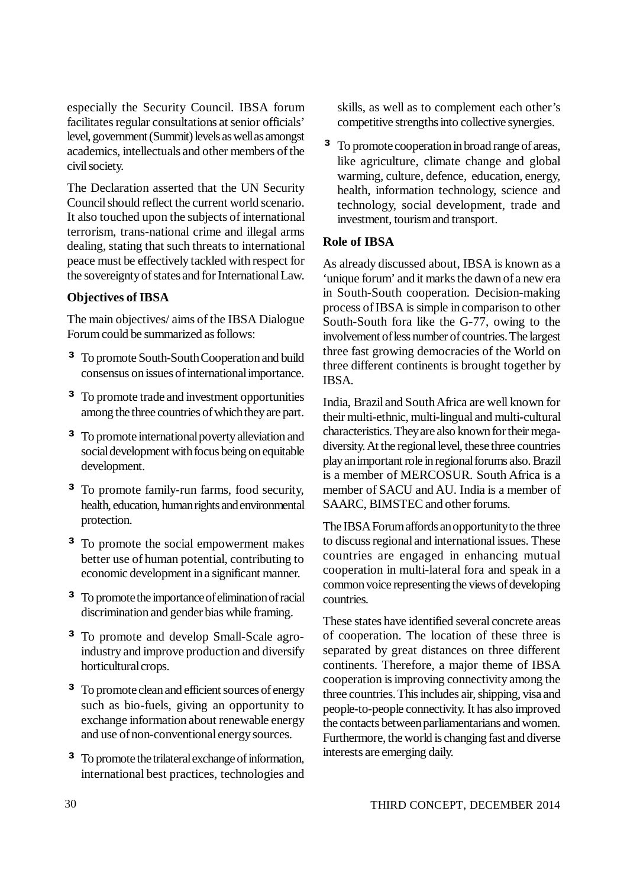especially the Security Council. IBSA forum facilitates regular consultations at senior officials' level, government (Summit) levels as well as amongst academics, intellectuals and other members of the civil society.

The Declaration asserted that the UN Security Council should reflect the current world scenario. It also touched upon the subjects of international terrorism, trans-national crime and illegal arms dealing, stating that such threats to international peace must be effectively tackled with respect for the sovereignty of states and for International Law.

**Objectives of IBSA**

The main objectives/ aims of the IBSA Dialogue Forum could be summarized as follows:

- To promote South-South Cooperation and build consensus on issues of international importance.
- To promote trade and investment opportunities among the three countries of which they are part.
- To promote international poverty alleviation and social development with focus being on equitable development.
- To promote family-run farms, food security, health, education, human rights and environmental protection.
- To promote the social empowerment makes better use of human potential, contributing to economic development in a significant manner.
- To promote the importance of elimination of racial discrimination and gender bias while framing.
- To promote and develop Small-Scale agro-industry and improve production and diversify horticultural crops.
- To promote clean and efficient sources of energy such as bio-fuels, giving an opportunity to exchange information about renewable energy and use of non-conventional energy sources.
- To promote the trilateral exchange of information, international best practices, technologies and skills, as well as to complement each other's competitive strengths into collective synergies.
- To promote cooperation in broad range of areas, like agriculture, climate change and global warming, culture, defence, education, energy, health, information technology, science and technology, social development, trade and investment, tourism and transport.

**Role of IBSA**

As already discussed about, IBSA is known as a 'unique forum' and it marks the dawn of a new era in South-South cooperation. Decision-making process of IBSA is simple in comparison to other South-South fora like the G-77, owing to the involvement of less number of countries. The largest three fast growing democracies of the World on three different continents is brought together by IBSA.

India, Brazil and South Africa are well known for their multi-ethnic, multi-lingual and multi-cultural characteristics. They are also known for their mega-diversity. At the regional level, these three countries play an important role in regional forums also. Brazil is a member of MERCOSUR. South Africa is a member of SACU and AU. India is a member of SAARC, BIMSTEC and other forums.

The IBSA Forum affords an opportunity to the three to discuss regional and international issues. These countries are engaged in enhancing mutual cooperation in multi-lateral fora and speak in a common voice representing the views of developing countries.

These states have identified several concrete areas of cooperation. The location of these three is separated by great distances on three different continents. Therefore, a major theme of IBSA cooperation is improving connectivity among the three countries. This includes air, shipping, visa and people-to-people connectivity. It has also improved the contacts between parliamentarians and women. Furthermore, the world is changing fast and diverse interests are emerging daily.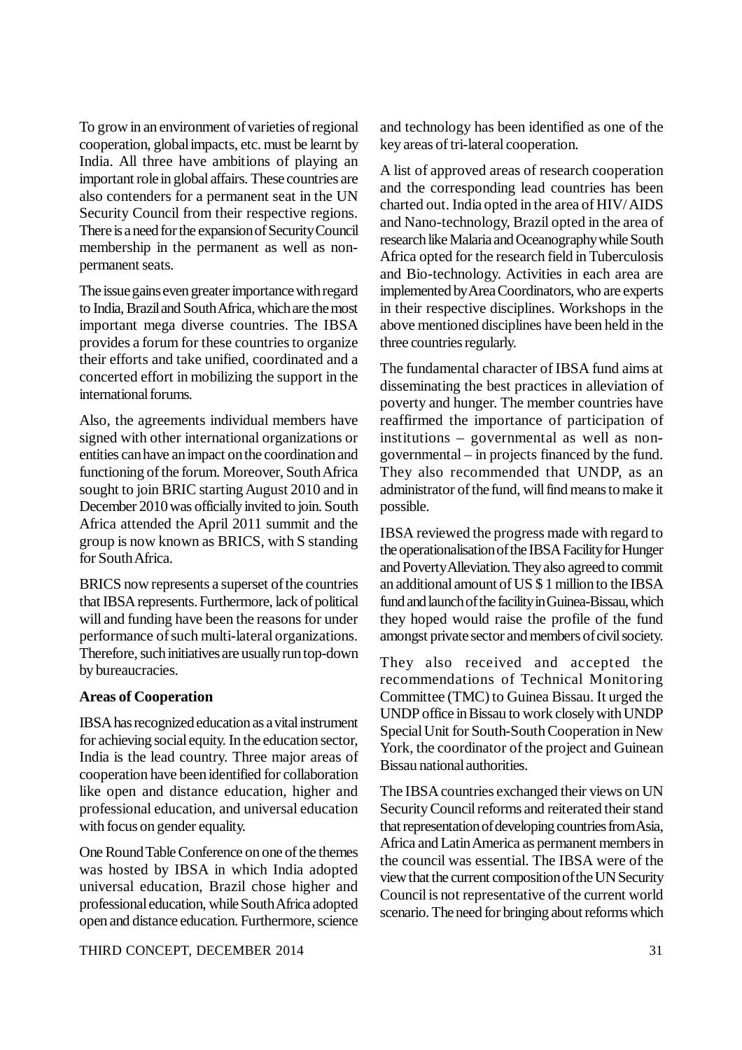To grow in an environment of varieties of regional cooperation, global impacts, etc. must be learnt by India. All three have ambitions of playing an important role in global affairs. These countries are also contenders for a permanent seat in the UN Security Council from their respective regions. There is a need for the expansion of Security Council membership in the permanent as well as non-permanent seats.

The issue gains even greater importance with regard to India, Brazil and South Africa, which are the most important mega diverse countries. The IBSA provides a forum for these countries to organize their efforts and take unified, coordinated and a concerted effort in mobilizing the support in the international forums.

Also, the agreements individual members have signed with other international organizations or entities can have an impact on the coordination and functioning of the forum. Moreover, South Africa sought to join BRIC starting August 2010 and in December 2010 was officially invited to join. South Africa attended the April 2011 summit and the group is now known as BRICS, with S standing for South Africa.

BRICS now represents a superset of the countries that IBSA represents. Furthermore, lack of political will and funding have been the reasons for under performance of such multi-lateral organizations. Therefore, such initiatives are usually run top-down by bureaucracies.

**Areas of Cooperation**

IBSA has recognized education as a vital instrument for achieving social equity. In the education sector, India is the lead country. Three major areas of cooperation have been identified for collaboration like open and distance education, higher and professional education, and universal education with focus on gender equality.

One Round Table Conference on one of the themes was hosted by IBSA in which India adopted universal education, Brazil chose higher and professional education, while South Africa adopted open and distance education. Furthermore, science and technology has been identified as one of the key areas of tri-lateral cooperation.

A list of approved areas of research cooperation and the corresponding lead countries has been charted out. India opted in the area of HIV/ AIDS and Nano-technology, Brazil opted in the area of research like Malaria and Oceanography while South Africa opted for the research field in Tuberculosis and Bio-technology. Activities in each area are implemented by Area Coordinators, who are experts in their respective disciplines. Workshops in the above mentioned disciplines have been held in the three countries regularly.

The fundamental character of IBSA fund aims at disseminating the best practices in alleviation of poverty and hunger. The member countries have reaffirmed the importance of participation of institutions – governmental as well as non-governmental – in projects financed by the fund. They also recommended that UNDP, as an administrator of the fund, will find means to make it possible.

IBSA reviewed the progress made with regard to the operationalisation of the IBSA Facility for Hunger and Poverty Alleviation. They also agreed to commit an additional amount of US $ 1 million to the IBSA fund and launch of the facility in Guinea-Bissau, which they hoped would raise the profile of the fund amongst private sector and members of civil society.

They also received and accepted the recommendations of Technical Monitoring Committee (TMC) to Guinea Bissau. It urged the UNDP office in Bissau to work closely with UNDP Special Unit for South-South Cooperation in New York, the coordinator of the project and Guinean Bissau national authorities.

The IBSA countries exchanged their views on UN Security Council reforms and reiterated their stand that representation of developing countries from Asia, Africa and Latin America as permanent members in the council was essential. The IBSA were of the view that the current composition of the UN Security Council is not representative of the current world scenario. The need for bringing about reforms which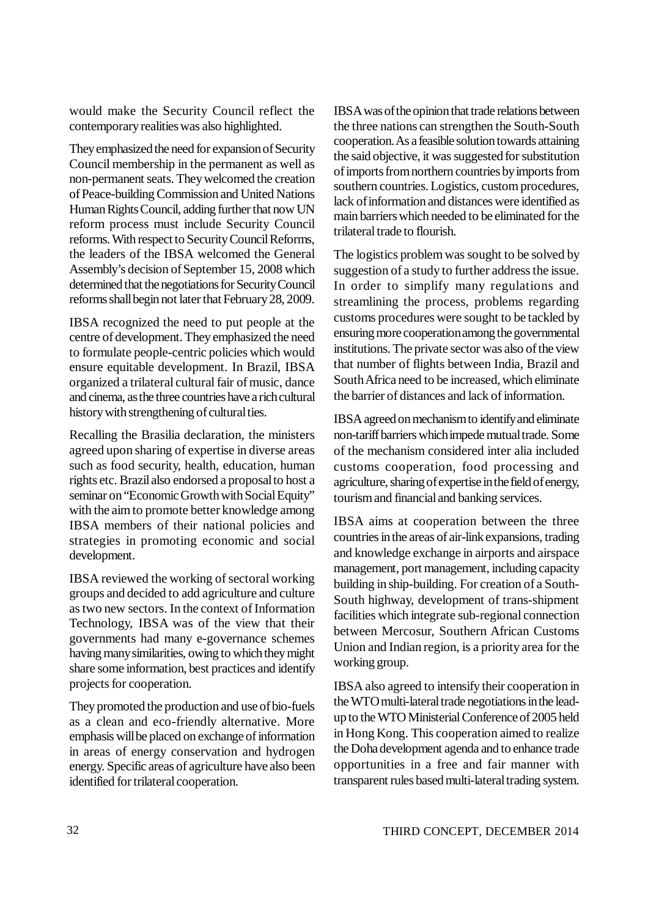would make the Security Council reflect the contemporary realities was also highlighted.

They emphasized the need for expansion of Security Council membership in the permanent as well as non-permanent seats. They welcomed the creation of Peace-building Commission and United Nations Human Rights Council, adding further that now UN reform process must include Security Council reforms. With respect to Security Council Reforms, the leaders of the IBSA welcomed the General Assembly's decision of September 15, 2008 which determined that the negotiations for Security Council reforms shall begin not later that February 28, 2009.

IBSA recognized the need to put people at the centre of development. They emphasized the need to formulate people-centric policies which would ensure equitable development. In Brazil, IBSA organized a trilateral cultural fair of music, dance and cinema, as the three countries have a rich cultural history with strengthening of cultural ties.

Recalling the Brasilia declaration, the ministers agreed upon sharing of expertise in diverse areas such as food security, health, education, human rights etc. Brazil also endorsed a proposal to host a seminar on "Economic Growth with Social Equity" with the aim to promote better knowledge among IBSA members of their national policies and strategies in promoting economic and social development.

IBSA reviewed the working of sectoral working groups and decided to add agriculture and culture as two new sectors. In the context of Information Technology, IBSA was of the view that their governments had many e-governance schemes having many similarities, owing to which they might share some information, best practices and identify projects for cooperation.

They promoted the production and use of bio-fuels as a clean and eco-friendly alternative. More emphasis will be placed on exchange of information in areas of energy conservation and hydrogen energy. Specific areas of agriculture have also been identified for trilateral cooperation.

IBSA was of the opinion that trade relations between the three nations can strengthen the South-South cooperation. As a feasible solution towards attaining the said objective, it was suggested for substitution of imports from northern countries by imports from southern countries. Logistics, custom procedures, lack of information and distances were identified as main barriers which needed to be eliminated for the trilateral trade to flourish.

The logistics problem was sought to be solved by suggestion of a study to further address the issue. In order to simplify many regulations and streamlining the process, problems regarding customs procedures were sought to be tackled by ensuring more cooperation among the governmental institutions. The private sector was also of the view that number of flights between India, Brazil and South Africa need to be increased, which eliminate the barrier of distances and lack of information.

IBSA agreed on mechanism to identify and eliminate non-tariff barriers which impede mutual trade. Some of the mechanism considered inter alia included customs cooperation, food processing and agriculture, sharing of expertise in the field of energy, tourism and financial and banking services.

IBSA aims at cooperation between the three countries in the areas of air-link expansions, trading and knowledge exchange in airports and airspace management, port management, including capacity building in ship-building. For creation of a South-South highway, development of trans-shipment facilities which integrate sub-regional connection between Mercosur, Southern African Customs Union and Indian region, is a priority area for the working group.

IBSA also agreed to intensify their cooperation in the WTO multi-lateral trade negotiations in the lead-up to the WTO Ministerial Conference of 2005 held in Hong Kong. This cooperation aimed to realize the Doha development agenda and to enhance trade opportunities in a free and fair manner with transparent rules based multi-lateral trading system.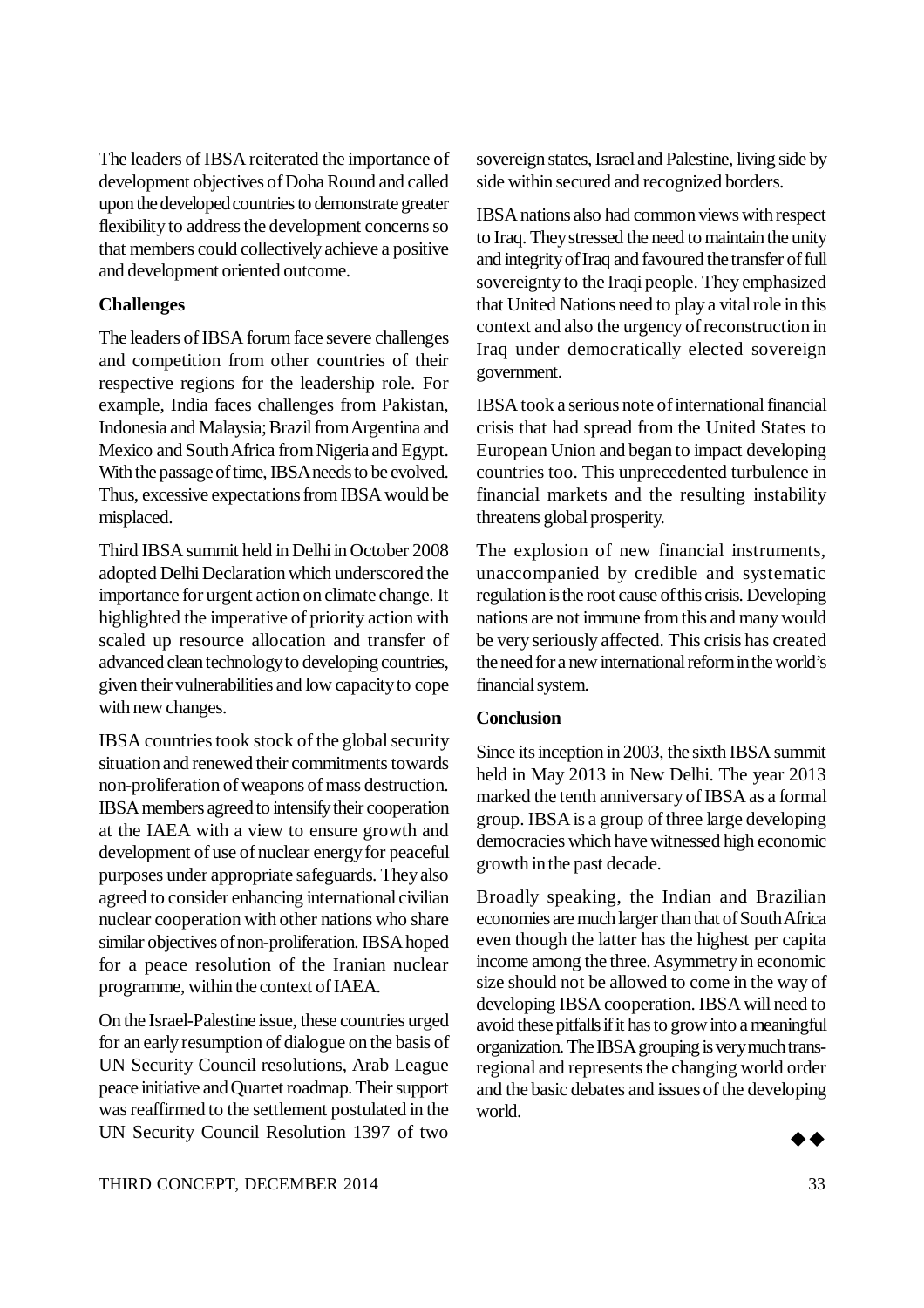The leaders of IBSA reiterated the importance of development objectives of Doha Round and called upon the developed countries to demonstrate greater flexibility to address the development concerns so that members could collectively achieve a positive and development oriented outcome.

**Challenges**

The leaders of IBSA forum face severe challenges and competition from other countries of their respective regions for the leadership role. For example, India faces challenges from Pakistan, Indonesia and Malaysia; Brazil from Argentina and Mexico and South Africa from Nigeria and Egypt. With the passage of time, IBSA needs to be evolved. Thus, excessive expectations from IBSA would be misplaced.

Third IBSA summit held in Delhi in October 2008 adopted Delhi Declaration which underscored the importance for urgent action on climate change. It highlighted the imperative of priority action with scaled up resource allocation and transfer of advanced clean technology to developing countries, given their vulnerabilities and low capacity to cope with new changes.

IBSA countries took stock of the global security situation and renewed their commitments towards non-proliferation of weapons of mass destruction. IBSA members agreed to intensify their cooperation at the IAEA with a view to ensure growth and development of use of nuclear energy for peaceful purposes under appropriate safeguards. They also agreed to consider enhancing international civilian nuclear cooperation with other nations who share similar objectives of non-proliferation. IBSA hoped for a peace resolution of the Iranian nuclear programme, within the context of IAEA.

On the Israel-Palestine issue, these countries urged for an early resumption of dialogue on the basis of UN Security Council resolutions, Arab League peace initiative and Quartet roadmap. Their support was reaffirmed to the settlement postulated in the UN Security Council Resolution 1397 of two sovereign states, Israel and Palestine, living side by side within secured and recognized borders.

IBSA nations also had common views with respect to Iraq. They stressed the need to maintain the unity and integrity of Iraq and favoured the transfer of full sovereignty to the Iraqi people. They emphasized that United Nations need to play a vital role in this context and also the urgency of reconstruction in Iraq under democratically elected sovereign government.

IBSA took a serious note of international financial crisis that had spread from the United States to European Union and began to impact developing countries too. This unprecedented turbulence in financial markets and the resulting instability threatens global prosperity.

The explosion of new financial instruments, unaccompanied by credible and systematic regulation is the root cause of this crisis. Developing nations are not immune from this and many would be very seriously affected. This crisis has created the need for a new international reform in the world's financial system.

**Conclusion**

Since its inception in 2003, the sixth IBSA summit held in May 2013 in New Delhi. The year 2013 marked the tenth anniversary of IBSA as a formal group. IBSA is a group of three large developing democracies which have witnessed high economic growth in the past decade.

Broadly speaking, the Indian and Brazilian economies are much larger than that of South Africa even though the latter has the highest per capita income among the three. Asymmetry in economic size should not be allowed to come in the way of developing IBSA cooperation. IBSA will need to avoid these pitfalls if it has to grow into a meaningful organization. The IBSA grouping is very much trans-regional and represents the changing world order and the basic debates and issues of the developing world.

◆◆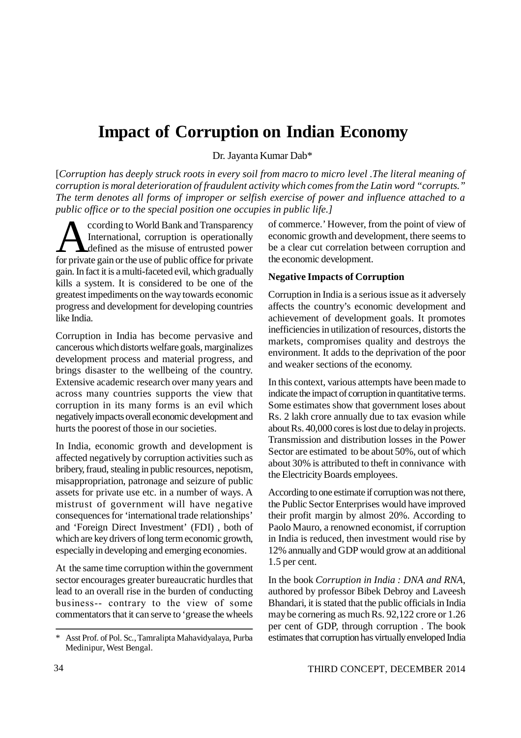# Impact of Corruption on Indian Economy

Dr. Jayanta Kumar Dab*

[*Corruption has deeply struck roots in every soil from macro to micro level .The literal meaning of corruption is moral deterioration of fraudulent activity which comes from the Latin word "corrupts." The term denotes all forms of improper or selfish exercise of power and influence attached to a public office or to the special position one occupies in public life.*]

According to World Bank and Transparency International, corruption is operationally defined as the misuse of entrusted power for private gain or the use of public office for private gain. In fact it is a multi-faceted evil, which gradually kills a system. It is considered to be one of the greatest impediments on the way towards economic progress and development for developing countries like India.

Corruption in India has become pervasive and cancerous which distorts welfare goals, marginalizes development process and material progress, and brings disaster to the wellbeing of the country. Extensive academic research over many years and across many countries supports the view that corruption in its many forms is an evil which negatively impacts overall economic development and hurts the poorest of those in our societies.

In India, economic growth and development is affected negatively by corruption activities such as bribery, fraud, stealing in public resources, nepotism, misappropriation, patronage and seizure of public assets for private use etc. in a number of ways. A mistrust of government will have negative consequences for 'international trade relationships' and 'Foreign Direct Investment' (FDI) , both of which are key drivers of long term economic growth, especially in developing and emerging economies.

At the same time corruption within the government sector encourages greater bureaucratic hurdles that lead to an overall rise in the burden of conducting business-- contrary to the view of some commentators that it can serve to 'grease the wheels of commerce.' However, from the point of view of economic growth and development, there seems to be a clear cut correlation between corruption and the economic development.

**Negative Impacts of Corruption**

Corruption in India is a serious issue as it adversely affects the country's economic development and achievement of development goals. It promotes inefficiencies in utilization of resources, distorts the markets, compromises quality and destroys the environment. It adds to the deprivation of the poor and weaker sections of the economy.

In this context, various attempts have been made to indicate the impact of corruption in quantitative terms. Some estimates show that government loses about Rs. 2 lakh crore annually due to tax evasion while about Rs. 40,000 cores is lost due to delay in projects. Transmission and distribution losses in the Power Sector are estimated to be about 50%, out of which about 30% is attributed to theft in connivance with the Electricity Boards employees.

According to one estimate if corruption was not there, the Public Sector Enterprises would have improved their profit margin by almost 20%. According to Paolo Mauro, a renowned economist, if corruption in India is reduced, then investment would rise by 12% annually and GDP would grow at an additional 1.5 per cent.

In the book *Corruption in India : DNA and RNA*, authored by professor Bibek Debroy and Laveesh Bhandari, it is stated that the public officials in India may be cornering as much Rs. 92,122 crore or 1.26 per cent of GDP, through corruption . The book estimates that corruption has virtually enveloped India

---

\* Asst Prof. of Pol. Sc., Tamralipta Mahavidyalaya, Purba Medinipur, West Bengal.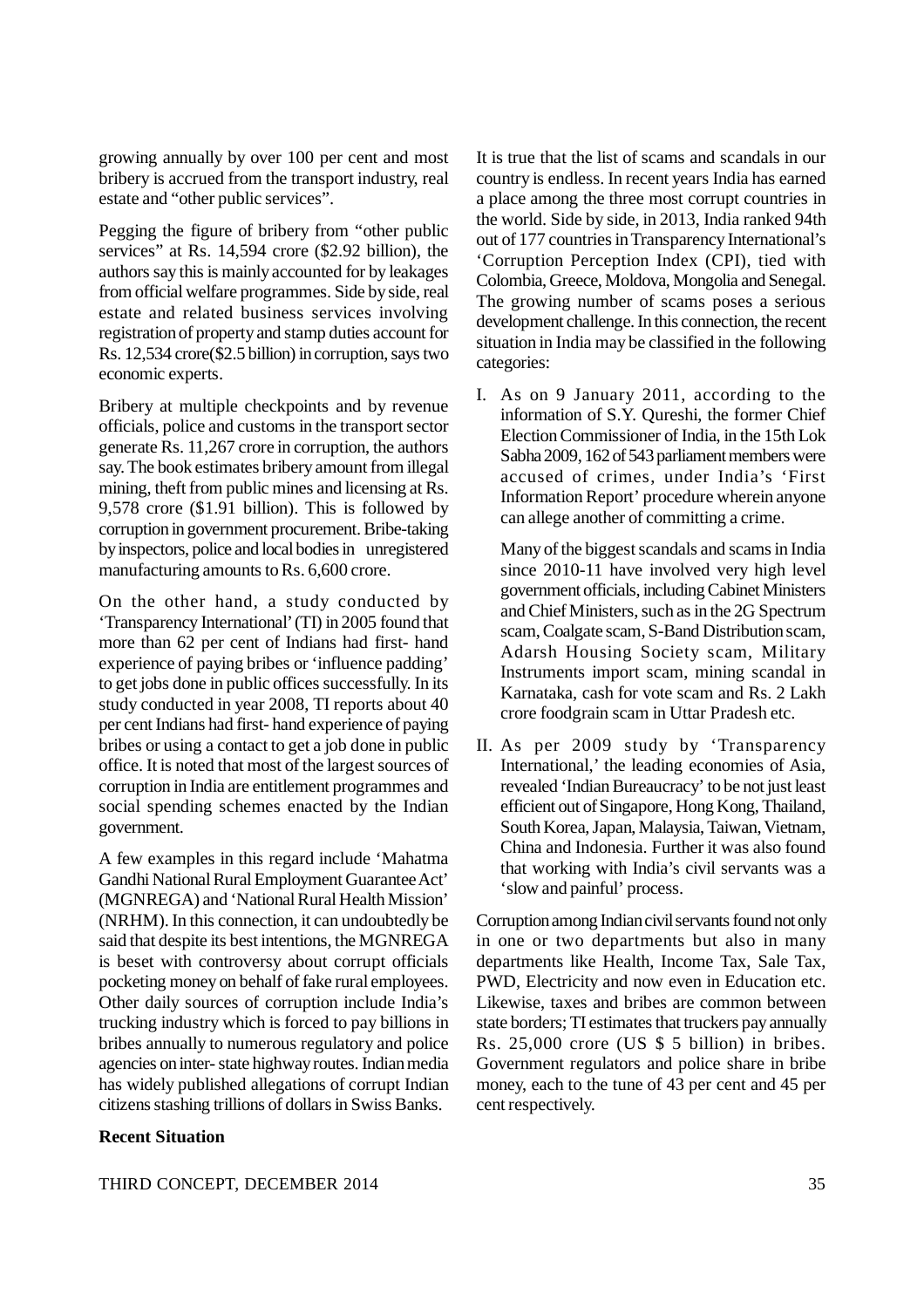growing annually by over 100 per cent and most bribery is accrued from the transport industry, real estate and "other public services".

Pegging the figure of bribery from "other public services" at Rs. 14,594 crore ($2.92 billion), the authors say this is mainly accounted for by leakages from official welfare programmes. Side by side, real estate and related business services involving registration of property and stamp duties account for Rs. 12,534 crore($2.5 billion) in corruption, says two economic experts.

Bribery at multiple checkpoints and by revenue officials, police and customs in the transport sector generate Rs. 11,267 crore in corruption, the authors say. The book estimates bribery amount from illegal mining, theft from public mines and licensing at Rs. 9,578 crore ($1.91 billion). This is followed by corruption in government procurement. Bribe-taking by inspectors, police and local bodies in unregistered manufacturing amounts to Rs. 6,600 crore.

On the other hand, a study conducted by 'Transparency International' (TI) in 2005 found that more than 62 per cent of Indians had first- hand experience of paying bribes or 'influence padding' to get jobs done in public offices successfully. In its study conducted in year 2008, TI reports about 40 per cent Indians had first- hand experience of paying bribes or using a contact to get a job done in public office. It is noted that most of the largest sources of corruption in India are entitlement programmes and social spending schemes enacted by the Indian government.

A few examples in this regard include 'Mahatma Gandhi National Rural Employment Guarantee Act' (MGNREGA) and 'National Rural Health Mission' (NRHM). In this connection, it can undoubtedly be said that despite its best intentions, the MGNREGA is beset with controversy about corrupt officials pocketing money on behalf of fake rural employees. Other daily sources of corruption include India's trucking industry which is forced to pay billions in bribes annually to numerous regulatory and police agencies on inter- state highway routes. Indian media has widely published allegations of corrupt Indian citizens stashing trillions of dollars in Swiss Banks.

**Recent Situation**

It is true that the list of scams and scandals in our country is endless. In recent years India has earned a place among the three most corrupt countries in the world. Side by side, in 2013, India ranked 94th out of 177 countries in Transparency International's 'Corruption Perception Index (CPI), tied with Colombia, Greece, Moldova, Mongolia and Senegal. The growing number of scams poses a serious development challenge. In this connection, the recent situation in India may be classified in the following categories:

I. As on 9 January 2011, according to the information of S.Y. Qureshi, the former Chief Election Commissioner of India, in the 15th Lok Sabha 2009, 162 of 543 parliament members were accused of crimes, under India's 'First Information Report' procedure wherein anyone can allege another of committing a crime.

   Many of the biggest scandals and scams in India since 2010-11 have involved very high level government officials, including Cabinet Ministers and Chief Ministers, such as in the 2G Spectrum scam, Coalgate scam, S-Band Distribution scam, Adarsh Housing Society scam, Military Instruments import scam, mining scandal in Karnataka, cash for vote scam and Rs. 2 Lakh crore foodgrain scam in Uttar Pradesh etc.

II. As per 2009 study by 'Transparency International,' the leading economies of Asia, revealed 'Indian Bureaucracy' to be not just least efficient out of Singapore, Hong Kong, Thailand, South Korea, Japan, Malaysia, Taiwan, Vietnam, China and Indonesia. Further it was also found that working with India's civil servants was a 'slow and painful' process.

Corruption among Indian civil servants found not only in one or two departments but also in many departments like Health, Income Tax, Sale Tax, PWD, Electricity and now even in Education etc. Likewise, taxes and bribes are common between state borders; TI estimates that truckers pay annually Rs. 25,000 crore (US $ 5 billion) in bribes. Government regulators and police share in bribe money, each to the tune of 43 per cent and 45 per cent respectively.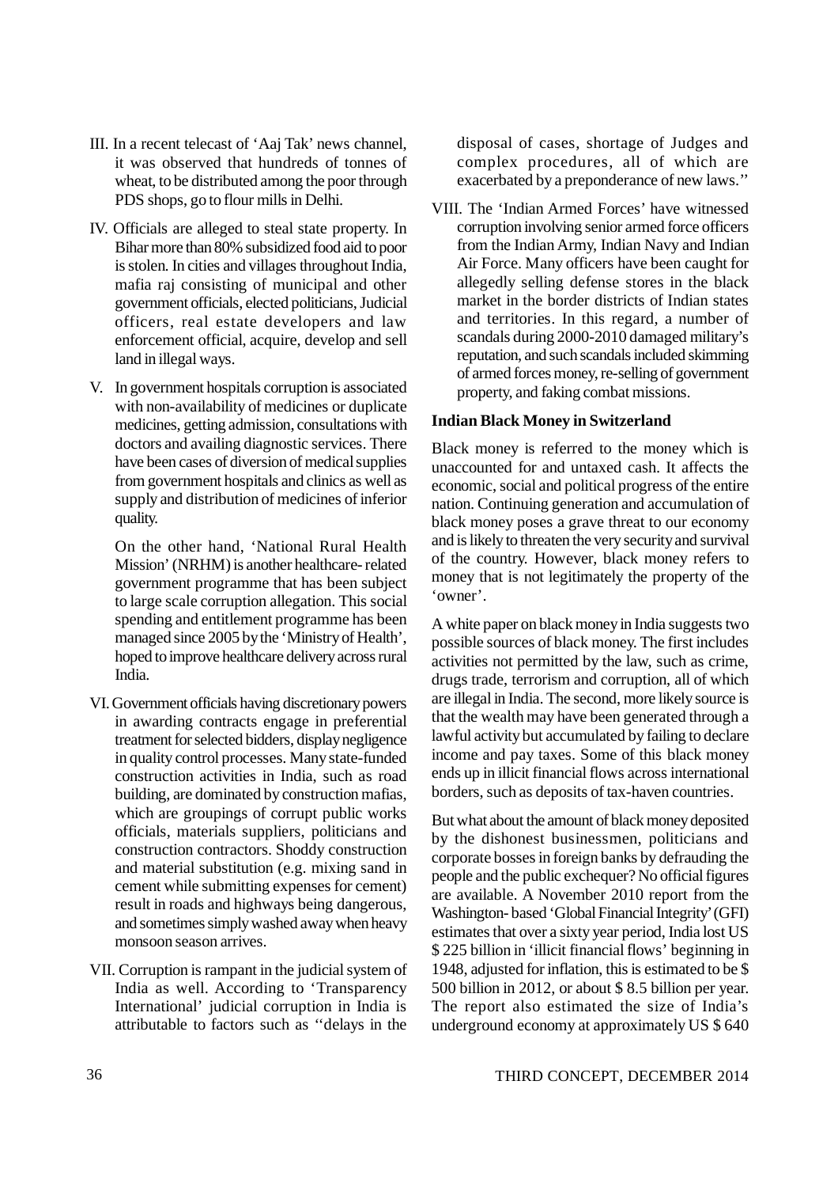III. In a recent telecast of 'Aaj Tak' news channel, it was observed that hundreds of tonnes of wheat, to be distributed among the poor through PDS shops, go to flour mills in Delhi.

IV. Officials are alleged to steal state property. In Bihar more than 80% subsidized food aid to poor is stolen. In cities and villages throughout India, mafia raj consisting of municipal and other government officials, elected politicians, Judicial officers, real estate developers and law enforcement official, acquire, develop and sell land in illegal ways.

V. In government hospitals corruption is associated with non-availability of medicines or duplicate medicines, getting admission, consultations with doctors and availing diagnostic services. There have been cases of diversion of medical supplies from government hospitals and clinics as well as supply and distribution of medicines of inferior quality.

   On the other hand, 'National Rural Health Mission' (NRHM) is another healthcare- related government programme that has been subject to large scale corruption allegation. This social spending and entitlement programme has been managed since 2005 by the 'Ministry of Health', hoped to improve healthcare delivery across rural India.

VI. Government officials having discretionary powers in awarding contracts engage in preferential treatment for selected bidders, display negligence in quality control processes. Many state-funded construction activities in India, such as road building, are dominated by construction mafias, which are groupings of corrupt public works officials, materials suppliers, politicians and construction contractors. Shoddy construction and material substitution (e.g. mixing sand in cement while submitting expenses for cement) result in roads and highways being dangerous, and sometimes simply washed away when heavy monsoon season arrives.

VII. Corruption is rampant in the judicial system of India as well. According to 'Transparency International' judicial corruption in India is attributable to factors such as ''delays in the disposal of cases, shortage of Judges and complex procedures, all of which are exacerbated by a preponderance of new laws.''

VIII. The 'Indian Armed Forces' have witnessed corruption involving senior armed force officers from the Indian Army, Indian Navy and Indian Air Force. Many officers have been caught for allegedly selling defense stores in the black market in the border districts of Indian states and territories. In this regard, a number of scandals during 2000-2010 damaged military's reputation, and such scandals included skimming of armed forces money, re-selling of government property, and faking combat missions.

**Indian Black Money in Switzerland**

Black money is referred to the money which is unaccounted for and untaxed cash. It affects the economic, social and political progress of the entire nation. Continuing generation and accumulation of black money poses a grave threat to our economy and is likely to threaten the very security and survival of the country. However, black money refers to money that is not legitimately the property of the 'owner'.

A white paper on black money in India suggests two possible sources of black money. The first includes activities not permitted by the law, such as crime, drugs trade, terrorism and corruption, all of which are illegal in India. The second, more likely source is that the wealth may have been generated through a lawful activity but accumulated by failing to declare income and pay taxes. Some of this black money ends up in illicit financial flows across international borders, such as deposits of tax-haven countries.

But what about the amount of black money deposited by the dishonest businessmen, politicians and corporate bosses in foreign banks by defrauding the people and the public exchequer? No official figures are available. A November 2010 report from the Washington- based 'Global Financial Integrity' (GFI) estimates that over a sixty year period, India lost US $ 225 billion in 'illicit financial flows' beginning in 1948, adjusted for inflation, this is estimated to be $ 500 billion in 2012, or about $ 8.5 billion per year. The report also estimated the size of India's underground economy at approximately US $ 640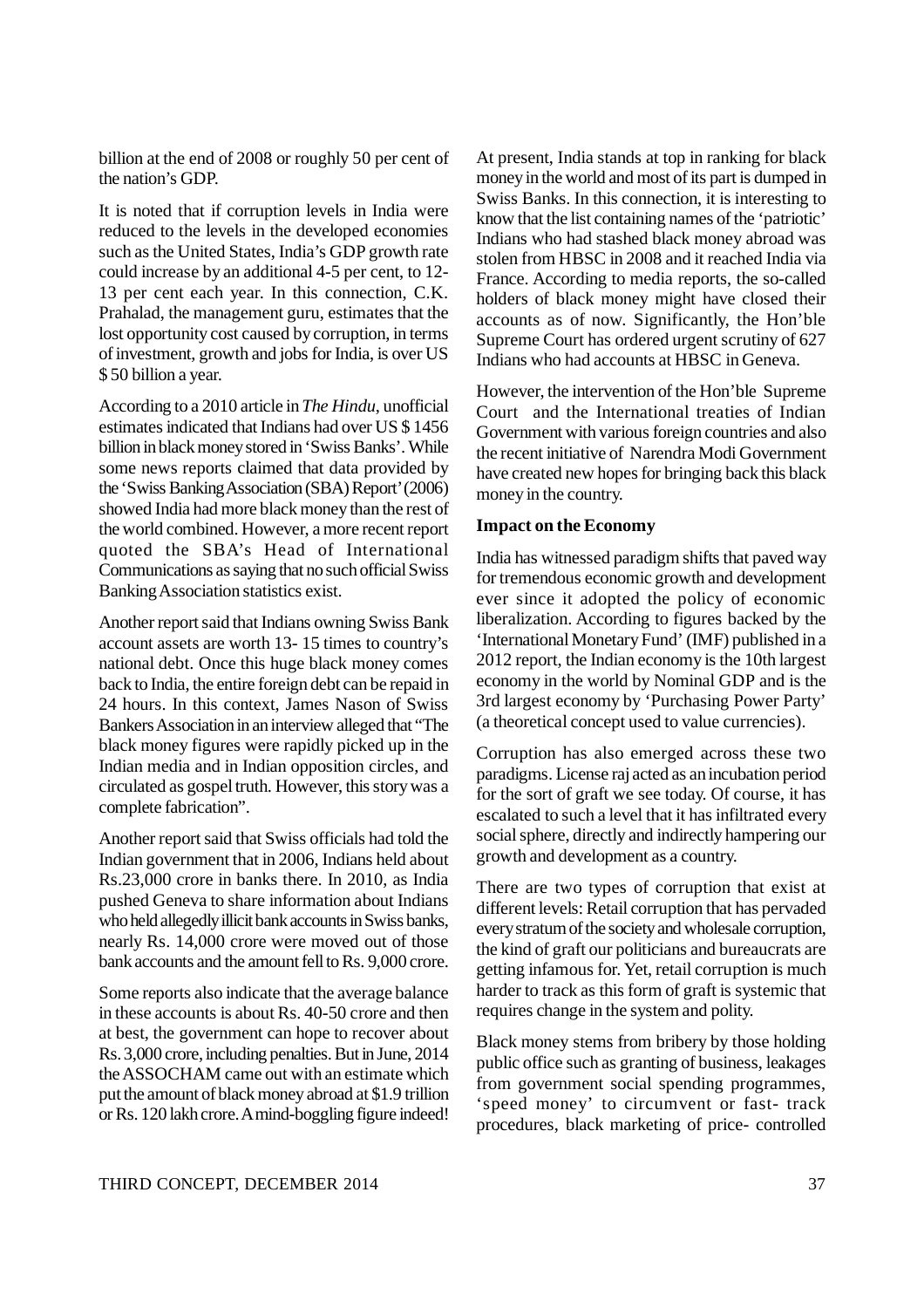billion at the end of 2008 or roughly 50 per cent of the nation's GDP.

It is noted that if corruption levels in India were reduced to the levels in the developed economies such as the United States, India's GDP growth rate could increase by an additional 4-5 per cent, to 12-13 per cent each year. In this connection, C.K. Prahalad, the management guru, estimates that the lost opportunity cost caused by corruption, in terms of investment, growth and jobs for India, is over US $ 50 billion a year.

According to a 2010 article in *The Hindu*, unofficial estimates indicated that Indians had over US $ 1456 billion in black money stored in 'Swiss Banks'. While some news reports claimed that data provided by the 'Swiss Banking Association (SBA) Report' (2006) showed India had more black money than the rest of the world combined. However, a more recent report quoted the SBA's Head of International Communications as saying that no such official Swiss Banking Association statistics exist.

Another report said that Indians owning Swiss Bank account assets are worth 13- 15 times to country's national debt. Once this huge black money comes back to India, the entire foreign debt can be repaid in 24 hours. In this context, James Nason of Swiss Bankers Association in an interview alleged that "The black money figures were rapidly picked up in the Indian media and in Indian opposition circles, and circulated as gospel truth. However, this story was a complete fabrication".

Another report said that Swiss officials had told the Indian government that in 2006, Indians held about Rs.23,000 crore in banks there. In 2010, as India pushed Geneva to share information about Indians who held allegedly illicit bank accounts in Swiss banks, nearly Rs. 14,000 crore were moved out of those bank accounts and the amount fell to Rs. 9,000 crore.

Some reports also indicate that the average balance in these accounts is about Rs. 40-50 crore and then at best, the government can hope to recover about Rs. 3,000 crore, including penalties. But in June, 2014 the ASSOCHAM came out with an estimate which put the amount of black money abroad at $1.9 trillion or Rs. 120 lakh crore. A mind-boggling figure indeed!

At present, India stands at top in ranking for black money in the world and most of its part is dumped in Swiss Banks. In this connection, it is interesting to know that the list containing names of the 'patriotic' Indians who had stashed black money abroad was stolen from HBSC in 2008 and it reached India via France. According to media reports, the so-called holders of black money might have closed their accounts as of now. Significantly, the Hon'ble Supreme Court has ordered urgent scrutiny of 627 Indians who had accounts at HBSC in Geneva.

However, the intervention of the Hon'ble Supreme Court and the International treaties of Indian Government with various foreign countries and also the recent initiative of Narendra Modi Government have created new hopes for bringing back this black money in the country.

**Impact on the Economy**

India has witnessed paradigm shifts that paved way for tremendous economic growth and development ever since it adopted the policy of economic liberalization. According to figures backed by the 'International Monetary Fund' (IMF) published in a 2012 report, the Indian economy is the 10th largest economy in the world by Nominal GDP and is the 3rd largest economy by 'Purchasing Power Party' (a theoretical concept used to value currencies).

Corruption has also emerged across these two paradigms. License raj acted as an incubation period for the sort of graft we see today. Of course, it has escalated to such a level that it has infiltrated every social sphere, directly and indirectly hampering our growth and development as a country.

There are two types of corruption that exist at different levels: Retail corruption that has pervaded every stratum of the society and wholesale corruption, the kind of graft our politicians and bureaucrats are getting infamous for. Yet, retail corruption is much harder to track as this form of graft is systemic that requires change in the system and polity.

Black money stems from bribery by those holding public office such as granting of business, leakages from government social spending programmes, 'speed money' to circumvent or fast- track procedures, black marketing of price- controlled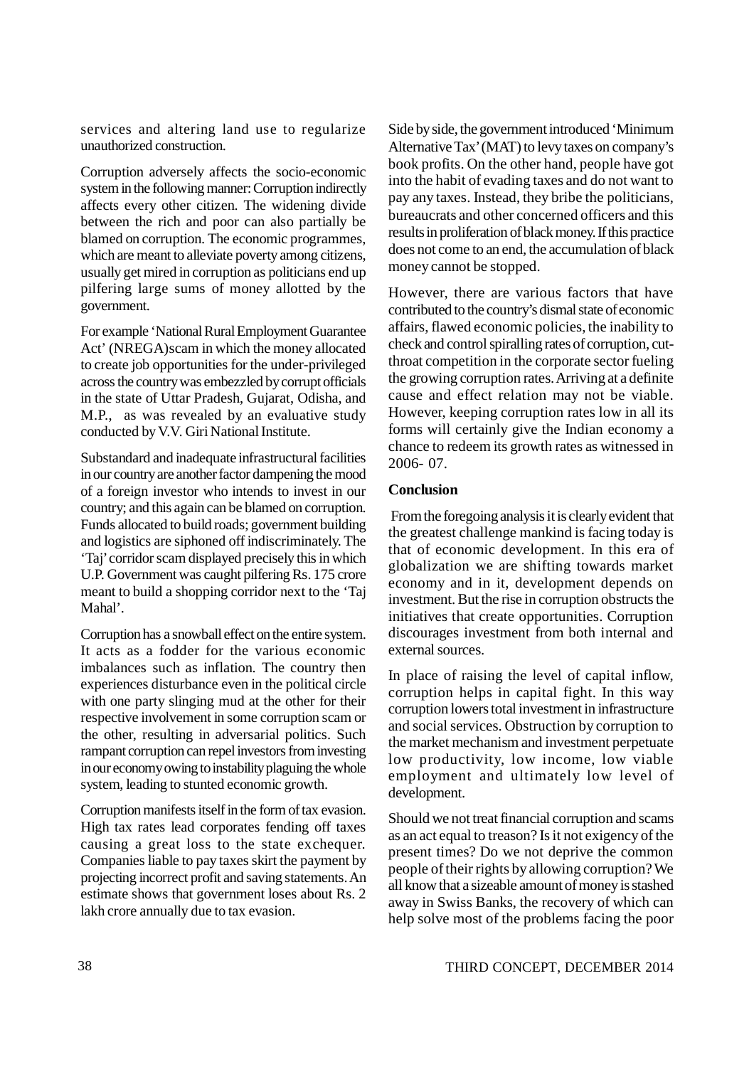services and altering land use to regularize unauthorized construction.

Corruption adversely affects the socio-economic system in the following manner: Corruption indirectly affects every other citizen. The widening divide between the rich and poor can also partially be blamed on corruption. The economic programmes, which are meant to alleviate poverty among citizens, usually get mired in corruption as politicians end up pilfering large sums of money allotted by the government.

For example 'National Rural Employment Guarantee Act' (NREGA)scam in which the money allocated to create job opportunities for the under-privileged across the country was embezzled by corrupt officials in the state of Uttar Pradesh, Gujarat, Odisha, and M.P., as was revealed by an evaluative study conducted by V.V. Giri National Institute.

Substandard and inadequate infrastructural facilities in our country are another factor dampening the mood of a foreign investor who intends to invest in our country; and this again can be blamed on corruption. Funds allocated to build roads; government building and logistics are siphoned off indiscriminately. The 'Taj' corridor scam displayed precisely this in which U.P. Government was caught pilfering Rs. 175 crore meant to build a shopping corridor next to the 'Taj Mahal'.

Corruption has a snowball effect on the entire system. It acts as a fodder for the various economic imbalances such as inflation. The country then experiences disturbance even in the political circle with one party slinging mud at the other for their respective involvement in some corruption scam or the other, resulting in adversarial politics. Such rampant corruption can repel investors from investing in our economy owing to instability plaguing the whole system, leading to stunted economic growth.

Corruption manifests itself in the form of tax evasion. High tax rates lead corporates fending off taxes causing a great loss to the state exchequer. Companies liable to pay taxes skirt the payment by projecting incorrect profit and saving statements. An estimate shows that government loses about Rs. 2 lakh crore annually due to tax evasion.

Side by side, the government introduced 'Minimum Alternative Tax' (MAT) to levy taxes on company's book profits. On the other hand, people have got into the habit of evading taxes and do not want to pay any taxes. Instead, they bribe the politicians, bureaucrats and other concerned officers and this results in proliferation of black money. If this practice does not come to an end, the accumulation of black money cannot be stopped.

However, there are various factors that have contributed to the country's dismal state of economic affairs, flawed economic policies, the inability to check and control spiralling rates of corruption, cut-throat competition in the corporate sector fueling the growing corruption rates. Arriving at a definite cause and effect relation may not be viable. However, keeping corruption rates low in all its forms will certainly give the Indian economy a chance to redeem its growth rates as witnessed in 2006- 07.

**Conclusion**

From the foregoing analysis it is clearly evident that the greatest challenge mankind is facing today is that of economic development. In this era of globalization we are shifting towards market economy and in it, development depends on investment. But the rise in corruption obstructs the initiatives that create opportunities. Corruption discourages investment from both internal and external sources.

In place of raising the level of capital inflow, corruption helps in capital fight. In this way corruption lowers total investment in infrastructure and social services. Obstruction by corruption to the market mechanism and investment perpetuate low productivity, low income, low viable employment and ultimately low level of development.

Should we not treat financial corruption and scams as an act equal to treason? Is it not exigency of the present times? Do we not deprive the common people of their rights by allowing corruption? We all know that a sizeable amount of money is stashed away in Swiss Banks, the recovery of which can help solve most of the problems facing the poor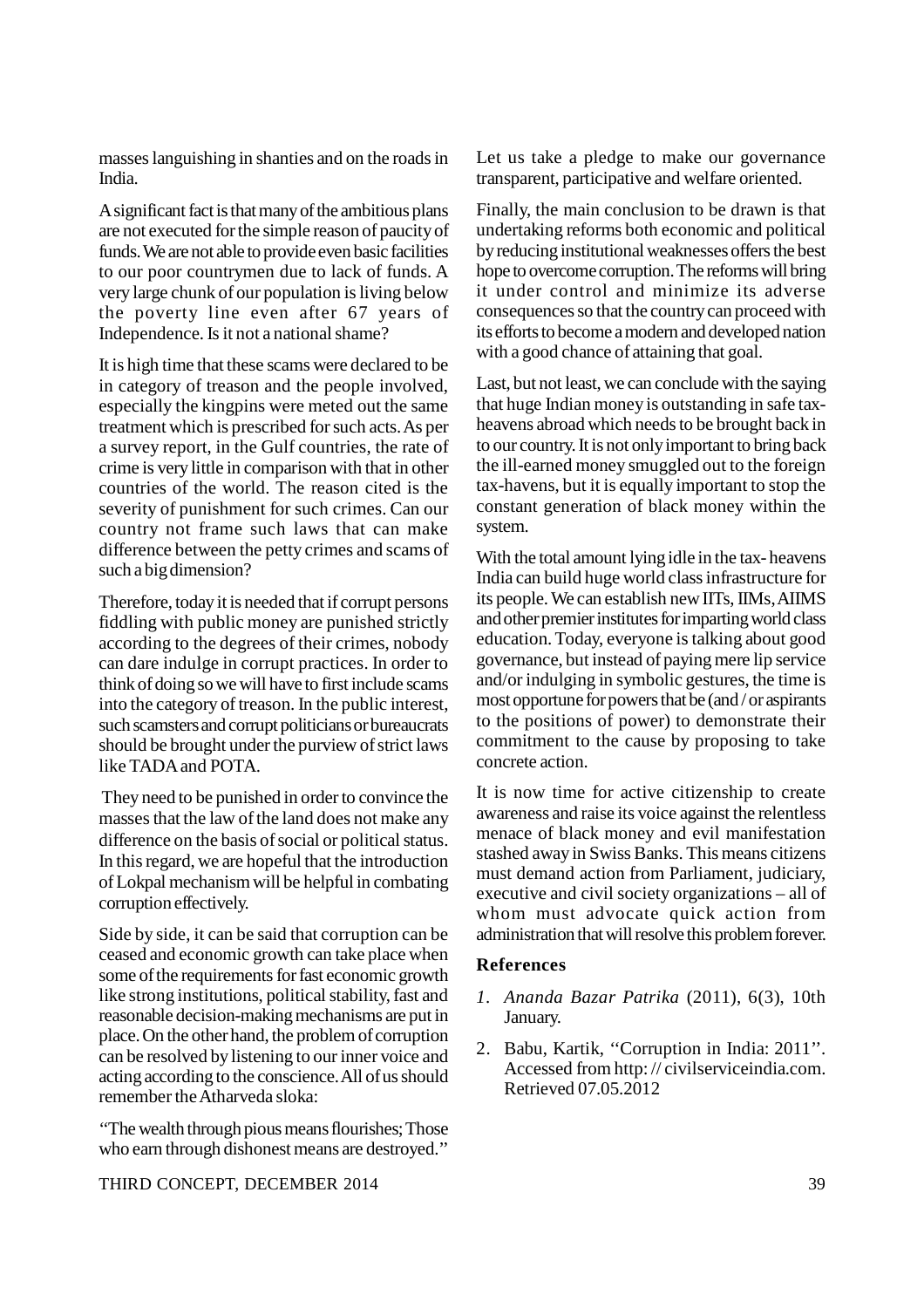masses languishing in shanties and on the roads in India.

A significant fact is that many of the ambitious plans are not executed for the simple reason of paucity of funds. We are not able to provide even basic facilities to our poor countrymen due to lack of funds. A very large chunk of our population is living below the poverty line even after 67 years of Independence. Is it not a national shame?

It is high time that these scams were declared to be in category of treason and the people involved, especially the kingpins were meted out the same treatment which is prescribed for such acts. As per a survey report, in the Gulf countries, the rate of crime is very little in comparison with that in other countries of the world. The reason cited is the severity of punishment for such crimes. Can our country not frame such laws that can make difference between the petty crimes and scams of such a big dimension?

Therefore, today it is needed that if corrupt persons fiddling with public money are punished strictly according to the degrees of their crimes, nobody can dare indulge in corrupt practices. In order to think of doing so we will have to first include scams into the category of treason. In the public interest, such scamsters and corrupt politicians or bureaucrats should be brought under the purview of strict laws like TADA and POTA.

They need to be punished in order to convince the masses that the law of the land does not make any difference on the basis of social or political status. In this regard, we are hopeful that the introduction of Lokpal mechanism will be helpful in combating corruption effectively.

Side by side, it can be said that corruption can be ceased and economic growth can take place when some of the requirements for fast economic growth like strong institutions, political stability, fast and reasonable decision-making mechanisms are put in place. On the other hand, the problem of corruption can be resolved by listening to our inner voice and acting according to the conscience. All of us should remember the Atharveda sloka:

"The wealth through pious means flourishes; Those who earn through dishonest means are destroyed."

Let us take a pledge to make our governance transparent, participative and welfare oriented.

Finally, the main conclusion to be drawn is that undertaking reforms both economic and political by reducing institutional weaknesses offers the best hope to overcome corruption. The reforms will bring it under control and minimize its adverse consequences so that the country can proceed with its efforts to become a modern and developed nation with a good chance of attaining that goal.

Last, but not least, we can conclude with the saying that huge Indian money is outstanding in safe tax-heavens abroad which needs to be brought back in to our country. It is not only important to bring back the ill-earned money smuggled out to the foreign tax-havens, but it is equally important to stop the constant generation of black money within the system.

With the total amount lying idle in the tax- heavens India can build huge world class infrastructure for its people. We can establish new IITs, IIMs, AIIMS and other premier institutes for imparting world class education. Today, everyone is talking about good governance, but instead of paying mere lip service and/or indulging in symbolic gestures, the time is most opportune for powers that be (and / or aspirants to the positions of power) to demonstrate their commitment to the cause by proposing to take concrete action.

It is now time for active citizenship to create awareness and raise its voice against the relentless menace of black money and evil manifestation stashed away in Swiss Banks. This means citizens must demand action from Parliament, judiciary, executive and civil society organizations – all of whom must advocate quick action from administration that will resolve this problem forever.

## References

1. *Ananda Bazar Patrika* (2011), 6(3), 10th January.
2. Babu, Kartik, "Corruption in India: 2011". Accessed from http: // civilserviceindia.com. Retrieved 07.05.2012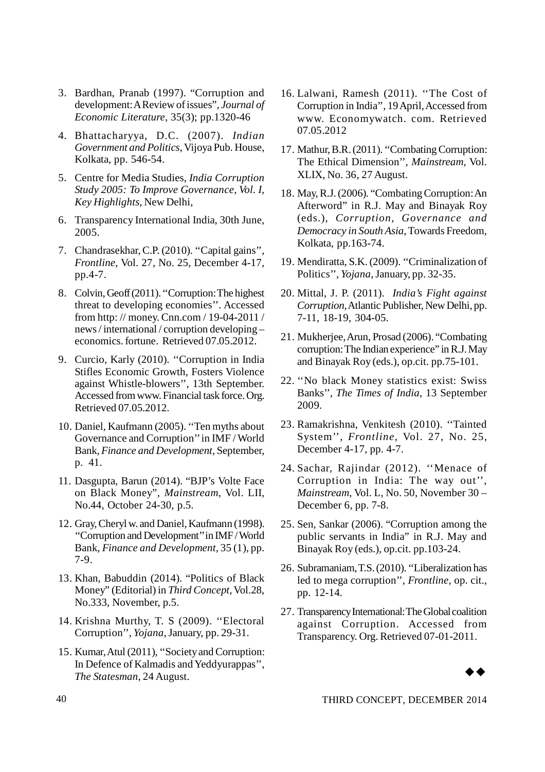3. Bardhan, Pranab (1997). "Corruption and development: A Review of issues", *Journal of Economic Literature*, 35(3); pp.1320-46
4. Bhattacharyya, D.C. (2007). *Indian Government and Politics*, Vijoya Pub. House, Kolkata, pp. 546-54.
5. Centre for Media Studies, *India Corruption Study 2005: To Improve Governance, Vol. I, Key Highlights*, New Delhi,
6. Transparency International India, 30th June, 2005.
7. Chandrasekhar, C.P. (2010). ''Capital gains'', *Frontline*, Vol. 27, No. 25, December 4-17, pp.4-7.
8. Colvin, Geoff (2011). "Corruption: The highest threat to developing economies''. Accessed from http: // money. Cnn.com / 19-04-2011 / news / international / corruption developing – economics. fortune. Retrieved 07.05.2012.
9. Curcio, Karly (2010). ''Corruption in India Stifles Economic Growth, Fosters Violence against Whistle-blowers'', 13th September. Accessed from www. Financial task force. Org. Retrieved 07.05.2012.
10. Daniel, Kaufmann (2005). ''Ten myths about Governance and Corruption'' in IMF / World Bank, *Finance and Development*, September, p. 41.
11. Dasgupta, Barun (2014). "BJP's Volte Face on Black Money", *Mainstream*, Vol. LII, No.44, October 24-30, p.5.
12. Gray, Cheryl w. and Daniel, Kaufmann (1998). ''Corruption and Development'' in IMF / World Bank, *Finance and Development*, 35 (1), pp. 7-9.
13. Khan, Babuddin (2014). "Politics of Black Money" (Editorial) in *Third Concept*, Vol.28, No.333, November, p.5.
14. Krishna Murthy, T. S (2009). ''Electoral Corruption'', *Yojana*, January, pp. 29-31.
15. Kumar, Atul (2011), ''Society and Corruption: In Defence of Kalmadis and Yeddyurappas'', *The Statesman*, 24 August.
16. Lalwani, Ramesh (2011). ''The Cost of Corruption in India'', 19 April, Accessed from www. Economywatch. com. Retrieved 07.05.2012
17. Mathur, B.R. (2011). "Combating Corruption: The Ethical Dimension'', *Mainstream*, Vol. XLIX, No. 36, 27 August.
18. May, R.J. (2006). "Combating Corruption: An Afterword" in R.J. May and Binayak Roy (eds.), *Corruption, Governance and Democracy in South Asia*, Towards Freedom, Kolkata, pp.163-74.
19. Mendiratta, S.K. (2009). ''Criminalization of Politics'', *Yojana*, January, pp. 32-35.
20. Mittal, J. P. (2011). *India's Fight against Corruption*, Atlantic Publisher, New Delhi, pp. 7-11, 18-19, 304-05.
21. Mukherjee, Arun, Prosad (2006). "Combating corruption: The Indian experience" in R.J. May and Binayak Roy (eds.), op.cit. pp.75-101.
22. ''No black Money statistics exist: Swiss Banks'', *The Times of India*, 13 September 2009.
23. Ramakrishna, Venkitesh (2010). ''Tainted System'', *Frontline*, Vol. 27, No. 25, December 4-17, pp. 4-7.
24. Sachar, Rajindar (2012). ''Menace of Corruption in India: The way out'', *Mainstream*, Vol. L, No. 50, November 30 – December 6, pp. 7-8.
25. Sen, Sankar (2006). "Corruption among the public servants in India" in R.J. May and Binayak Roy (eds.), op.cit. pp.103-24.
26. Subramaniam, T.S. (2010). ''Liberalization has led to mega corruption'', *Frontline*, op. cit., pp. 12-14.
27. Transparency International: The Global coalition against Corruption. Accessed from Transparency. Org. Retrieved 07-01-2011.

◆◆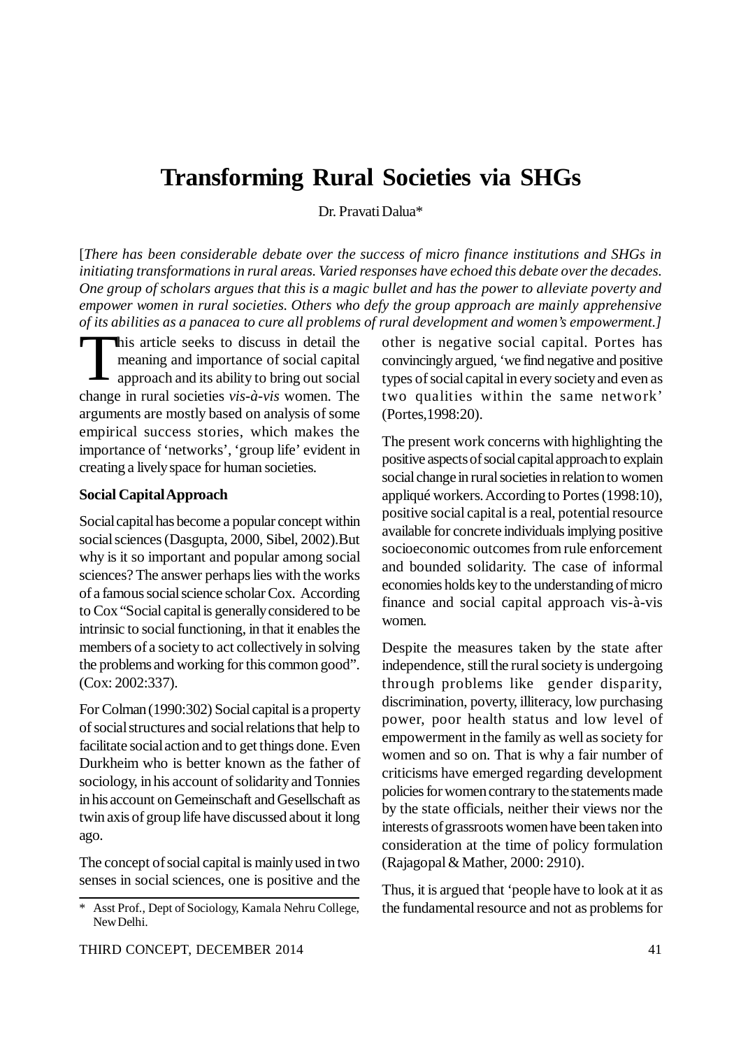# Transforming Rural Societies via SHGs

Dr. Pravati Dalua*

[*There has been considerable debate over the success of micro finance institutions and SHGs in initiating transformations in rural areas. Varied responses have echoed this debate over the decades. One group of scholars argues that this is a magic bullet and has the power to alleviate poverty and empower women in rural societies. Others who defy the group approach are mainly apprehensive of its abilities as a panacea to cure all problems of rural development and women's empowerment.*]

This article seeks to discuss in detail the meaning and importance of social capital approach and its ability to bring out social change in rural societies *vis-à-vis* women. The arguments are mostly based on analysis of some empirical success stories, which makes the importance of 'networks', 'group life' evident in creating a lively space for human societies.

**Social Capital Approach**

Social capital has become a popular concept within social sciences (Dasgupta, 2000, Sibel, 2002).But why is it so important and popular among social sciences? The answer perhaps lies with the works of a famous social science scholar Cox. According to Cox "Social capital is generally considered to be intrinsic to social functioning, in that it enables the members of a society to act collectively in solving the problems and working for this common good". (Cox: 2002:337).

For Colman (1990:302) Social capital is a property of social structures and social relations that help to facilitate social action and to get things done. Even Durkheim who is better known as the father of sociology, in his account of solidarity and Tonnies in his account on Gemeinschaft and Gesellschaft as twin axis of group life have discussed about it long ago.

The concept of social capital is mainly used in two senses in social sciences, one is positive and the other is negative social capital. Portes has convincingly argued, 'we find negative and positive types of social capital in every society and even as two qualities within the same network' (Portes,1998:20).

The present work concerns with highlighting the positive aspects of social capital approach to explain social change in rural societies in relation to women appliqué workers. According to Portes (1998:10), positive social capital is a real, potential resource available for concrete individuals implying positive socioeconomic outcomes from rule enforcement and bounded solidarity. The case of informal economies holds key to the understanding of micro finance and social capital approach vis-à-vis women.

Despite the measures taken by the state after independence, still the rural society is undergoing through problems like gender disparity, discrimination, poverty, illiteracy, low purchasing power, poor health status and low level of empowerment in the family as well as society for women and so on. That is why a fair number of criticisms have emerged regarding development policies for women contrary to the statements made by the state officials, neither their views nor the interests of grassroots women have been taken into consideration at the time of policy formulation (Rajagopal & Mather, 2000: 2910).

Thus, it is argued that 'people have to look at it as the fundamental resource and not as problems for

---

\* Asst Prof., Dept of Sociology, Kamala Nehru College, New Delhi.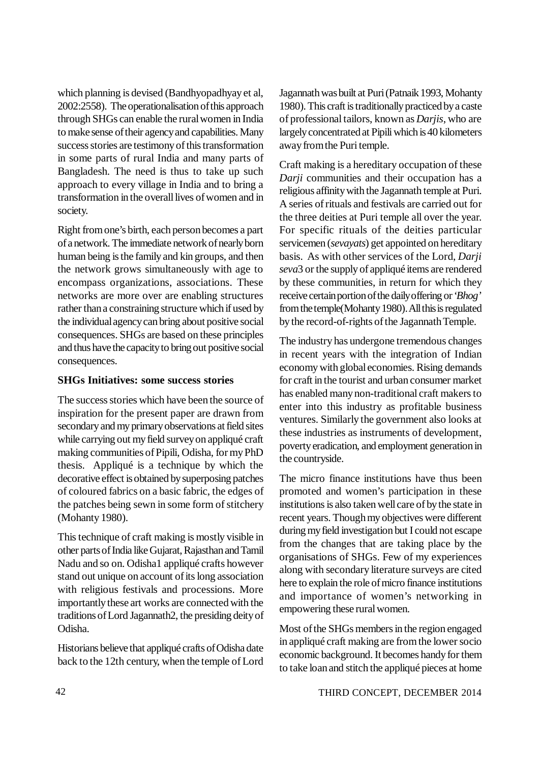which planning is devised (Bandhyopadhyay et al, 2002:2558). The operationalisation of this approach through SHGs can enable the rural women in India to make sense of their agency and capabilities. Many success stories are testimony of this transformation in some parts of rural India and many parts of Bangladesh. The need is thus to take up such approach to every village in India and to bring a transformation in the overall lives of women and in society.

Right from one's birth, each person becomes a part of a network. The immediate network of nearly born human being is the family and kin groups, and then the network grows simultaneously with age to encompass organizations, associations. These networks are more over are enabling structures rather than a constraining structure which if used by the individual agency can bring about positive social consequences. SHGs are based on these principles and thus have the capacity to bring out positive social consequences.

**SHGs Initiatives: some success stories**

The success stories which have been the source of inspiration for the present paper are drawn from secondary and my primary observations at field sites while carrying out my field survey on appliqué craft making communities of Pipili, Odisha, for my PhD thesis. Appliqué is a technique by which the decorative effect is obtained by superposing patches of coloured fabrics on a basic fabric, the edges of the patches being sewn in some form of stitchery (Mohanty 1980).

This technique of craft making is mostly visible in other parts of India like Gujarat, Rajasthan and Tamil Nadu and so on. Odisha1 appliqué crafts however stand out unique on account of its long association with religious festivals and processions. More importantly these art works are connected with the traditions of Lord Jagannath2, the presiding deity of Odisha.

Historians believe that appliqué crafts of Odisha date back to the 12th century, when the temple of Lord Jagannath was built at Puri (Patnaik 1993, Mohanty 1980). This craft is traditionally practiced by a caste of professional tailors, known as *Darjis*, who are largely concentrated at Pipili which is 40 kilometers away from the Puri temple.

Craft making is a hereditary occupation of these *Darji* communities and their occupation has a religious affinity with the Jagannath temple at Puri. A series of rituals and festivals are carried out for the three deities at Puri temple all over the year. For specific rituals of the deities particular servicemen (*sevayats*) get appointed on hereditary basis. As with other services of the Lord, *Darji seva*3 or the supply of appliqué items are rendered by these communities, in return for which they receive certain portion of the daily offering or *'Bhog'* from the temple(Mohanty 1980). All this is regulated by the record-of-rights of the Jagannath Temple.

The industry has undergone tremendous changes in recent years with the integration of Indian economy with global economies. Rising demands for craft in the tourist and urban consumer market has enabled many non-traditional craft makers to enter into this industry as profitable business ventures. Similarly the government also looks at these industries as instruments of development, poverty eradication, and employment generation in the countryside.

The micro finance institutions have thus been promoted and women's participation in these institutions is also taken well care of by the state in recent years. Though my objectives were different during my field investigation but I could not escape from the changes that are taking place by the organisations of SHGs. Few of my experiences along with secondary literature surveys are cited here to explain the role of micro finance institutions and importance of women's networking in empowering these rural women.

Most of the SHGs members in the region engaged in appliqué craft making are from the lower socio economic background. It becomes handy for them to take loan and stitch the appliqué pieces at home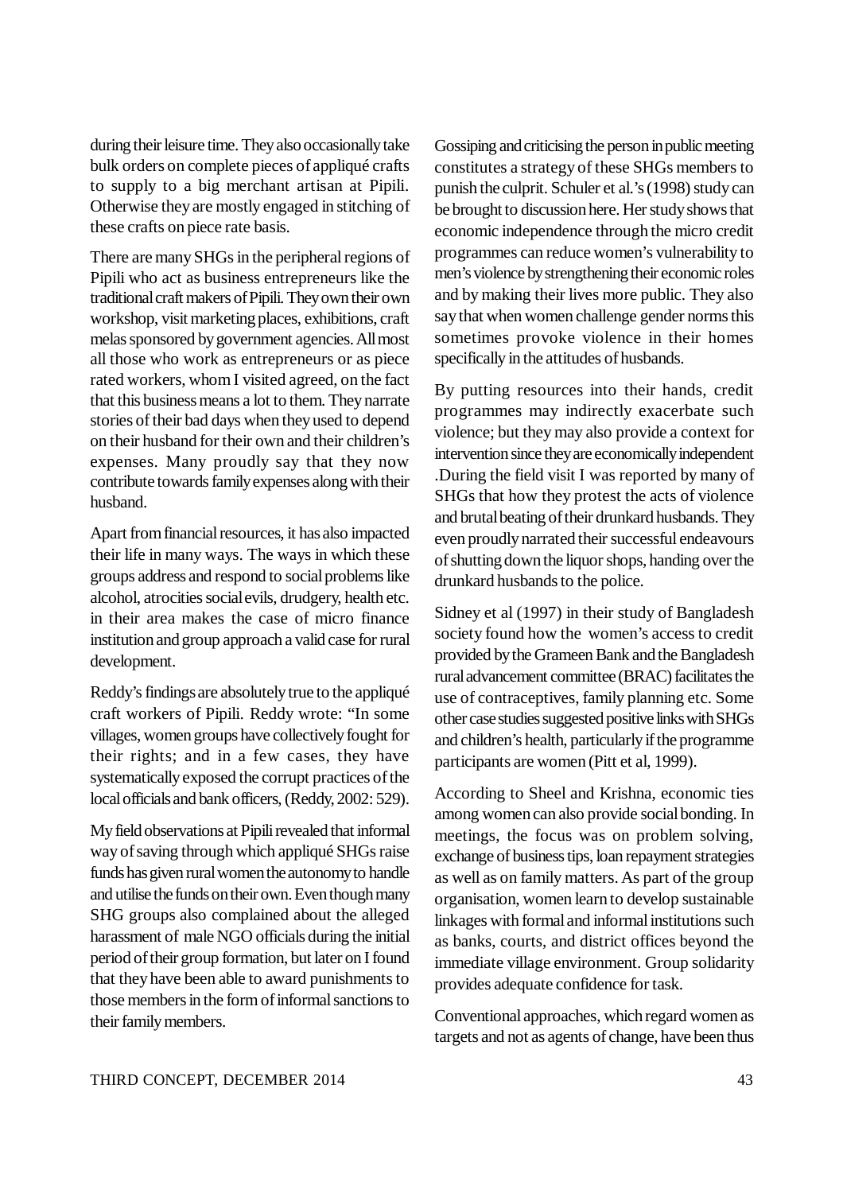during their leisure time. They also occasionally take bulk orders on complete pieces of appliqué crafts to supply to a big merchant artisan at Pipili. Otherwise they are mostly engaged in stitching of these crafts on piece rate basis.

There are many SHGs in the peripheral regions of Pipili who act as business entrepreneurs like the traditional craft makers of Pipili. They own their own workshop, visit marketing places, exhibitions, craft melas sponsored by government agencies. All most all those who work as entrepreneurs or as piece rated workers, whom I visited agreed, on the fact that this business means a lot to them. They narrate stories of their bad days when they used to depend on their husband for their own and their children's expenses. Many proudly say that they now contribute towards family expenses along with their husband.

Apart from financial resources, it has also impacted their life in many ways. The ways in which these groups address and respond to social problems like alcohol, atrocities social evils, drudgery, health etc. in their area makes the case of micro finance institution and group approach a valid case for rural development.

Reddy's findings are absolutely true to the appliqué craft workers of Pipili. Reddy wrote: "In some villages, women groups have collectively fought for their rights; and in a few cases, they have systematically exposed the corrupt practices of the local officials and bank officers, (Reddy, 2002: 529).

My field observations at Pipili revealed that informal way of saving through which appliqué SHGs raise funds has given rural women the autonomy to handle and utilise the funds on their own. Even though many SHG groups also complained about the alleged harassment of male NGO officials during the initial period of their group formation, but later on I found that they have been able to award punishments to those members in the form of informal sanctions to their family members.

Gossiping and criticising the person in public meeting constitutes a strategy of these SHGs members to punish the culprit. Schuler et al.'s (1998) study can be brought to discussion here. Her study shows that economic independence through the micro credit programmes can reduce women's vulnerability to men's violence by strengthening their economic roles and by making their lives more public. They also say that when women challenge gender norms this sometimes provoke violence in their homes specifically in the attitudes of husbands.

By putting resources into their hands, credit programmes may indirectly exacerbate such violence; but they may also provide a context for intervention since they are economically independent .During the field visit I was reported by many of SHGs that how they protest the acts of violence and brutal beating of their drunkard husbands. They even proudly narrated their successful endeavours of shutting down the liquor shops, handing over the drunkard husbands to the police.

Sidney et al (1997) in their study of Bangladesh society found how the women's access to credit provided by the Grameen Bank and the Bangladesh rural advancement committee (BRAC) facilitates the use of contraceptives, family planning etc. Some other case studies suggested positive links with SHGs and children's health, particularly if the programme participants are women (Pitt et al, 1999).

According to Sheel and Krishna, economic ties among women can also provide social bonding. In meetings, the focus was on problem solving, exchange of business tips, loan repayment strategies as well as on family matters. As part of the group organisation, women learn to develop sustainable linkages with formal and informal institutions such as banks, courts, and district offices beyond the immediate village environment. Group solidarity provides adequate confidence for task.

Conventional approaches, which regard women as targets and not as agents of change, have been thus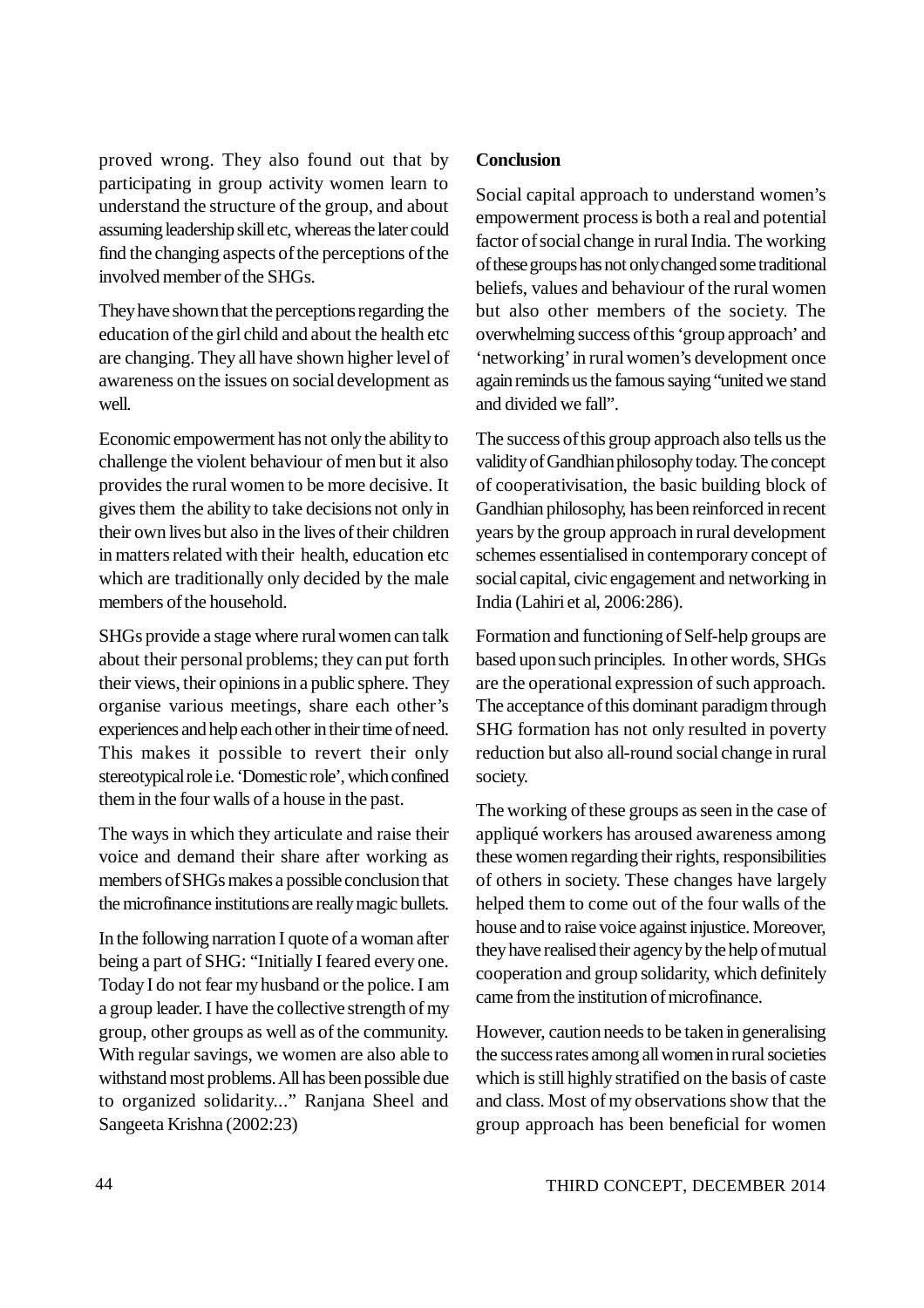proved wrong. They also found out that by participating in group activity women learn to understand the structure of the group, and about assuming leadership skill etc, whereas the later could find the changing aspects of the perceptions of the involved member of the SHGs.

They have shown that the perceptions regarding the education of the girl child and about the health etc are changing. They all have shown higher level of awareness on the issues on social development as well.

Economic empowerment has not only the ability to challenge the violent behaviour of men but it also provides the rural women to be more decisive. It gives them the ability to take decisions not only in their own lives but also in the lives of their children in matters related with their health, education etc which are traditionally only decided by the male members of the household.

SHGs provide a stage where rural women can talk about their personal problems; they can put forth their views, their opinions in a public sphere. They organise various meetings, share each other's experiences and help each other in their time of need. This makes it possible to revert their only stereotypical role i.e. 'Domestic role', which confined them in the four walls of a house in the past.

The ways in which they articulate and raise their voice and demand their share after working as members of SHGs makes a possible conclusion that the microfinance institutions are really magic bullets.

In the following narration I quote of a woman after being a part of SHG: "Initially I feared every one. Today I do not fear my husband or the police. I am a group leader. I have the collective strength of my group, other groups as well as of the community. With regular savings, we women are also able to withstand most problems. All has been possible due to organized solidarity..." Ranjana Sheel and Sangeeta Krishna (2002:23)

**Conclusion**

Social capital approach to understand women's empowerment process is both a real and potential factor of social change in rural India. The working of these groups has not only changed some traditional beliefs, values and behaviour of the rural women but also other members of the society. The overwhelming success of this 'group approach' and 'networking' in rural women's development once again reminds us the famous saying "united we stand and divided we fall".

The success of this group approach also tells us the validity of Gandhian philosophy today. The concept of cooperativisation, the basic building block of Gandhian philosophy, has been reinforced in recent years by the group approach in rural development schemes essentialised in contemporary concept of social capital, civic engagement and networking in India (Lahiri et al, 2006:286).

Formation and functioning of Self-help groups are based upon such principles. In other words, SHGs are the operational expression of such approach. The acceptance of this dominant paradigm through SHG formation has not only resulted in poverty reduction but also all-round social change in rural society.

The working of these groups as seen in the case of appliqué workers has aroused awareness among these women regarding their rights, responsibilities of others in society. These changes have largely helped them to come out of the four walls of the house and to raise voice against injustice. Moreover, they have realised their agency by the help of mutual cooperation and group solidarity, which definitely came from the institution of microfinance.

However, caution needs to be taken in generalising the success rates among all women in rural societies which is still highly stratified on the basis of caste and class. Most of my observations show that the group approach has been beneficial for women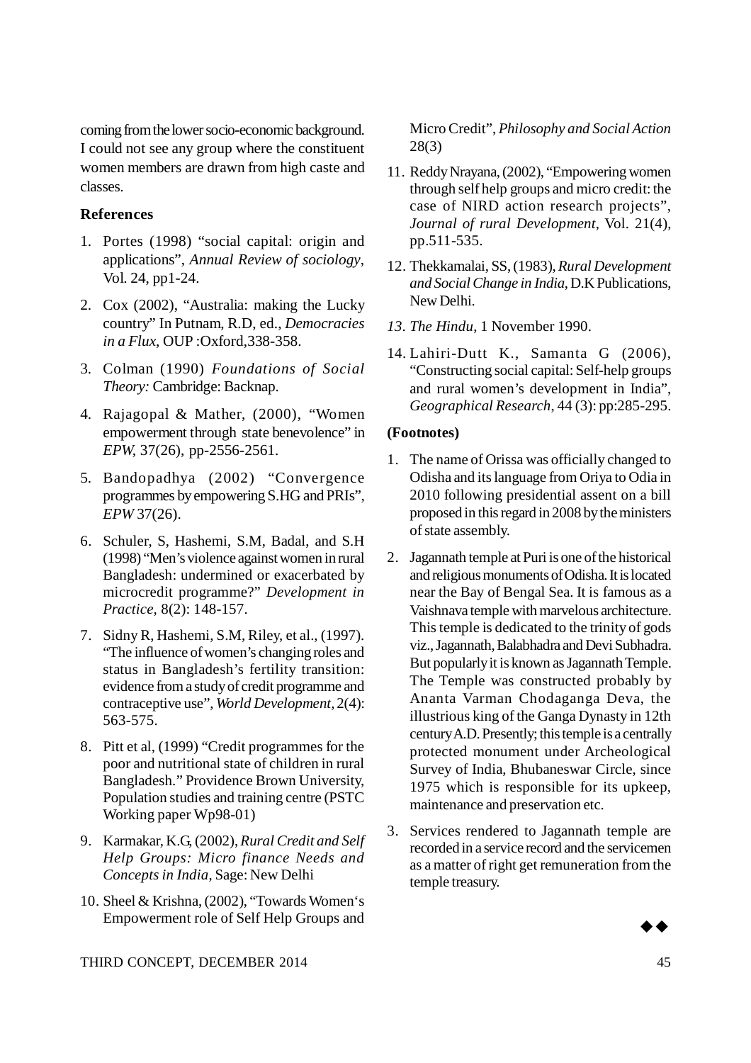coming from the lower socio-economic background. I could not see any group where the constituent women members are drawn from high caste and classes.

### References

1. Portes (1998) "social capital: origin and applications", *Annual Review of sociology*, Vol. 24, pp1-24.
2. Cox (2002), "Australia: making the Lucky country" In Putnam, R.D, ed., *Democracies in a Flux*, OUP :Oxford,338-358.
3. Colman (1990) *Foundations of Social Theory:* Cambridge: Backnap.
4. Rajagopal & Mather, (2000), "Women empowerment through state benevolence" in *EPW*, 37(26), pp-2556-2561.
5. Bandopadhya (2002) "Convergence programmes by empowering S.HG and PRIs", *EPW* 37(26).
6. Schuler, S, Hashemi, S.M, Badal, and S.H (1998) "Men's violence against women in rural Bangladesh: undermined or exacerbated by microcredit programme?" *Development in Practice*, 8(2): 148-157.
7. Sidny R, Hashemi, S.M, Riley, et al., (1997). "The influence of women's changing roles and status in Bangladesh's fertility transition: evidence from a study of credit programme and contraceptive use", *World Development*, 2(4): 563-575.
8. Pitt et al, (1999) "Credit programmes for the poor and nutritional state of children in rural Bangladesh." Providence Brown University, Population studies and training centre (PSTC Working paper Wp98-01)
9. Karmakar, K.G, (2002), *Rural Credit and Self Help Groups: Micro finance Needs and Concepts in India*, Sage: New Delhi
10. Sheel & Krishna, (2002), "Towards Women's Empowerment role of Self Help Groups and Micro Credit", *Philosophy and Social Action* 28(3)
11. Reddy Nrayana, (2002), "Empowering women through self help groups and micro credit: the case of NIRD action research projects", *Journal of rural Development*, Vol. 21(4), pp.511-535.
12. Thekkamalai, SS, (1983), *Rural Development and Social Change in India*, D.K Publications, New Delhi.
13. *The Hindu*, 1 November 1990.
14. Lahiri-Dutt K., Samanta G (2006), "Constructing social capital: Self-help groups and rural women's development in India", *Geographical Research*, 44 (3): pp:285-295.

### (Footnotes)

1. The name of Orissa was officially changed to Odisha and its language from Oriya to Odia in 2010 following presidential assent on a bill proposed in this regard in 2008 by the ministers of state assembly.
2. Jagannath temple at Puri is one of the historical and religious monuments of Odisha. It is located near the Bay of Bengal Sea. It is famous as a Vaishnava temple with marvelous architecture. This temple is dedicated to the trinity of gods viz., Jagannath, Balabhadra and Devi Subhadra. But popularly it is known as Jagannath Temple. The Temple was constructed probably by Ananta Varman Chodaganga Deva, the illustrious king of the Ganga Dynasty in 12th century A.D. Presently; this temple is a centrally protected monument under Archeological Survey of India, Bhubaneswar Circle, since 1975 which is responsible for its upkeep, maintenance and preservation etc.
3. Services rendered to Jagannath temple are recorded in a service record and the servicemen as a matter of right get remuneration from the temple treasury.

◆◆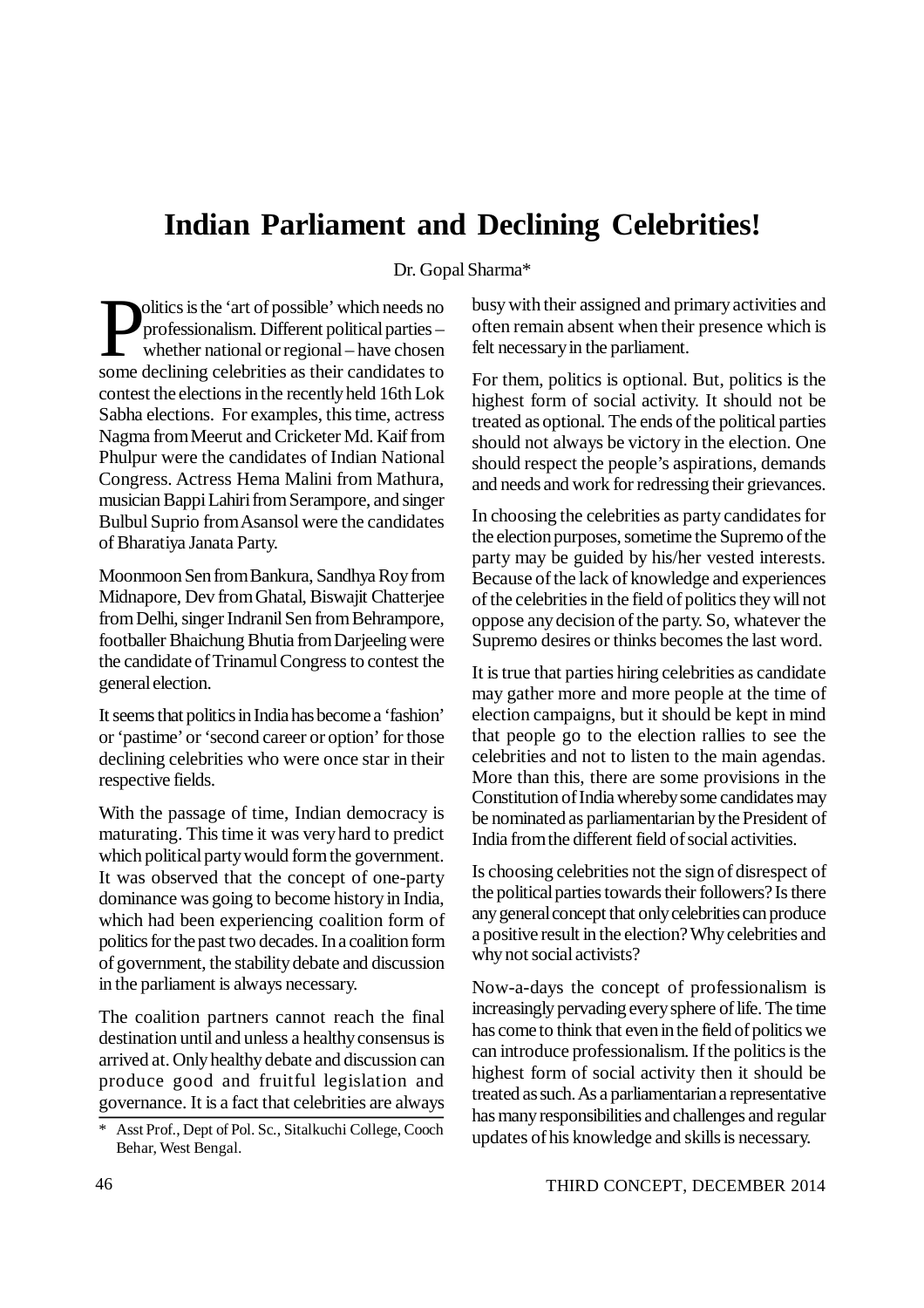# Indian Parliament and Declining Celebrities!

Dr. Gopal Sharma*

Politics is the 'art of possible' which needs no professionalism. Different political parties – whether national or regional – have chosen some declining celebrities as their candidates to contest the elections in the recently held 16th Lok Sabha elections. For examples, this time, actress Nagma from Meerut and Cricketer Md. Kaif from Phulpur were the candidates of Indian National Congress. Actress Hema Malini from Mathura, musician Bappi Lahiri from Serampore, and singer Bulbul Suprio from Asansol were the candidates of Bharatiya Janata Party.

Moonmoon Sen from Bankura, Sandhya Roy from Midnapore, Dev from Ghatal, Biswajit Chatterjee from Delhi, singer Indranil Sen from Behrampore, footballer Bhaichung Bhutia from Darjeeling were the candidate of Trinamul Congress to contest the general election.

It seems that politics in India has become a 'fashion' or 'pastime' or 'second career or option' for those declining celebrities who were once star in their respective fields.

With the passage of time, Indian democracy is maturating. This time it was very hard to predict which political party would form the government. It was observed that the concept of one-party dominance was going to become history in India, which had been experiencing coalition form of politics for the past two decades. In a coalition form of government, the stability debate and discussion in the parliament is always necessary.

The coalition partners cannot reach the final destination until and unless a healthy consensus is arrived at. Only healthy debate and discussion can produce good and fruitful legislation and governance. It is a fact that celebrities are always busy with their assigned and primary activities and often remain absent when their presence which is felt necessary in the parliament.

For them, politics is optional. But, politics is the highest form of social activity. It should not be treated as optional. The ends of the political parties should not always be victory in the election. One should respect the people's aspirations, demands and needs and work for redressing their grievances.

In choosing the celebrities as party candidates for the election purposes, sometime the Supremo of the party may be guided by his/her vested interests. Because of the lack of knowledge and experiences of the celebrities in the field of politics they will not oppose any decision of the party. So, whatever the Supremo desires or thinks becomes the last word.

It is true that parties hiring celebrities as candidate may gather more and more people at the time of election campaigns, but it should be kept in mind that people go to the election rallies to see the celebrities and not to listen to the main agendas. More than this, there are some provisions in the Constitution of India whereby some candidates may be nominated as parliamentarian by the President of India from the different field of social activities.

Is choosing celebrities not the sign of disrespect of the political parties towards their followers? Is there any general concept that only celebrities can produce a positive result in the election? Why celebrities and why not social activists?

Now-a-days the concept of professionalism is increasingly pervading every sphere of life. The time has come to think that even in the field of politics we can introduce professionalism. If the politics is the highest form of social activity then it should be treated as such. As a parliamentarian a representative has many responsibilities and challenges and regular updates of his knowledge and skills is necessary.

\* Asst Prof., Dept of Pol. Sc., Sitalkuchi College, Cooch Behar, West Bengal.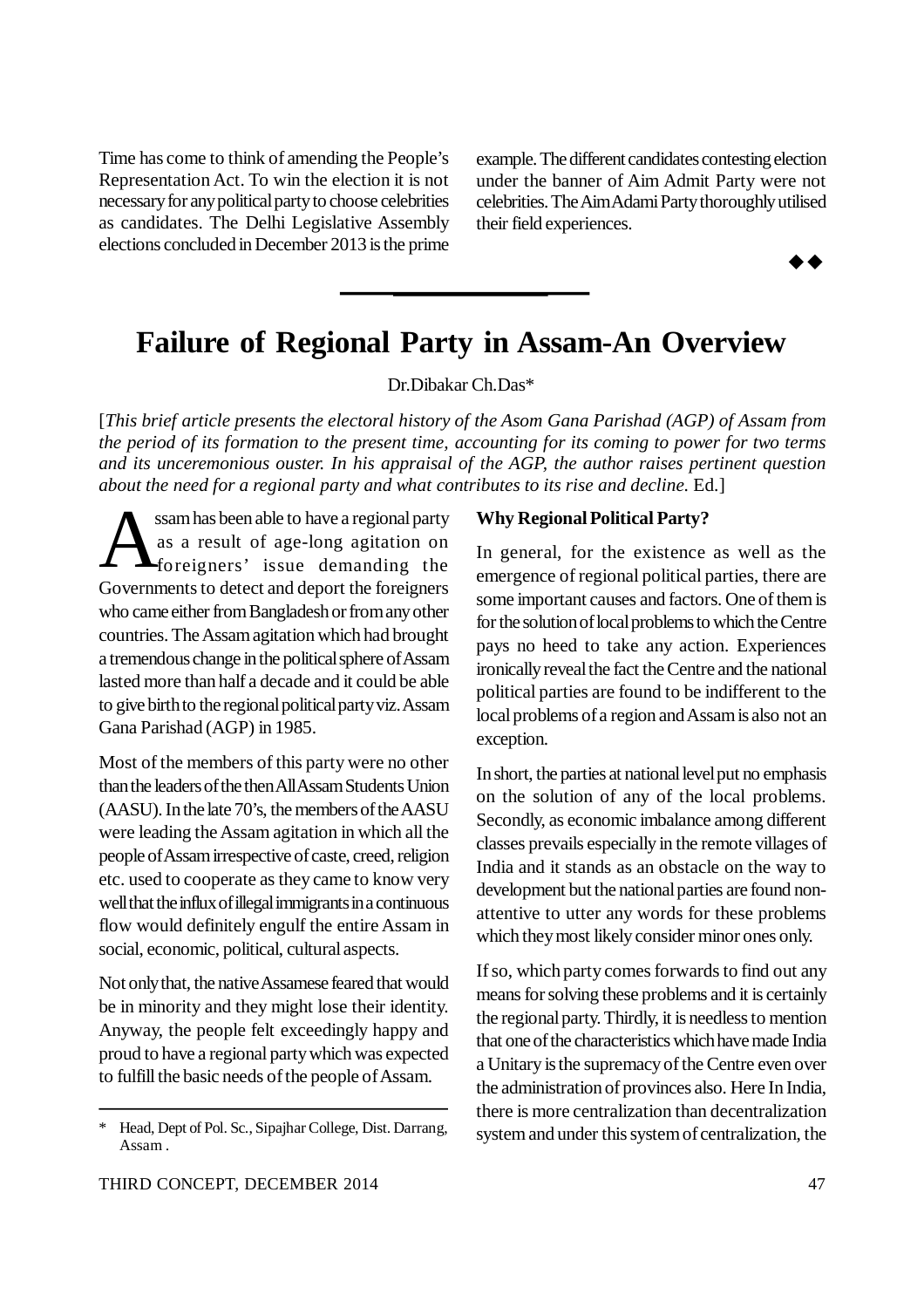Time has come to think of amending the People's Representation Act. To win the election it is not necessary for any political party to choose celebrities as candidates. The Delhi Legislative Assembly elections concluded in December 2013 is the prime example. The different candidates contesting election under the banner of Aim Admit Party were not celebrities. The Aim Adami Party thoroughly utilised their field experiences.

◆◆

# Failure of Regional Party in Assam-An Overview

Dr.Dibakar Ch.Das*

[*This brief article presents the electoral history of the Asom Gana Parishad (AGP) of Assam from the period of its formation to the present time, accounting for its coming to power for two terms and its unceremonious ouster. In his appraisal of the AGP, the author raises pertinent question about the need for a regional party and what contributes to its rise and decline.* Ed.]

Assam has been able to have a regional party as a result of age-long agitation on foreigners' issue demanding the Governments to detect and deport the foreigners who came either from Bangladesh or from any other countries. The Assam agitation which had brought a tremendous change in the political sphere of Assam lasted more than half a decade and it could be able to give birth to the regional political party viz. Assam Gana Parishad (AGP) in 1985.

Most of the members of this party were no other than the leaders of the then All Assam Students Union (AASU). In the late 70's, the members of the AASU were leading the Assam agitation in which all the people of Assam irrespective of caste, creed, religion etc. used to cooperate as they came to know very well that the influx of illegal immigrants in a continuous flow would definitely engulf the entire Assam in social, economic, political, cultural aspects.

Not only that, the native Assamese feared that would be in minority and they might lose their identity. Anyway, the people felt exceedingly happy and proud to have a regional party which was expected to fulfill the basic needs of the people of Assam.

\* Head, Dept of Pol. Sc., Sipajhar College, Dist. Darrang, Assam .

**Why Regional Political Party?**

In general, for the existence as well as the emergence of regional political parties, there are some important causes and factors. One of them is for the solution of local problems to which the Centre pays no heed to take any action. Experiences ironically reveal the fact the Centre and the national political parties are found to be indifferent to the local problems of a region and Assam is also not an exception.

In short, the parties at national level put no emphasis on the solution of any of the local problems. Secondly, as economic imbalance among different classes prevails especially in the remote villages of India and it stands as an obstacle on the way to development but the national parties are found non-attentive to utter any words for these problems which they most likely consider minor ones only.

If so, which party comes forwards to find out any means for solving these problems and it is certainly the regional party. Thirdly, it is needless to mention that one of the characteristics which have made India a Unitary is the supremacy of the Centre even over the administration of provinces also. Here In India, there is more centralization than decentralization system and under this system of centralization, the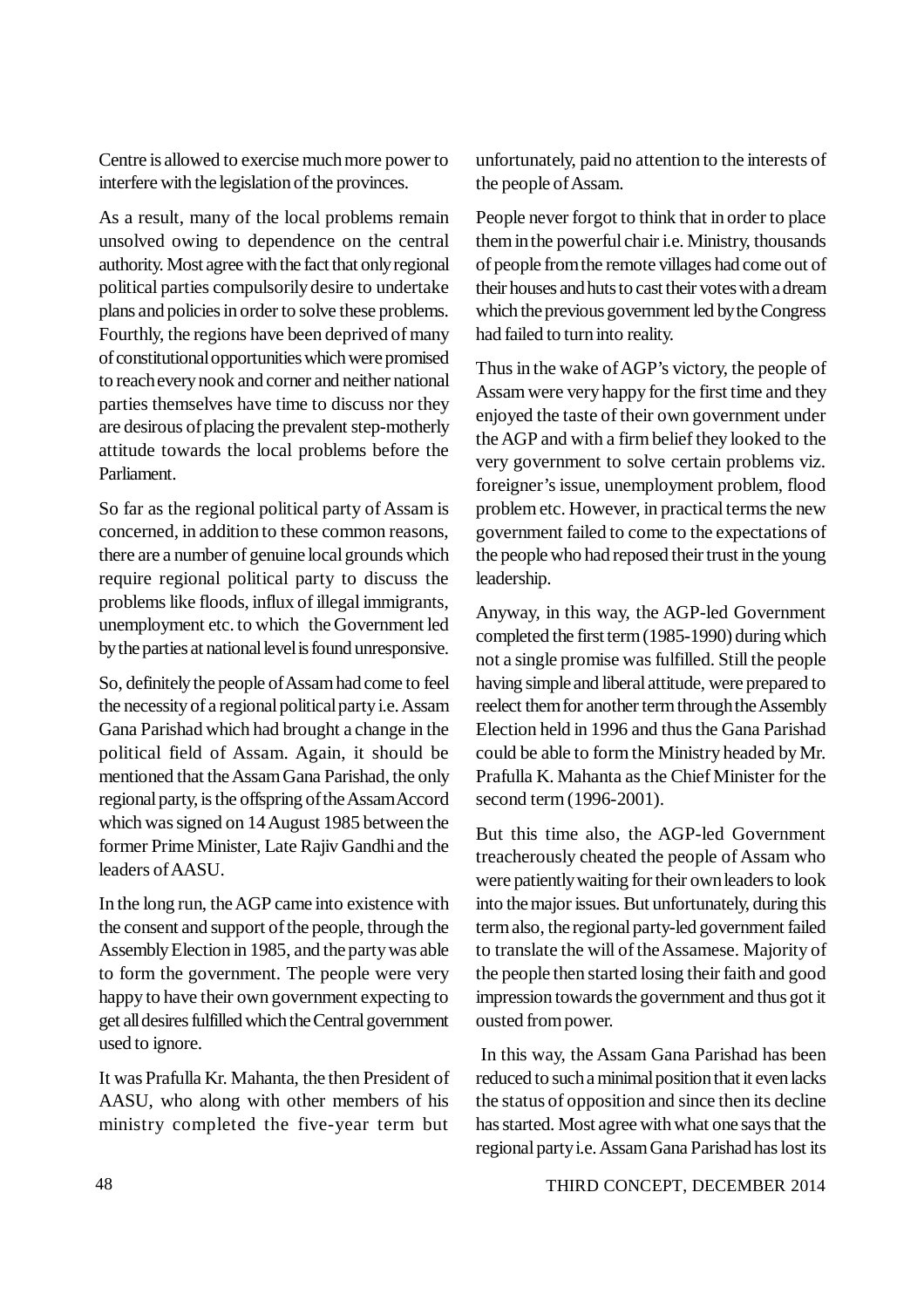Centre is allowed to exercise much more power to interfere with the legislation of the provinces.

As a result, many of the local problems remain unsolved owing to dependence on the central authority. Most agree with the fact that only regional political parties compulsorily desire to undertake plans and policies in order to solve these problems. Fourthly, the regions have been deprived of many of constitutional opportunities which were promised to reach every nook and corner and neither national parties themselves have time to discuss nor they are desirous of placing the prevalent step-motherly attitude towards the local problems before the Parliament.

So far as the regional political party of Assam is concerned, in addition to these common reasons, there are a number of genuine local grounds which require regional political party to discuss the problems like floods, influx of illegal immigrants, unemployment etc. to which the Government led by the parties at national level is found unresponsive.

So, definitely the people of Assam had come to feel the necessity of a regional political party i.e. Assam Gana Parishad which had brought a change in the political field of Assam. Again, it should be mentioned that the Assam Gana Parishad, the only regional party, is the offspring of the Assam Accord which was signed on 14 August 1985 between the former Prime Minister, Late Rajiv Gandhi and the leaders of AASU.

In the long run, the AGP came into existence with the consent and support of the people, through the Assembly Election in 1985, and the party was able to form the government. The people were very happy to have their own government expecting to get all desires fulfilled which the Central government used to ignore.

It was Prafulla Kr. Mahanta, the then President of AASU, who along with other members of his ministry completed the five-year term but unfortunately, paid no attention to the interests of the people of Assam.

People never forgot to think that in order to place them in the powerful chair i.e. Ministry, thousands of people from the remote villages had come out of their houses and huts to cast their votes with a dream which the previous government led by the Congress had failed to turn into reality.

Thus in the wake of AGP's victory, the people of Assam were very happy for the first time and they enjoyed the taste of their own government under the AGP and with a firm belief they looked to the very government to solve certain problems viz. foreigner's issue, unemployment problem, flood problem etc. However, in practical terms the new government failed to come to the expectations of the people who had reposed their trust in the young leadership.

Anyway, in this way, the AGP-led Government completed the first term (1985-1990) during which not a single promise was fulfilled. Still the people having simple and liberal attitude, were prepared to reelect them for another term through the Assembly Election held in 1996 and thus the Gana Parishad could be able to form the Ministry headed by Mr. Prafulla K. Mahanta as the Chief Minister for the second term (1996-2001).

But this time also, the AGP-led Government treacherously cheated the people of Assam who were patiently waiting for their own leaders to look into the major issues. But unfortunately, during this term also, the regional party-led government failed to translate the will of the Assamese. Majority of the people then started losing their faith and good impression towards the government and thus got it ousted from power.

In this way, the Assam Gana Parishad has been reduced to such a minimal position that it even lacks the status of opposition and since then its decline has started. Most agree with what one says that the regional party i.e. Assam Gana Parishad has lost its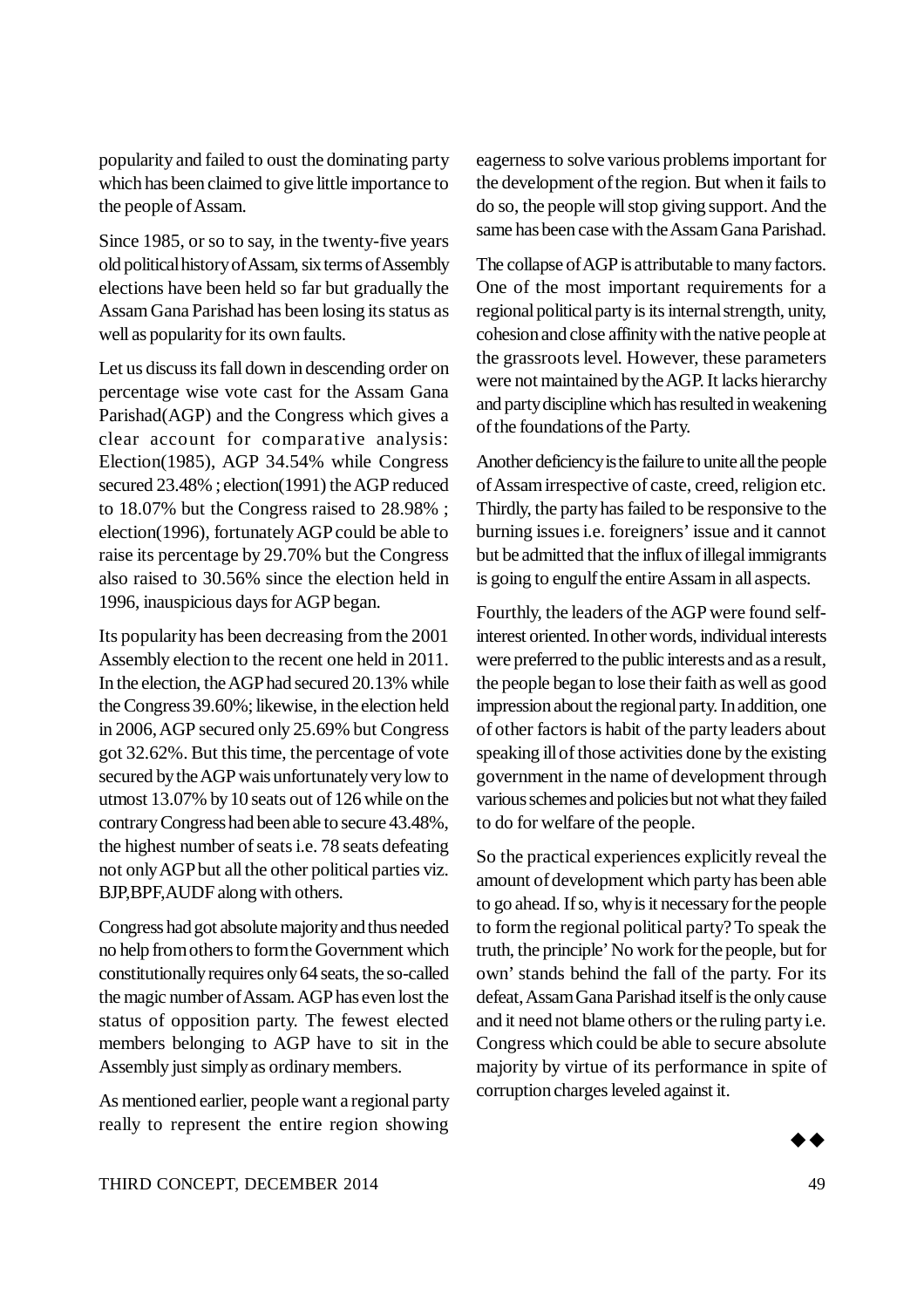popularity and failed to oust the dominating party which has been claimed to give little importance to the people of Assam.

Since 1985, or so to say, in the twenty-five years old political history of Assam, six terms of Assembly elections have been held so far but gradually the Assam Gana Parishad has been losing its status as well as popularity for its own faults.

Let us discuss its fall down in descending order on percentage wise vote cast for the Assam Gana Parishad(AGP) and the Congress which gives a clear account for comparative analysis: Election(1985), AGP 34.54% while Congress secured 23.48% ; election(1991) the AGP reduced to 18.07% but the Congress raised to 28.98% ; election(1996), fortunately AGP could be able to raise its percentage by 29.70% but the Congress also raised to 30.56% since the election held in 1996, inauspicious days for AGP began.

Its popularity has been decreasing from the 2001 Assembly election to the recent one held in 2011. In the election, the AGP had secured 20.13% while the Congress 39.60%; likewise, in the election held in 2006, AGP secured only 25.69% but Congress got 32.62%. But this time, the percentage of vote secured by the AGP wais unfortunately very low to utmost 13.07% by 10 seats out of 126 while on the contrary Congress had been able to secure 43.48%, the highest number of seats i.e. 78 seats defeating not only AGP but all the other political parties viz. BJP,BPF,AUDF along with others.

Congress had got absolute majority and thus needed no help from others to form the Government which constitutionally requires only 64 seats, the so-called the magic number of Assam. AGP has even lost the status of opposition party. The fewest elected members belonging to AGP have to sit in the Assembly just simply as ordinary members.

As mentioned earlier, people want a regional party really to represent the entire region showing eagerness to solve various problems important for the development of the region. But when it fails to do so, the people will stop giving support. And the same has been case with the Assam Gana Parishad.

The collapse of AGP is attributable to many factors. One of the most important requirements for a regional political party is its internal strength, unity, cohesion and close affinity with the native people at the grassroots level. However, these parameters were not maintained by the AGP. It lacks hierarchy and party discipline which has resulted in weakening of the foundations of the Party.

Another deficiency is the failure to unite all the people of Assam irrespective of caste, creed, religion etc. Thirdly, the party has failed to be responsive to the burning issues i.e. foreigners' issue and it cannot but be admitted that the influx of illegal immigrants is going to engulf the entire Assam in all aspects.

Fourthly, the leaders of the AGP were found self-interest oriented. In other words, individual interests were preferred to the public interests and as a result, the people began to lose their faith as well as good impression about the regional party. In addition, one of other factors is habit of the party leaders about speaking ill of those activities done by the existing government in the name of development through various schemes and policies but not what they failed to do for welfare of the people.

So the practical experiences explicitly reveal the amount of development which party has been able to go ahead. If so, why is it necessary for the people to form the regional political party? To speak the truth, the principle' No work for the people, but for own' stands behind the fall of the party. For its defeat, Assam Gana Parishad itself is the only cause and it need not blame others or the ruling party i.e. Congress which could be able to secure absolute majority by virtue of its performance in spite of corruption charges leveled against it.

◆◆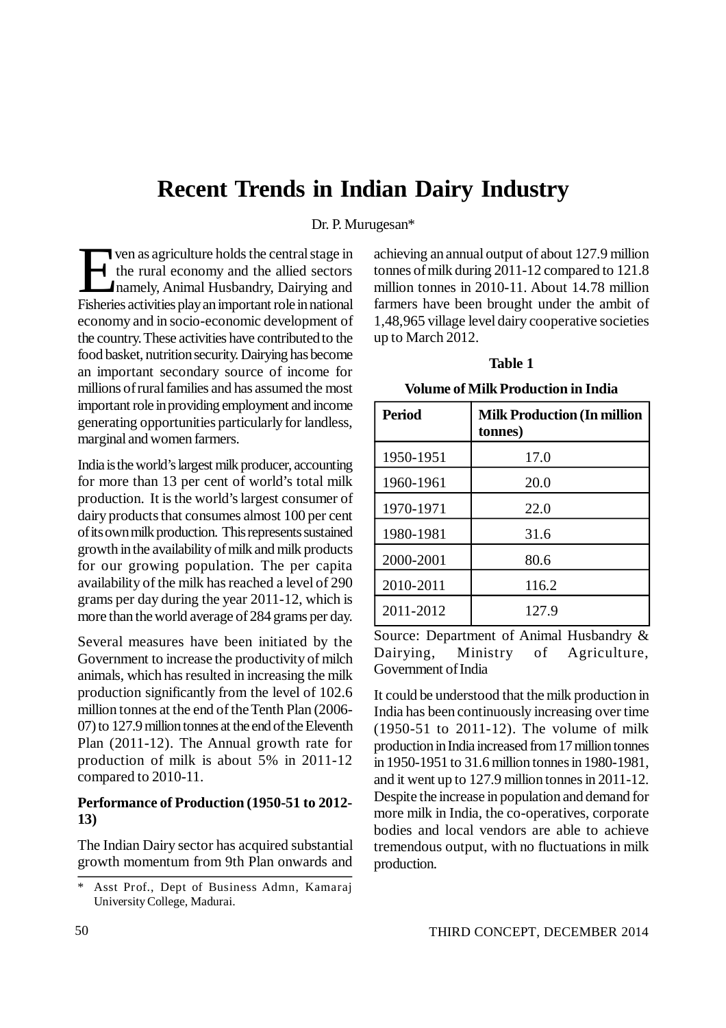# Recent Trends in Indian Dairy Industry

Dr. P. Murugesan*

Even as agriculture holds the central stage in the rural economy and the allied sectors namely, Animal Husbandry, Dairying and Fisheries activities play an important role in national economy and in socio-economic development of the country. These activities have contributed to the food basket, nutrition security. Dairying has become an important secondary source of income for millions of rural families and has assumed the most important role in providing employment and income generating opportunities particularly for landless, marginal and women farmers.

India is the world's largest milk producer, accounting for more than 13 per cent of world's total milk production. It is the world's largest consumer of dairy products that consumes almost 100 per cent of its own milk production. This represents sustained growth in the availability of milk and milk products for our growing population. The per capita availability of the milk has reached a level of 290 grams per day during the year 2011-12, which is more than the world average of 284 grams per day.

Several measures have been initiated by the Government to increase the productivity of milch animals, which has resulted in increasing the milk production significantly from the level of 102.6 million tonnes at the end of the Tenth Plan (2006-07) to 127.9 million tonnes at the end of the Eleventh Plan (2011-12). The Annual growth rate for production of milk is about 5% in 2011-12 compared to 2010-11.

### Performance of Production (1950-51 to 2012-13)

The Indian Dairy sector has acquired substantial growth momentum from 9th Plan onwards and achieving an annual output of about 127.9 million tonnes of milk during 2011-12 compared to 121.8 million tonnes in 2010-11. About 14.78 million farmers have been brought under the ambit of 1,48,965 village level dairy cooperative societies up to March 2012.

**Table 1**

**Volume of Milk Production in India**

| Period | Milk Production (In million tonnes) |
|---|---|
| 1950-1951 | 17.0 |
| 1960-1961 | 20.0 |
| 1970-1971 | 22.0 |
| 1980-1981 | 31.6 |
| 2000-2001 | 80.6 |
| 2010-2011 | 116.2 |
| 2011-2012 | 127.9 |

Source: Department of Animal Husbandry & Dairying, Ministry of Agriculture, Government of India

It could be understood that the milk production in India has been continuously increasing over time (1950-51 to 2011-12). The volume of milk production in India increased from 17 million tonnes in 1950-1951 to 31.6 million tonnes in 1980-1981, and it went up to 127.9 million tonnes in 2011-12. Despite the increase in population and demand for more milk in India, the co-operatives, corporate bodies and local vendors are able to achieve tremendous output, with no fluctuations in milk production.

---

\* Asst Prof., Dept of Business Admn, Kamaraj University College, Madurai.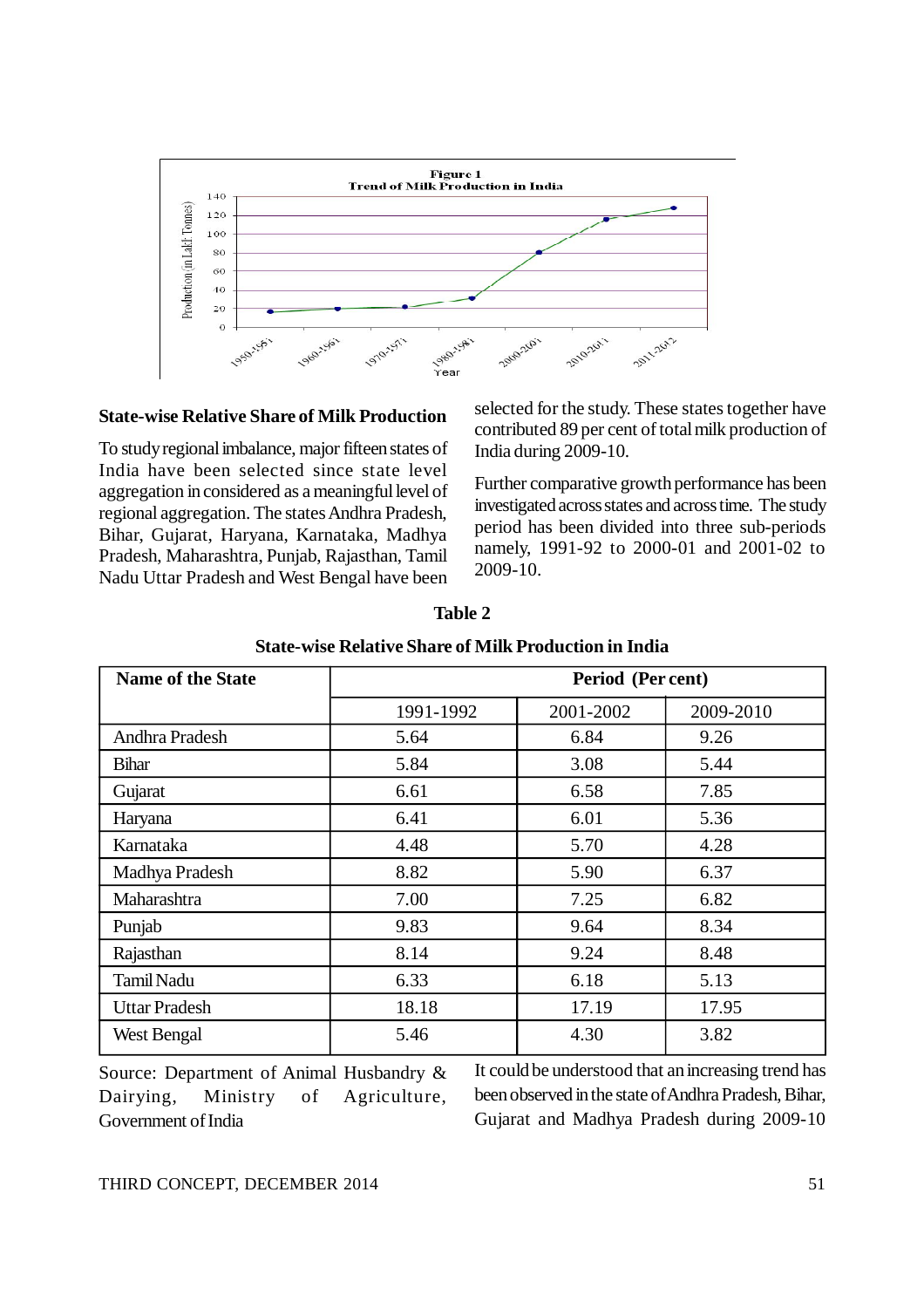**Figure 1**
**Trend of Milk Production in India**

### State-wise Relative Share of Milk Production

To study regional imbalance, major fifteen states of India have been selected since state level aggregation in considered as a meaningful level of regional aggregation. The states Andhra Pradesh, Bihar, Gujarat, Haryana, Karnataka, Madhya Pradesh, Maharashtra, Punjab, Rajasthan, Tamil Nadu Uttar Pradesh and West Bengal have been selected for the study. These states together have contributed 89 per cent of total milk production of India during 2009-10.

Further comparative growth performance has been investigated across states and across time. The study period has been divided into three sub-periods namely, 1991-92 to 2000-01 and 2001-02 to 2009-10.

**Table 2**

**State-wise Relative Share of Milk Production in India**

| Name of the State | Period (Per cent) | | |
|---|---|---|---|
| | 1991-1992 | 2001-2002 | 2009-2010 |
| Andhra Pradesh | 5.64 | 6.84 | 9.26 |
| Bihar | 5.84 | 3.08 | 5.44 |
| Gujarat | 6.61 | 6.58 | 7.85 |
| Haryana | 6.41 | 6.01 | 5.36 |
| Karnataka | 4.48 | 5.70 | 4.28 |
| Madhya Pradesh | 8.82 | 5.90 | 6.37 |
| Maharashtra | 7.00 | 7.25 | 6.82 |
| Punjab | 9.83 | 9.64 | 8.34 |
| Rajasthan | 8.14 | 9.24 | 8.48 |
| Tamil Nadu | 6.33 | 6.18 | 5.13 |
| Uttar Pradesh | 18.18 | 17.19 | 17.95 |
| West Bengal | 5.46 | 4.30 | 3.82 |

Source: Department of Animal Husbandry & Dairying, Ministry of Agriculture, Government of India

It could be understood that an increasing trend has been observed in the state of Andhra Pradesh, Bihar, Gujarat and Madhya Pradesh during 2009-10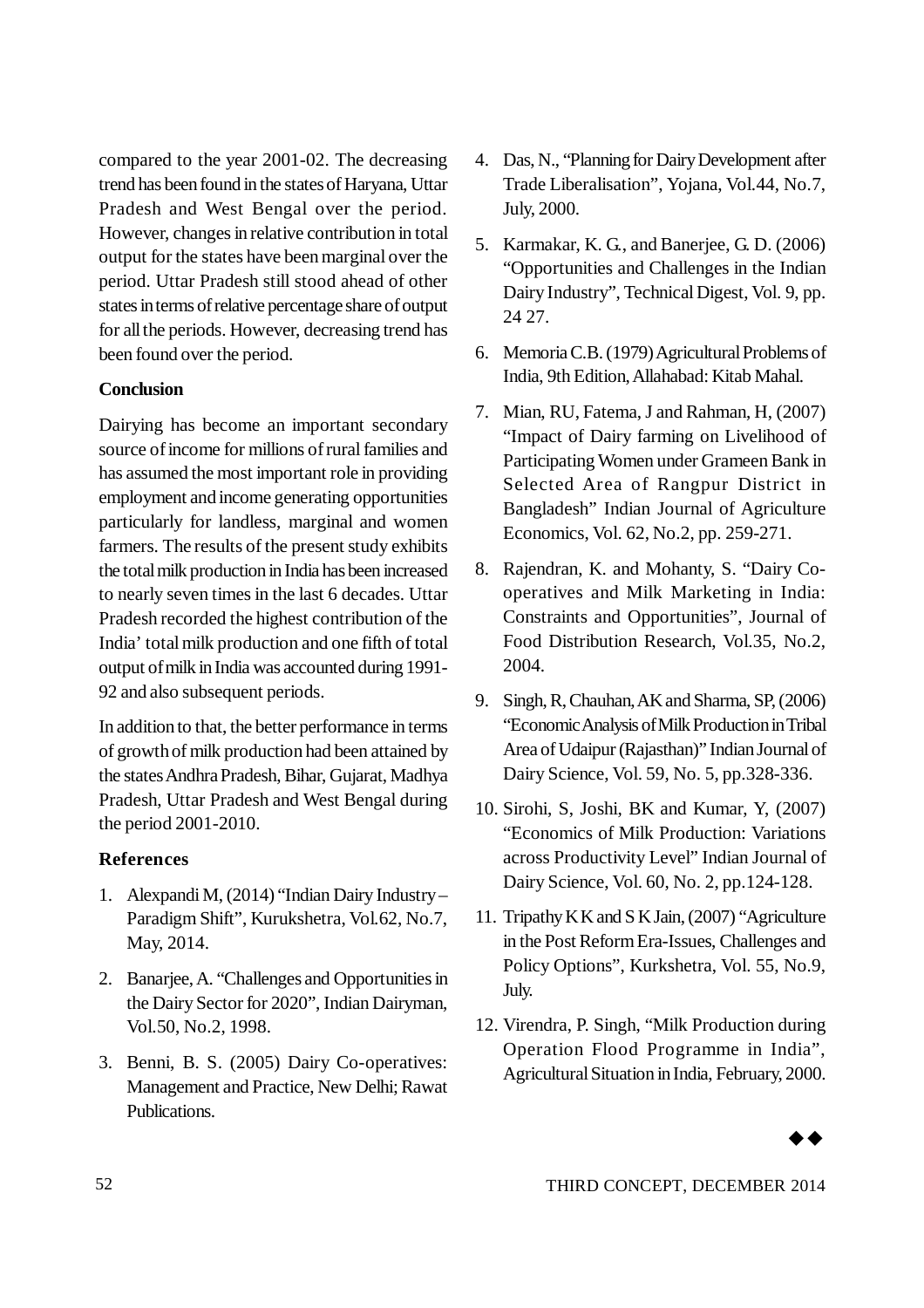compared to the year 2001-02. The decreasing trend has been found in the states of Haryana, Uttar Pradesh and West Bengal over the period. However, changes in relative contribution in total output for the states have been marginal over the period. Uttar Pradesh still stood ahead of other states in terms of relative percentage share of output for all the periods. However, decreasing trend has been found over the period.

**Conclusion**

Dairying has become an important secondary source of income for millions of rural families and has assumed the most important role in providing employment and income generating opportunities particularly for landless, marginal and women farmers. The results of the present study exhibits the total milk production in India has been increased to nearly seven times in the last 6 decades. Uttar Pradesh recorded the highest contribution of the India' total milk production and one fifth of total output of milk in India was accounted during 1991-92 and also subsequent periods.

In addition to that, the better performance in terms of growth of milk production had been attained by the states Andhra Pradesh, Bihar, Gujarat, Madhya Pradesh, Uttar Pradesh and West Bengal during the period 2001-2010.

**References**

1. Alexpandi M, (2014) "Indian Dairy Industry – Paradigm Shift", Kurukshetra, Vol.62, No.7, May, 2014.
2. Banarjee, A. "Challenges and Opportunities in the Dairy Sector for 2020", Indian Dairyman, Vol.50, No.2, 1998.
3. Benni, B. S. (2005) Dairy Co-operatives: Management and Practice, New Delhi; Rawat Publications.
4. Das, N., "Planning for Dairy Development after Trade Liberalisation", Yojana, Vol.44, No.7, July, 2000.
5. Karmakar, K. G., and Banerjee, G. D. (2006) "Opportunities and Challenges in the Indian Dairy Industry", Technical Digest, Vol. 9, pp. 24 27.
6. Memoria C.B. (1979) Agricultural Problems of India, 9th Edition, Allahabad: Kitab Mahal.
7. Mian, RU, Fatema, J and Rahman, H, (2007) "Impact of Dairy farming on Livelihood of Participating Women under Grameen Bank in Selected Area of Rangpur District in Bangladesh" Indian Journal of Agriculture Economics, Vol. 62, No.2, pp. 259-271.
8. Rajendran, K. and Mohanty, S. "Dairy Co-operatives and Milk Marketing in India: Constraints and Opportunities", Journal of Food Distribution Research, Vol.35, No.2, 2004.
9. Singh, R, Chauhan, AK and Sharma, SP, (2006) "Economic Analysis of Milk Production in Tribal Area of Udaipur (Rajasthan)" Indian Journal of Dairy Science, Vol. 59, No. 5, pp.328-336.
10. Sirohi, S, Joshi, BK and Kumar, Y, (2007) "Economics of Milk Production: Variations across Productivity Level" Indian Journal of Dairy Science, Vol. 60, No. 2, pp.124-128.
11. Tripathy K K and S K Jain, (2007) "Agriculture in the Post Reform Era-Issues, Challenges and Policy Options", Kurkshetra, Vol. 55, No.9, July.
12. Virendra, P. Singh, "Milk Production during Operation Flood Programme in India", Agricultural Situation in India, February, 2000.

◆◆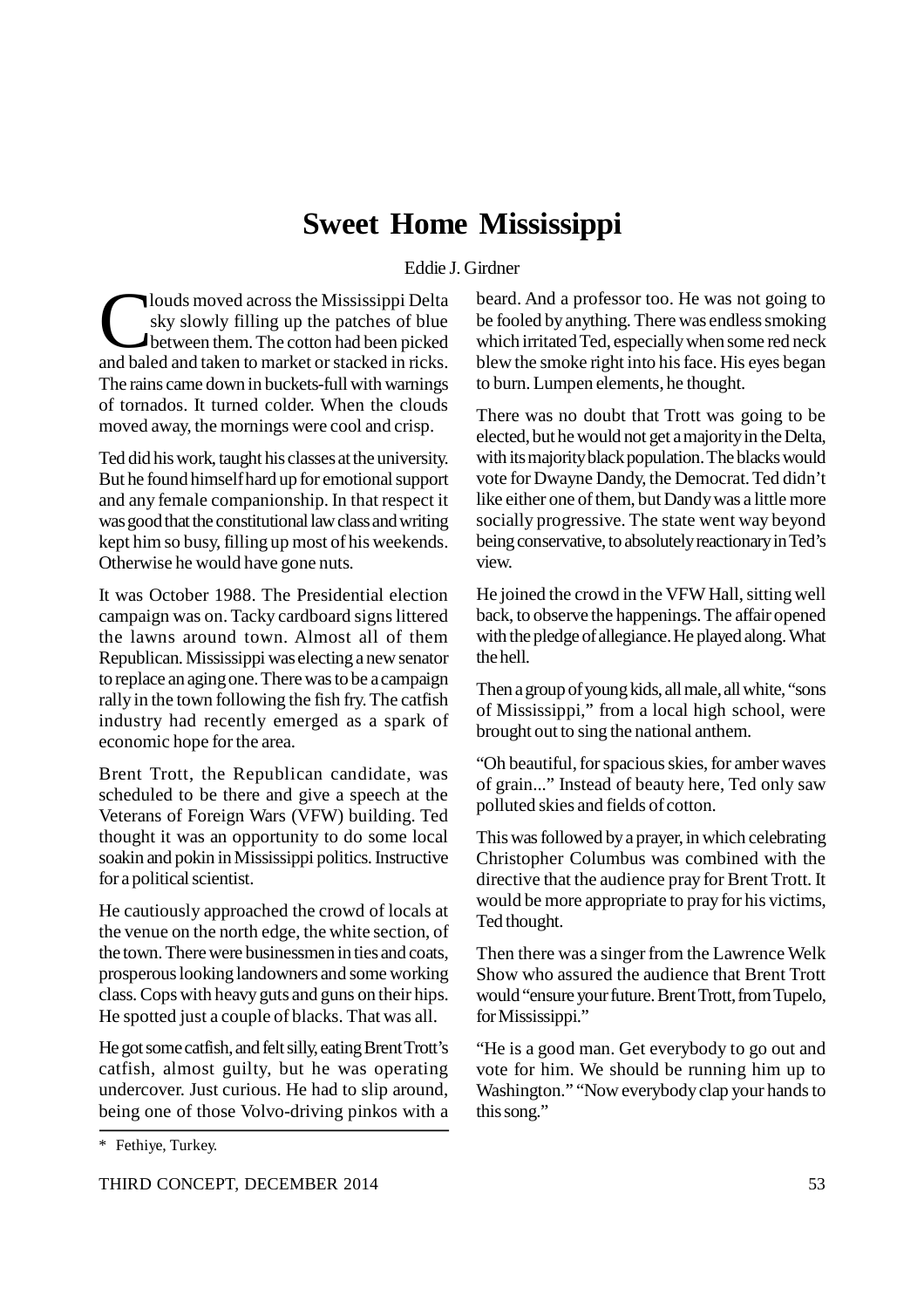# Sweet Home Mississippi

Eddie J. Girdner*

Clouds moved across the Mississippi Delta sky slowly filling up the patches of blue between them. The cotton had been picked and baled and taken to market or stacked in ricks. The rains came down in buckets-full with warnings of tornados. It turned colder. When the clouds moved away, the mornings were cool and crisp.

Ted did his work, taught his classes at the university. But he found himself hard up for emotional support and any female companionship. In that respect it was good that the constitutional law class and writing kept him so busy, filling up most of his weekends. Otherwise he would have gone nuts.

It was October 1988. The Presidential election campaign was on. Tacky cardboard signs littered the lawns around town. Almost all of them Republican. Mississippi was electing a new senator to replace an aging one. There was to be a campaign rally in the town following the fish fry. The catfish industry had recently emerged as a spark of economic hope for the area.

Brent Trott, the Republican candidate, was scheduled to be there and give a speech at the Veterans of Foreign Wars (VFW) building. Ted thought it was an opportunity to do some local soakin and pokin in Mississippi politics. Instructive for a political scientist.

He cautiously approached the crowd of locals at the venue on the north edge, the white section, of the town. There were businessmen in ties and coats, prosperous looking landowners and some working class. Cops with heavy guts and guns on their hips. He spotted just a couple of blacks. That was all.

He got some catfish, and felt silly, eating Brent Trott's catfish, almost guilty, but he was operating undercover. Just curious. He had to slip around, being one of those Volvo-driving pinkos with a beard. And a professor too. He was not going to be fooled by anything. There was endless smoking which irritated Ted, especially when some red neck blew the smoke right into his face. His eyes began to burn. Lumpen elements, he thought.

There was no doubt that Trott was going to be elected, but he would not get a majority in the Delta, with its majority black population. The blacks would vote for Dwayne Dandy, the Democrat. Ted didn't like either one of them, but Dandy was a little more socially progressive. The state went way beyond being conservative, to absolutely reactionary in Ted's view.

He joined the crowd in the VFW Hall, sitting well back, to observe the happenings. The affair opened with the pledge of allegiance. He played along. What the hell.

Then a group of young kids, all male, all white, "sons of Mississippi," from a local high school, were brought out to sing the national anthem.

"Oh beautiful, for spacious skies, for amber waves of grain..." Instead of beauty here, Ted only saw polluted skies and fields of cotton.

This was followed by a prayer, in which celebrating Christopher Columbus was combined with the directive that the audience pray for Brent Trott. It would be more appropriate to pray for his victims, Ted thought.

Then there was a singer from the Lawrence Welk Show who assured the audience that Brent Trott would "ensure your future. Brent Trott, from Tupelo, for Mississippi."

"He is a good man. Get everybody to go out and vote for him. We should be running him up to Washington." "Now everybody clap your hands to this song."

---

\* Fethiye, Turkey.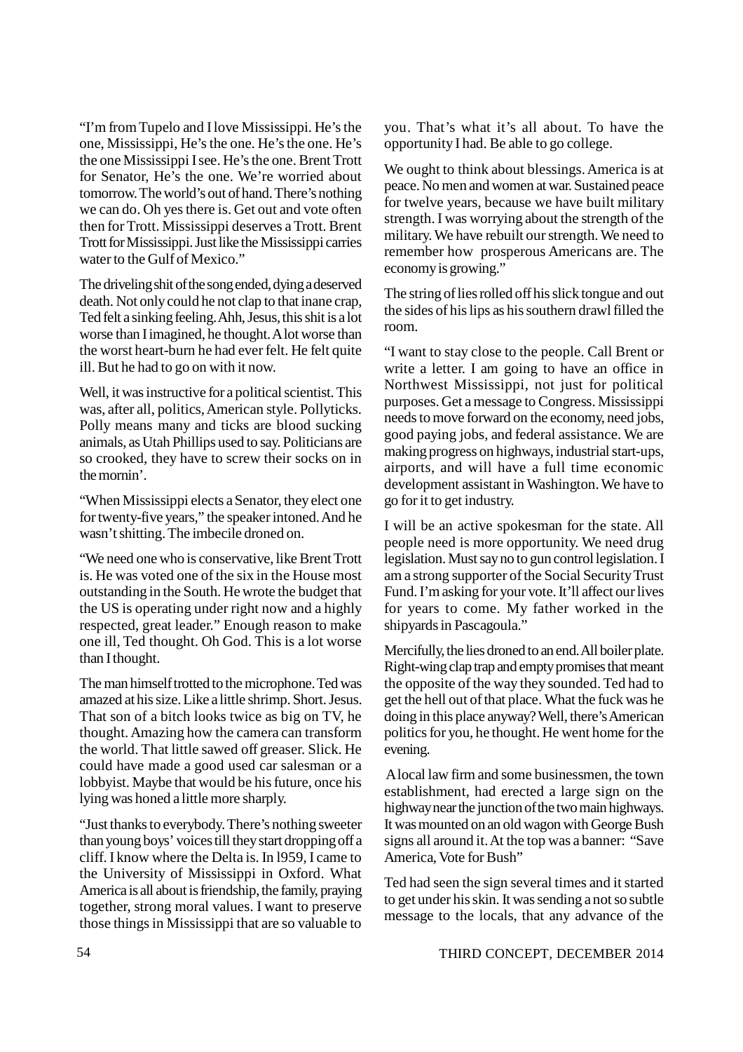"I'm from Tupelo and I love Mississippi. He's the one, Mississippi, He's the one. He's the one. He's the one Mississippi I see. He's the one. Brent Trott for Senator, He's the one. We're worried about tomorrow. The world's out of hand. There's nothing we can do. Oh yes there is. Get out and vote often then for Trott. Mississippi deserves a Trott. Brent Trott for Mississippi. Just like the Mississippi carries water to the Gulf of Mexico."

The driveling shit of the song ended, dying a deserved death. Not only could he not clap to that inane crap, Ted felt a sinking feeling. Ahh, Jesus, this shit is a lot worse than I imagined, he thought. A lot worse than the worst heart-burn he had ever felt. He felt quite ill. But he had to go on with it now.

Well, it was instructive for a political scientist. This was, after all, politics, American style. Pollyticks. Polly means many and ticks are blood sucking animals, as Utah Phillips used to say. Politicians are so crooked, they have to screw their socks on in the mornin'.

"When Mississippi elects a Senator, they elect one for twenty-five years," the speaker intoned. And he wasn't shitting. The imbecile droned on.

"We need one who is conservative, like Brent Trott is. He was voted one of the six in the House most outstanding in the South. He wrote the budget that the US is operating under right now and a highly respected, great leader." Enough reason to make one ill, Ted thought. Oh God. This is a lot worse than I thought.

The man himself trotted to the microphone. Ted was amazed at his size. Like a little shrimp. Short. Jesus. That son of a bitch looks twice as big on TV, he thought. Amazing how the camera can transform the world. That little sawed off greaser. Slick. He could have made a good used car salesman or a lobbyist. Maybe that would be his future, once his lying was honed a little more sharply.

"Just thanks to everybody. There's nothing sweeter than young boys' voices till they start dropping off a cliff. I know where the Delta is. In l959, I came to the University of Mississippi in Oxford. What America is all about is friendship, the family, praying together, strong moral values. I want to preserve those things in Mississippi that are so valuable to you. That's what it's all about. To have the opportunity I had. Be able to go college.

We ought to think about blessings. America is at peace. No men and women at war. Sustained peace for twelve years, because we have built military strength. I was worrying about the strength of the military. We have rebuilt our strength. We need to remember how prosperous Americans are. The economy is growing."

The string of lies rolled off his slick tongue and out the sides of his lips as his southern drawl filled the room.

"I want to stay close to the people. Call Brent or write a letter. I am going to have an office in Northwest Mississippi, not just for political purposes. Get a message to Congress. Mississippi needs to move forward on the economy, need jobs, good paying jobs, and federal assistance. We are making progress on highways, industrial start-ups, airports, and will have a full time economic development assistant in Washington. We have to go for it to get industry.

I will be an active spokesman for the state. All people need is more opportunity. We need drug legislation. Must say no to gun control legislation. I am a strong supporter of the Social Security Trust Fund. I'm asking for your vote. It'll affect our lives for years to come. My father worked in the shipyards in Pascagoula."

Mercifully, the lies droned to an end. All boiler plate. Right-wing clap trap and empty promises that meant the opposite of the way they sounded. Ted had to get the hell out of that place. What the fuck was he doing in this place anyway? Well, there's American politics for you, he thought. He went home for the evening.

A local law firm and some businessmen, the town establishment, had erected a large sign on the highway near the junction of the two main highways. It was mounted on an old wagon with George Bush signs all around it. At the top was a banner: "Save America, Vote for Bush"

Ted had seen the sign several times and it started to get under his skin. It was sending a not so subtle message to the locals, that any advance of the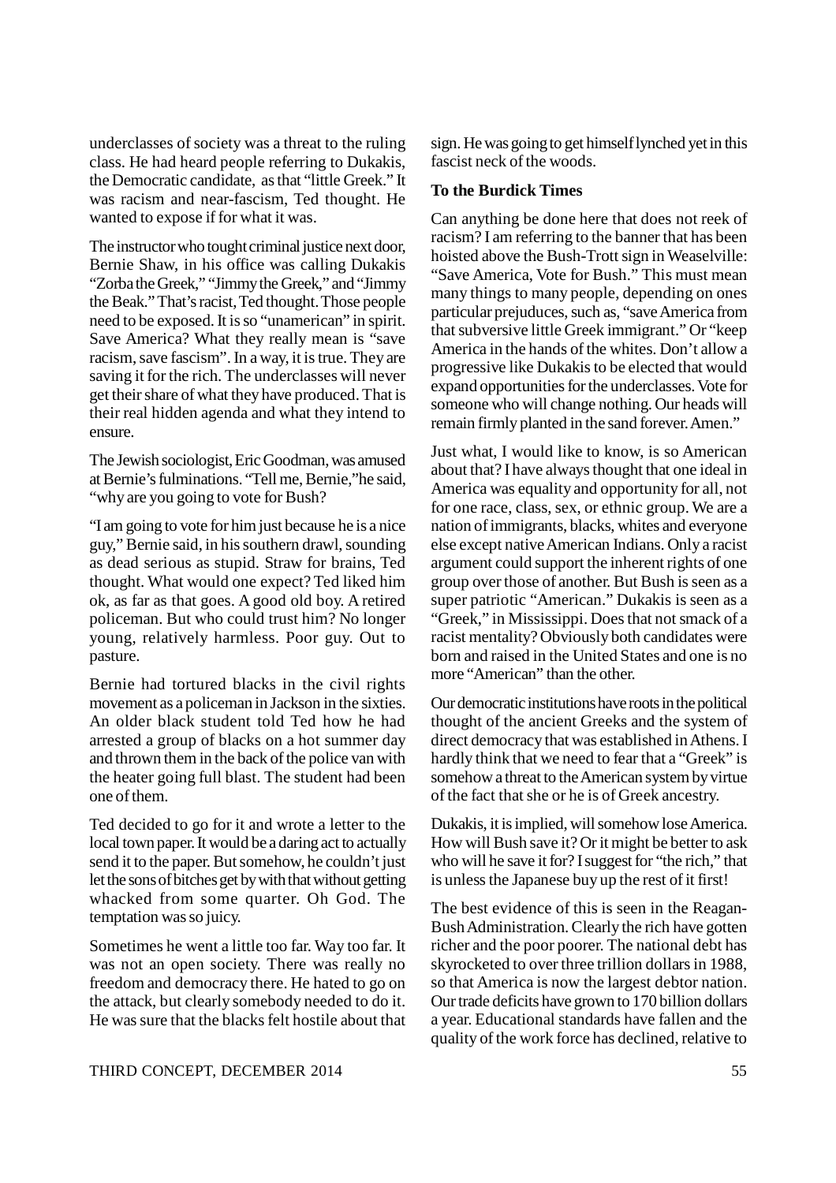underclasses of society was a threat to the ruling class. He had heard people referring to Dukakis, the Democratic candidate, as that "little Greek." It was racism and near-fascism, Ted thought. He wanted to expose if for what it was.

The instructor who tought criminal justice next door, Bernie Shaw, in his office was calling Dukakis "Zorba the Greek," "Jimmy the Greek," and "Jimmy the Beak." That's racist, Ted thought. Those people need to be exposed. It is so "unamerican" in spirit. Save America? What they really mean is "save racism, save fascism". In a way, it is true. They are saving it for the rich. The underclasses will never get their share of what they have produced. That is their real hidden agenda and what they intend to ensure.

The Jewish sociologist, Eric Goodman, was amused at Bernie's fulminations. "Tell me, Bernie,"he said, "why are you going to vote for Bush?

"I am going to vote for him just because he is a nice guy," Bernie said, in his southern drawl, sounding as dead serious as stupid. Straw for brains, Ted thought. What would one expect? Ted liked him ok, as far as that goes. A good old boy. A retired policeman. But who could trust him? No longer young, relatively harmless. Poor guy. Out to pasture.

Bernie had tortured blacks in the civil rights movement as a policeman in Jackson in the sixties. An older black student told Ted how he had arrested a group of blacks on a hot summer day and thrown them in the back of the police van with the heater going full blast. The student had been one of them.

Ted decided to go for it and wrote a letter to the local town paper. It would be a daring act to actually send it to the paper. But somehow, he couldn't just let the sons of bitches get by with that without getting whacked from some quarter. Oh God. The temptation was so juicy.

Sometimes he went a little too far. Way too far. It was not an open society. There was really no freedom and democracy there. He hated to go on the attack, but clearly somebody needed to do it. He was sure that the blacks felt hostile about that sign. He was going to get himself lynched yet in this fascist neck of the woods.

**To the Burdick Times**

Can anything be done here that does not reek of racism? I am referring to the banner that has been hoisted above the Bush-Trott sign in Weaselville: "Save America, Vote for Bush." This must mean many things to many people, depending on ones particular prejuduces, such as, "save America from that subversive little Greek immigrant." Or "keep America in the hands of the whites. Don't allow a progressive like Dukakis to be elected that would expand opportunities for the underclasses. Vote for someone who will change nothing. Our heads will remain firmly planted in the sand forever. Amen."

Just what, I would like to know, is so American about that? I have always thought that one ideal in America was equality and opportunity for all, not for one race, class, sex, or ethnic group. We are a nation of immigrants, blacks, whites and everyone else except native American Indians. Only a racist argument could support the inherent rights of one group over those of another. But Bush is seen as a super patriotic "American." Dukakis is seen as a "Greek," in Mississippi. Does that not smack of a racist mentality? Obviously both candidates were born and raised in the United States and one is no more "American" than the other.

Our democratic institutions have roots in the political thought of the ancient Greeks and the system of direct democracy that was established in Athens. I hardly think that we need to fear that a "Greek" is somehow a threat to the American system by virtue of the fact that she or he is of Greek ancestry.

Dukakis, it is implied, will somehow lose America. How will Bush save it? Or it might be better to ask who will he save it for? I suggest for "the rich," that is unless the Japanese buy up the rest of it first!

The best evidence of this is seen in the Reagan-Bush Administration. Clearly the rich have gotten richer and the poor poorer. The national debt has skyrocketed to over three trillion dollars in 1988, so that America is now the largest debtor nation. Our trade deficits have grown to 170 billion dollars a year. Educational standards have fallen and the quality of the work force has declined, relative to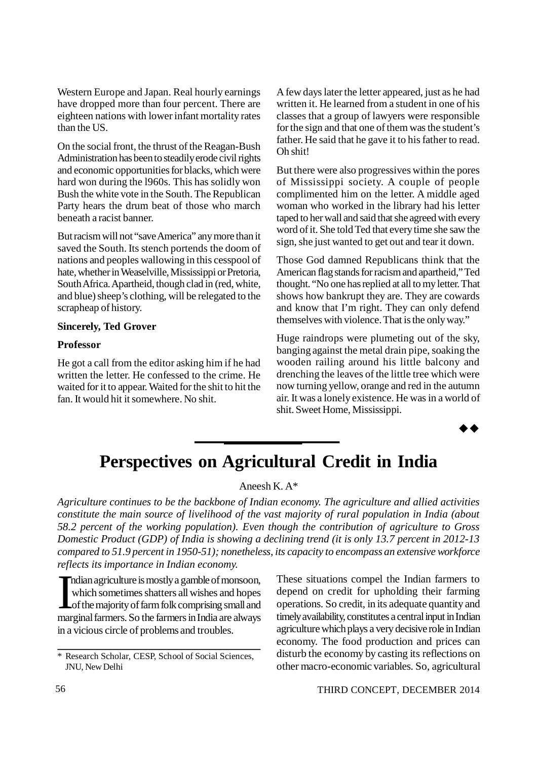Western Europe and Japan. Real hourly earnings have dropped more than four percent. There are eighteen nations with lower infant mortality rates than the US.

On the social front, the thrust of the Reagan-Bush Administration has been to steadily erode civil rights and economic opportunities for blacks, which were hard won during the l960s. This has solidly won Bush the white vote in the South. The Republican Party hears the drum beat of those who march beneath a racist banner.

But racism will not "save America" any more than it saved the South. Its stench portends the doom of nations and peoples wallowing in this cesspool of hate, whether in Weaselville, Mississippi or Pretoria, South Africa. Apartheid, though clad in (red, white, and blue) sheep's clothing, will be relegated to the scrapheap of history.

**Sincerely, Ted Grover**

**Professor**

He got a call from the editor asking him if he had written the letter. He confessed to the crime. He waited for it to appear. Waited for the shit to hit the fan. It would hit it somewhere. No shit.

A few days later the letter appeared, just as he had written it. He learned from a student in one of his classes that a group of lawyers were responsible for the sign and that one of them was the student's father. He said that he gave it to his father to read. Oh shit!

But there were also progressives within the pores of Mississippi society. A couple of people complimented him on the letter. A middle aged woman who worked in the library had his letter taped to her wall and said that she agreed with every word of it. She told Ted that every time she saw the sign, she just wanted to get out and tear it down.

Those God damned Republicans think that the American flag stands for racism and apartheid," Ted thought. "No one has replied at all to my letter. That shows how bankrupt they are. They are cowards and know that I'm right. They can only defend themselves with violence. That is the only way."

Huge raindrops were plumeting out of the sky, banging against the metal drain pipe, soaking the wooden railing around his little balcony and drenching the leaves of the little tree which were now turning yellow, orange and red in the autumn air. It was a lonely existence. He was in a world of shit. Sweet Home, Mississippi.

◆◆

# Perspectives on Agricultural Credit in India

Aneesh K. A*

*Agriculture continues to be the backbone of Indian economy. The agriculture and allied activities constitute the main source of livelihood of the vast majority of rural population in India (about 58.2 percent of the working population). Even though the contribution of agriculture to Gross Domestic Product (GDP) of India is showing a declining trend (it is only 13.7 percent in 2012-13 compared to 51.9 percent in 1950-51); nonetheless, its capacity to encompass an extensive workforce reflects its importance in Indian economy.*

Indian agriculture is mostly a gamble of monsoon, which sometimes shatters all wishes and hopes of the majority of farm folk comprising small and marginal farmers. So the farmers in India are always in a vicious circle of problems and troubles.

These situations compel the Indian farmers to depend on credit for upholding their farming operations. So credit, in its adequate quantity and timely availability, constitutes a central input in Indian agriculture which plays a very decisive role in Indian economy. The food production and prices can disturb the economy by casting its reflections on other macro-economic variables. So, agricultural

\* Research Scholar, CESP, School of Social Sciences, JNU, New Delhi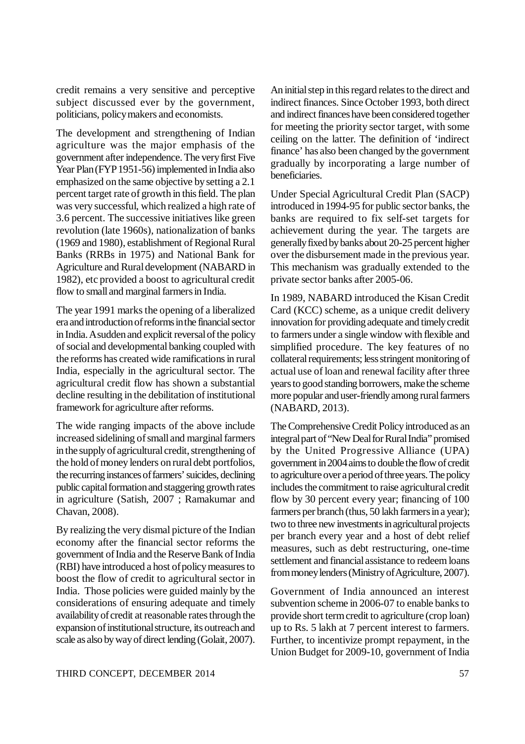credit remains a very sensitive and perceptive subject discussed ever by the government, politicians, policy makers and economists.

The development and strengthening of Indian agriculture was the major emphasis of the government after independence. The very first Five Year Plan (FYP 1951-56) implemented in India also emphasized on the same objective by setting a 2.1 percent target rate of growth in this field. The plan was very successful, which realized a high rate of 3.6 percent. The successive initiatives like green revolution (late 1960s), nationalization of banks (1969 and 1980), establishment of Regional Rural Banks (RRBs in 1975) and National Bank for Agriculture and Rural development (NABARD in 1982), etc provided a boost to agricultural credit flow to small and marginal farmers in India.

The year 1991 marks the opening of a liberalized era and introduction of reforms in the financial sector in India. A sudden and explicit reversal of the policy of social and developmental banking coupled with the reforms has created wide ramifications in rural India, especially in the agricultural sector. The agricultural credit flow has shown a substantial decline resulting in the debilitation of institutional framework for agriculture after reforms.

The wide ranging impacts of the above include increased sidelining of small and marginal farmers in the supply of agricultural credit, strengthening of the hold of money lenders on rural debt portfolios, the recurring instances of farmers' suicides, declining public capital formation and staggering growth rates in agriculture (Satish, 2007 ; Ramakumar and Chavan, 2008).

By realizing the very dismal picture of the Indian economy after the financial sector reforms the government of India and the Reserve Bank of India (RBI) have introduced a host of policy measures to boost the flow of credit to agricultural sector in India. Those policies were guided mainly by the considerations of ensuring adequate and timely availability of credit at reasonable rates through the expansion of institutional structure, its outreach and scale as also by way of direct lending (Golait, 2007).

An initial step in this regard relates to the direct and indirect finances. Since October 1993, both direct and indirect finances have been considered together for meeting the priority sector target, with some ceiling on the latter. The definition of 'indirect finance' has also been changed by the government gradually by incorporating a large number of beneficiaries.

Under Special Agricultural Credit Plan (SACP) introduced in 1994-95 for public sector banks, the banks are required to fix self-set targets for achievement during the year. The targets are generally fixed by banks about 20-25 percent higher over the disbursement made in the previous year. This mechanism was gradually extended to the private sector banks after 2005-06.

In 1989, NABARD introduced the Kisan Credit Card (KCC) scheme, as a unique credit delivery innovation for providing adequate and timely credit to farmers under a single window with flexible and simplified procedure. The key features of no collateral requirements; less stringent monitoring of actual use of loan and renewal facility after three years to good standing borrowers, make the scheme more popular and user-friendly among rural farmers (NABARD, 2013).

The Comprehensive Credit Policy introduced as an integral part of "New Deal for Rural India" promised by the United Progressive Alliance (UPA) government in 2004 aims to double the flow of credit to agriculture over a period of three years. The policy includes the commitment to raise agricultural credit flow by 30 percent every year; financing of 100 farmers per branch (thus, 50 lakh farmers in a year); two to three new investments in agricultural projects per branch every year and a host of debt relief measures, such as debt restructuring, one-time settlement and financial assistance to redeem loans from money lenders (Ministry of Agriculture, 2007).

Government of India announced an interest subvention scheme in 2006-07 to enable banks to provide short term credit to agriculture (crop loan) up to Rs. 5 lakh at 7 percent interest to farmers. Further, to incentivize prompt repayment, in the Union Budget for 2009-10, government of India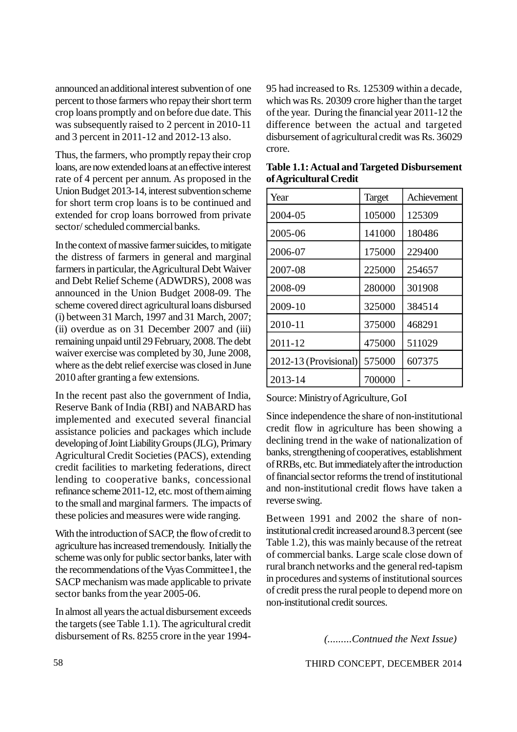announced an additional interest subvention of one percent to those farmers who repay their short term crop loans promptly and on before due date. This was subsequently raised to 2 percent in 2010-11 and 3 percent in 2011-12 and 2012-13 also.

Thus, the farmers, who promptly repay their crop loans, are now extended loans at an effective interest rate of 4 percent per annum. As proposed in the Union Budget 2013-14, interest subvention scheme for short term crop loans is to be continued and extended for crop loans borrowed from private sector/ scheduled commercial banks.

In the context of massive farmer suicides, to mitigate the distress of farmers in general and marginal farmers in particular, the Agricultural Debt Waiver and Debt Relief Scheme (ADWDRS), 2008 was announced in the Union Budget 2008-09. The scheme covered direct agricultural loans disbursed (i) between 31 March, 1997 and 31 March, 2007; (ii) overdue as on 31 December 2007 and (iii) remaining unpaid until 29 February, 2008. The debt waiver exercise was completed by 30, June 2008, where as the debt relief exercise was closed in June 2010 after granting a few extensions.

In the recent past also the government of India, Reserve Bank of India (RBI) and NABARD has implemented and executed several financial assistance policies and packages which include developing of Joint Liability Groups (JLG), Primary Agricultural Credit Societies (PACS), extending credit facilities to marketing federations, direct lending to cooperative banks, concessional refinance scheme 2011-12, etc. most of them aiming to the small and marginal farmers. The impacts of these policies and measures were wide ranging.

With the introduction of SACP, the flow of credit to agriculture has increased tremendously. Initially the scheme was only for public sector banks, later with the recommendations of the Vyas Committee1, the SACP mechanism was made applicable to private sector banks from the year 2005-06.

In almost all years the actual disbursement exceeds the targets (see Table 1.1). The agricultural credit disbursement of Rs. 8255 crore in the year 1994-95 had increased to Rs. 125309 within a decade, which was Rs. 20309 crore higher than the target of the year. During the financial year 2011-12 the difference between the actual and targeted disbursement of agricultural credit was Rs. 36029 crore.

**Table 1.1: Actual and Targeted Disbursement of Agricultural Credit**

| Year | Target | Achievement |
|---|---|---|
| 2004-05 | 105000 | 125309 |
| 2005-06 | 141000 | 180486 |
| 2006-07 | 175000 | 229400 |
| 2007-08 | 225000 | 254657 |
| 2008-09 | 280000 | 301908 |
| 2009-10 | 325000 | 384514 |
| 2010-11 | 375000 | 468291 |
| 2011-12 | 475000 | 511029 |
| 2012-13 (Provisional) | 575000 | 607375 |
| 2013-14 | 700000 | - |

Source: Ministry of Agriculture, GoI

Since independence the share of non-institutional credit flow in agriculture has been showing a declining trend in the wake of nationalization of banks, strengthening of cooperatives, establishment of RRBs, etc. But immediately after the introduction of financial sector reforms the trend of institutional and non-institutional credit flows have taken a reverse swing.

Between 1991 and 2002 the share of non-institutional credit increased around 8.3 percent (see Table 1.2), this was mainly because of the retreat of commercial banks. Large scale close down of rural branch networks and the general red-tapism in procedures and systems of institutional sources of credit press the rural people to depend more on non-institutional credit sources.

*(.........Contnued the Next Issue)*